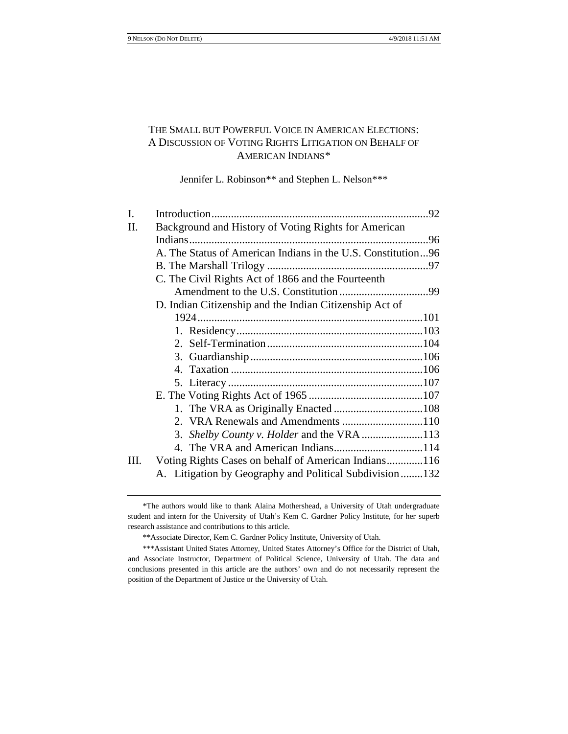# THE SMALL BUT POWERFUL VOICE IN AMERICAN ELECTIONS: A DISCUSSION OF VOTING RIGHTS LITIGATION ON BEHALF OF AMERICAN INDIANS*

Jennifer L. Robinson** and Stephen L. Nelson***

I. Introduction .......... 92
II. Background and History of Voting Rights for American Indians .......... 96
   A. The Status of American Indians in the U.S. Constitution ... 96
   B. The Marshall Trilogy .......... 97
   C. The Civil Rights Act of 1866 and the Fourteenth Amendment to the U.S. Constitution .......... 99
   D. Indian Citizenship and the Indian Citizenship Act of 1924 .......... 101
      1. Residency .......... 103
      2. Self-Termination .......... 104
      3. Guardianship .......... 106
      4. Taxation .......... 106
      5. Literacy .......... 107
   E. The Voting Rights Act of 1965 .......... 107
      1. The VRA as Originally Enacted .......... 108
      2. VRA Renewals and Amendments .......... 110
      3. *Shelby County v. Holder* and the VRA .......... 113
      4. The VRA and American Indians .......... 114
III. Voting Rights Cases on behalf of American Indians .......... 116
   A. Litigation by Geography and Political Subdivision ........ 132

---

*The authors would like to thank Alaina Mothershead, a University of Utah undergraduate student and intern for the University of Utah's Kem C. Gardner Policy Institute, for her superb research assistance and contributions to this article.

**Associate Director, Kem C. Gardner Policy Institute, University of Utah.

***Assistant United States Attorney, United States Attorney's Office for the District of Utah, and Associate Instructor, Department of Political Science, University of Utah. The data and conclusions presented in this article are the authors' own and do not necessarily represent the position of the Department of Justice or the University of Utah.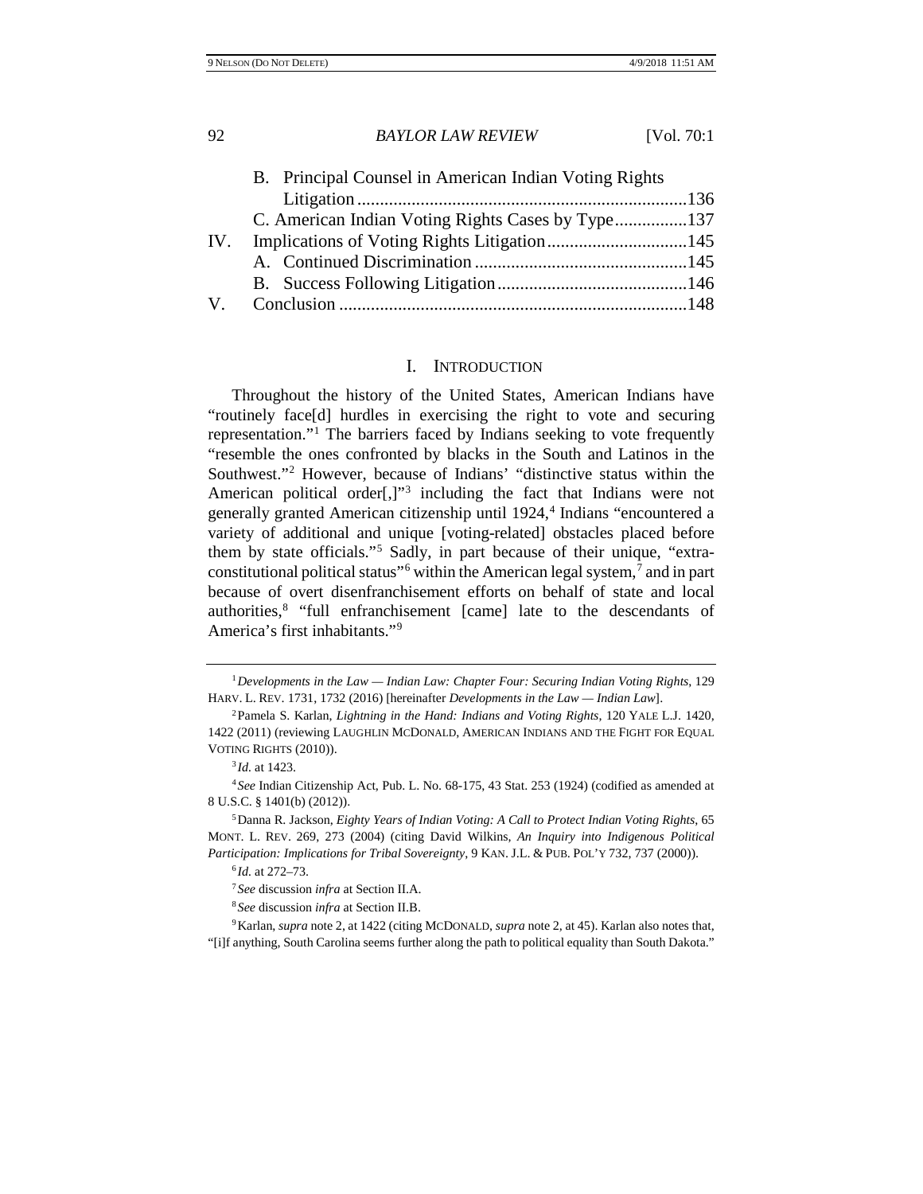B. Principal Counsel in American Indian Voting Rights Litigation ........................................................................136

C. American Indian Voting Rights Cases by Type................137

IV. Implications of Voting Rights Litigation...............................145

A. Continued Discrimination ...............................................145

B. Success Following Litigation..........................................146

V. Conclusion ............................................................................148

## I. INTRODUCTION

Throughout the history of the United States, American Indians have "routinely face[d] hurdles in exercising the right to vote and securing representation."[1] The barriers faced by Indians seeking to vote frequently "resemble the ones confronted by blacks in the South and Latinos in the Southwest."[2] However, because of Indians' "distinctive status within the American political order[,]"[3] including the fact that Indians were not generally granted American citizenship until 1924,[4] Indians "encountered a variety of additional and unique [voting-related] obstacles placed before them by state officials."[5] Sadly, in part because of their unique, "extra-constitutional political status"[6] within the American legal system,[7] and in part because of overt disenfranchisement efforts on behalf of state and local authorities,[8] "full enfranchisement [came] late to the descendants of America's first inhabitants."[9]

---

[1] *Developments in the Law — Indian Law: Chapter Four: Securing Indian Voting Rights*, 129 HARV. L. REV. 1731, 1732 (2016) [hereinafter *Developments in the Law — Indian Law*].

[2] Pamela S. Karlan, *Lightning in the Hand: Indians and Voting Rights*, 120 YALE L.J. 1420, 1422 (2011) (reviewing LAUGHLIN MCDONALD, AMERICAN INDIANS AND THE FIGHT FOR EQUAL VOTING RIGHTS (2010)).

[3] *Id.* at 1423.

[4] *See* Indian Citizenship Act, Pub. L. No. 68-175, 43 Stat. 253 (1924) (codified as amended at 8 U.S.C. § 1401(b) (2012)).

[5] Danna R. Jackson, *Eighty Years of Indian Voting: A Call to Protect Indian Voting Rights*, 65 MONT. L. REV. 269, 273 (2004) (citing David Wilkins, *An Inquiry into Indigenous Political Participation: Implications for Tribal Sovereignty*, 9 KAN. J.L. & PUB. POL'Y 732, 737 (2000)).

[6] *Id.* at 272–73.

[7] *See* discussion *infra* at Section II.A.

[8] *See* discussion *infra* at Section II.B.

[9] Karlan, *supra* note 2, at 1422 (citing MCDONALD, *supra* note 2, at 45). Karlan also notes that, "[i]f anything, South Carolina seems further along the path to political equality than South Dakota."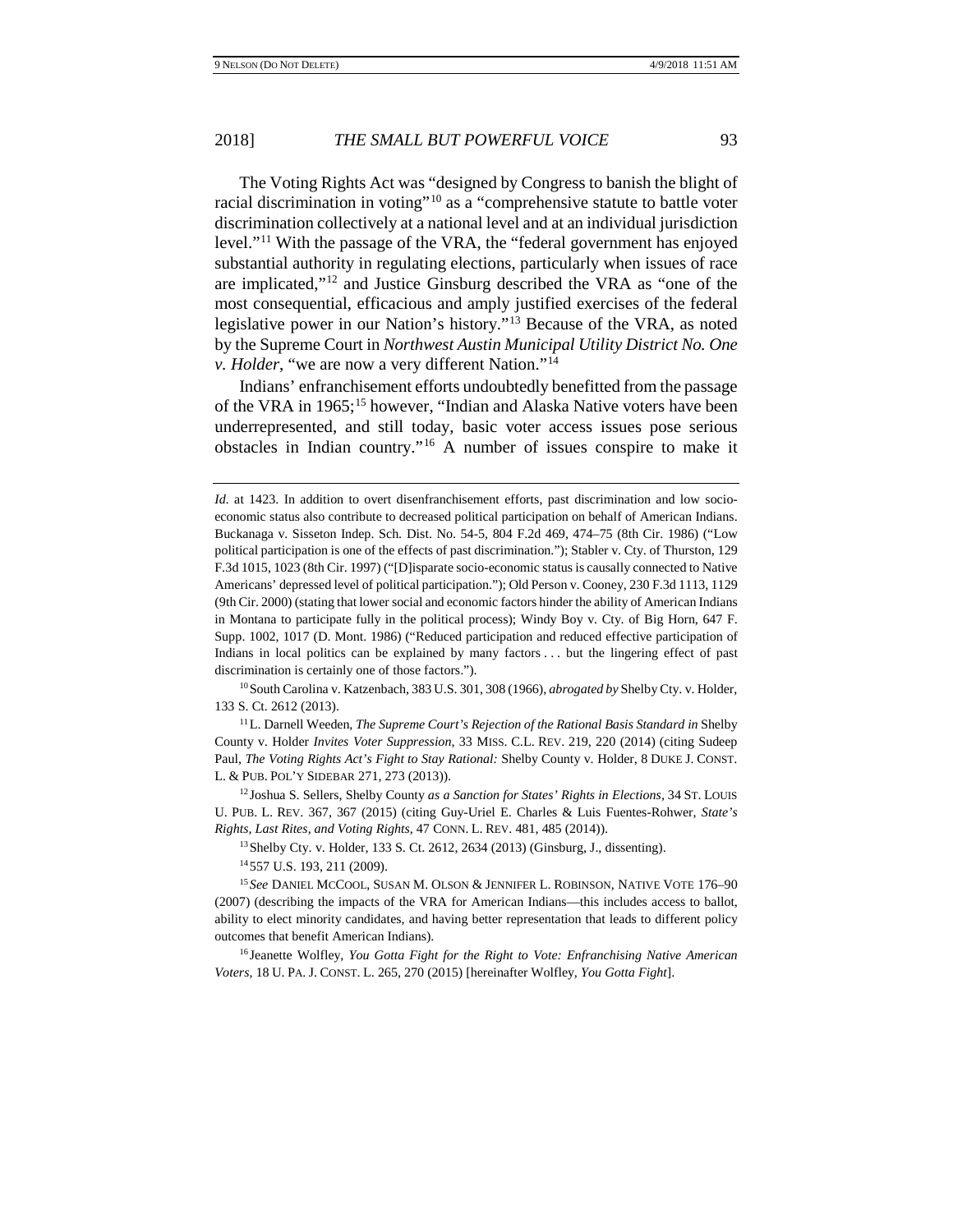The Voting Rights Act was "designed by Congress to banish the blight of racial discrimination in voting"[10] as a "comprehensive statute to battle voter discrimination collectively at a national level and at an individual jurisdiction level."[11] With the passage of the VRA, the "federal government has enjoyed substantial authority in regulating elections, particularly when issues of race are implicated,"[12] and Justice Ginsburg described the VRA as "one of the most consequential, efficacious and amply justified exercises of the federal legislative power in our Nation's history."[13] Because of the VRA, as noted by the Supreme Court in *Northwest Austin Municipal Utility District No. One v. Holder*, "we are now a very different Nation."[14]

Indians' enfranchisement efforts undoubtedly benefitted from the passage of the VRA in 1965;[15] however, "Indian and Alaska Native voters have been underrepresented, and still today, basic voter access issues pose serious obstacles in Indian country."[16] A number of issues conspire to make it

---

*Id.* at 1423. In addition to overt disenfranchisement efforts, past discrimination and low socio-economic status also contribute to decreased political participation on behalf of American Indians. Buckanaga v. Sisseton Indep. Sch. Dist. No. 54-5, 804 F.2d 469, 474–75 (8th Cir. 1986) ("Low political participation is one of the effects of past discrimination."); Stabler v. Cty. of Thurston, 129 F.3d 1015, 1023 (8th Cir. 1997) ("[D]isparate socio-economic status is causally connected to Native Americans' depressed level of political participation."); Old Person v. Cooney, 230 F.3d 1113, 1129 (9th Cir. 2000) (stating that lower social and economic factors hinder the ability of American Indians in Montana to participate fully in the political process); Windy Boy v. Cty. of Big Horn, 647 F. Supp. 1002, 1017 (D. Mont. 1986) ("Reduced participation and reduced effective participation of Indians in local politics can be explained by many factors . . . but the lingering effect of past discrimination is certainly one of those factors.").

[10] South Carolina v. Katzenbach, 383 U.S. 301, 308 (1966), *abrogated by* Shelby Cty. v. Holder, 133 S. Ct. 2612 (2013).

[11] L. Darnell Weeden, *The Supreme Court's Rejection of the Rational Basis Standard in* Shelby County v. Holder *Invites Voter Suppression*, 33 MISS. C.L. REV. 219, 220 (2014) (citing Sudeep Paul, *The Voting Rights Act's Fight to Stay Rational:* Shelby County v. Holder, 8 DUKE J. CONST. L. & PUB. POL'Y SIDEBAR 271, 273 (2013)).

[12] Joshua S. Sellers, Shelby County *as a Sanction for States' Rights in Elections*, 34 ST. LOUIS U. PUB. L. REV. 367, 367 (2015) (citing Guy-Uriel E. Charles & Luis Fuentes-Rohwer, *State's Rights, Last Rites, and Voting Rights*, 47 CONN. L. REV. 481, 485 (2014)).

[13] Shelby Cty. v. Holder, 133 S. Ct. 2612, 2634 (2013) (Ginsburg, J., dissenting).

[14] 557 U.S. 193, 211 (2009).

[15] *See* DANIEL MCCOOL, SUSAN M. OLSON & JENNIFER L. ROBINSON, NATIVE VOTE 176–90 (2007) (describing the impacts of the VRA for American Indians—this includes access to ballot, ability to elect minority candidates, and having better representation that leads to different policy outcomes that benefit American Indians).

[16] Jeanette Wolfley, *You Gotta Fight for the Right to Vote: Enfranchising Native American Voters*, 18 U. PA. J. CONST. L. 265, 270 (2015) [hereinafter Wolfley, *You Gotta Fight*].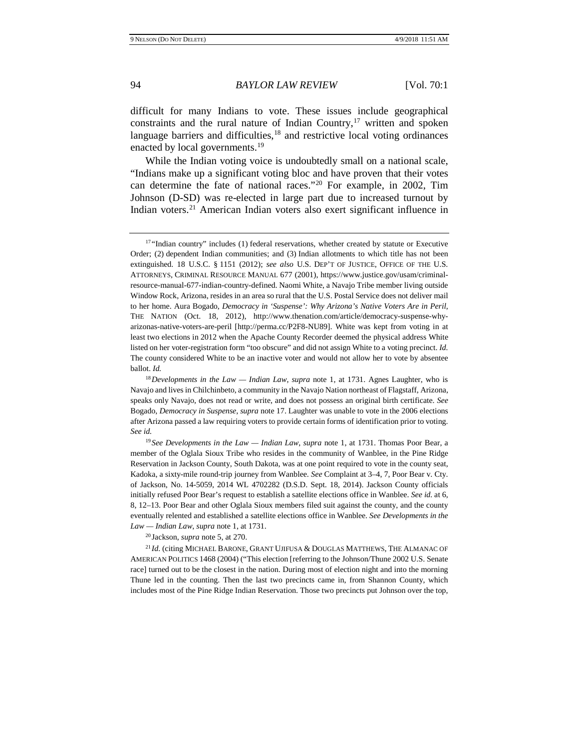difficult for many Indians to vote. These issues include geographical constraints and the rural nature of Indian Country,[17] written and spoken language barriers and difficulties,[18] and restrictive local voting ordinances enacted by local governments.[19]

While the Indian voting voice is undoubtedly small on a national scale, "Indians make up a significant voting bloc and have proven that their votes can determine the fate of national races."[20] For example, in 2002, Tim Johnson (D-SD) was re-elected in large part due to increased turnout by Indian voters.[21] American Indian voters also exert significant influence in

---

[17] "Indian country" includes (1) federal reservations, whether created by statute or Executive Order; (2) dependent Indian communities; and (3) Indian allotments to which title has not been extinguished. 18 U.S.C. § 1151 (2012); *see also* U.S. DEP'T OF JUSTICE, OFFICE OF THE U.S. ATTORNEYS, CRIMINAL RESOURCE MANUAL 677 (2001), https://www.justice.gov/usam/criminal-resource-manual-677-indian-country-defined. Naomi White, a Navajo Tribe member living outside Window Rock, Arizona, resides in an area so rural that the U.S. Postal Service does not deliver mail to her home. Aura Bogado, *Democracy in 'Suspense': Why Arizona's Native Voters Are in Peril*, THE NATION (Oct. 18, 2012), http://www.thenation.com/article/democracy-suspense-why-arizonas-native-voters-are-peril [http://perma.cc/P2F8-NU89]. White was kept from voting in at least two elections in 2012 when the Apache County Recorder deemed the physical address White listed on her voter-registration form "too obscure" and did not assign White to a voting precinct. *Id.* The county considered White to be an inactive voter and would not allow her to vote by absentee ballot. *Id.*

[18] *Developments in the Law — Indian Law*, *supra* note 1, at 1731. Agnes Laughter, who is Navajo and lives in Chilchinbeto, a community in the Navajo Nation northeast of Flagstaff, Arizona, speaks only Navajo, does not read or write, and does not possess an original birth certificate. *See* Bogado, *Democracy in Suspense*, *supra* note 17. Laughter was unable to vote in the 2006 elections after Arizona passed a law requiring voters to provide certain forms of identification prior to voting. *See id.*

[19] *See Developments in the Law — Indian Law*, *supra* note 1, at 1731. Thomas Poor Bear, a member of the Oglala Sioux Tribe who resides in the community of Wanblee, in the Pine Ridge Reservation in Jackson County, South Dakota, was at one point required to vote in the county seat, Kadoka, a sixty-mile round-trip journey from Wanblee. *See* Complaint at 3–4, 7, Poor Bear v. Cty. of Jackson, No. 14-5059, 2014 WL 4702282 (D.S.D. Sept. 18, 2014). Jackson County officials initially refused Poor Bear's request to establish a satellite elections office in Wanblee. *See id.* at 6, 8, 12–13. Poor Bear and other Oglala Sioux members filed suit against the county, and the county eventually relented and established a satellite elections office in Wanblee. *See Developments in the Law — Indian Law*, *supra* note 1, at 1731.

[20] Jackson, *supra* note 5, at 270.

[21] *Id.* (citing MICHAEL BARONE, GRANT UJIFUSA & DOUGLAS MATTHEWS, THE ALMANAC OF AMERICAN POLITICS 1468 (2004) ("This election [referring to the Johnson/Thune 2002 U.S. Senate race] turned out to be the closest in the nation. During most of election night and into the morning Thune led in the counting. Then the last two precincts came in, from Shannon County, which includes most of the Pine Ridge Indian Reservation. Those two precincts put Johnson over the top,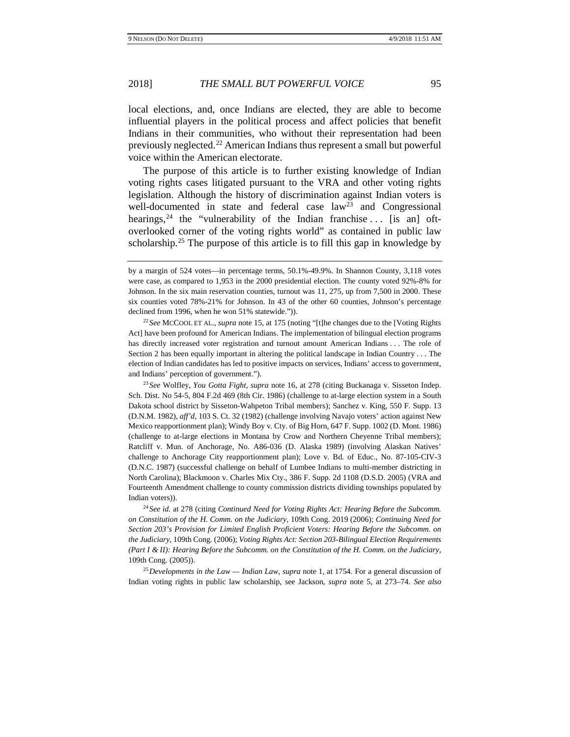local elections, and, once Indians are elected, they are able to become influential players in the political process and affect policies that benefit Indians in their communities, who without their representation had been previously neglected.[22] American Indians thus represent a small but powerful voice within the American electorate.

The purpose of this article is to further existing knowledge of Indian voting rights cases litigated pursuant to the VRA and other voting rights legislation. Although the history of discrimination against Indian voters is well-documented in state and federal case law[23] and Congressional hearings,[24] the "vulnerability of the Indian franchise . . . [is an] oft-overlooked corner of the voting rights world" as contained in public law scholarship.[25] The purpose of this article is to fill this gap in knowledge by

---

by a margin of 524 votes—in percentage terms, 50.1%-49.9%. In Shannon County, 3,118 votes were case, as compared to 1,953 in the 2000 presidential election. The county voted 92%-8% for Johnson. In the six main reservation counties, turnout was 11, 275, up from 7,500 in 2000. These six counties voted 78%-21% for Johnson. In 43 of the other 60 counties, Johnson's percentage declined from 1996, when he won 51% statewide.")).

[22] *See* MCCOOL ET AL., *supra* note 15, at 175 (noting "[t]he changes due to the [Voting Rights Act] have been profound for American Indians. The implementation of bilingual election programs has directly increased voter registration and turnout amount American Indians . . . The role of Section 2 has been equally important in altering the political landscape in Indian Country . . . The election of Indian candidates has led to positive impacts on services, Indians' access to government, and Indians' perception of government.").

[23] *See* Wolfley, *You Gotta Fight*, *supra* note 16, at 278 (citing Buckanaga v. Sisseton Indep. Sch. Dist. No 54-5, 804 F.2d 469 (8th Cir. 1986) (challenge to at-large election system in a South Dakota school district by Sisseton-Wahpeton Tribal members); Sanchez v. King, 550 F. Supp. 13 (D.N.M. 1982), *aff'd*, 103 S. Ct. 32 (1982) (challenge involving Navajo voters' action against New Mexico reapportionment plan); Windy Boy v. Cty. of Big Horn, 647 F. Supp. 1002 (D. Mont. 1986) (challenge to at-large elections in Montana by Crow and Northern Cheyenne Tribal members); Ratcliff v. Mun. of Anchorage, No. A86-036 (D. Alaska 1989) (involving Alaskan Natives' challenge to Anchorage City reapportionment plan); Love v. Bd. of Educ., No. 87-105-CIV-3 (D.N.C. 1987) (successful challenge on behalf of Lumbee Indians to multi-member districting in North Carolina); Blackmoon v. Charles Mix Cty., 386 F. Supp. 2d 1108 (D.S.D. 2005) (VRA and Fourteenth Amendment challenge to county commission districts dividing townships populated by Indian voters)).

[24] *See id.* at 278 (citing *Continued Need for Voting Rights Act: Hearing Before the Subcomm. on Constitution of the H. Comm. on the Judiciary*, 109th Cong. 2019 (2006); *Continuing Need for Section 203's Provision for Limited English Proficient Voters: Hearing Before the Subcomm. on the Judiciary*, 109th Cong. (2006); *Voting Rights Act: Section 203-Bilingual Election Requirements (Part I & II): Hearing Before the Subcomm. on the Constitution of the H. Comm. on the Judiciary*, 109th Cong. (2005)).

[25] *Developments in the Law — Indian Law*, *supra* note 1, at 1754. For a general discussion of Indian voting rights in public law scholarship, see Jackson, *supra* note 5, at 273–74. *See also*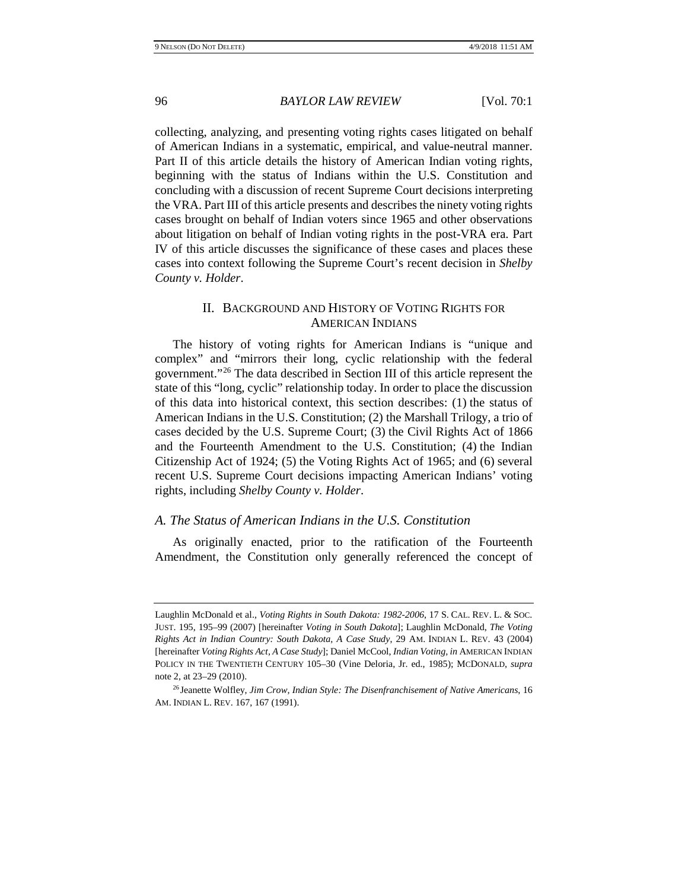collecting, analyzing, and presenting voting rights cases litigated on behalf of American Indians in a systematic, empirical, and value-neutral manner. Part II of this article details the history of American Indian voting rights, beginning with the status of Indians within the U.S. Constitution and concluding with a discussion of recent Supreme Court decisions interpreting the VRA. Part III of this article presents and describes the ninety voting rights cases brought on behalf of Indian voters since 1965 and other observations about litigation on behalf of Indian voting rights in the post-VRA era. Part IV of this article discusses the significance of these cases and places these cases into context following the Supreme Court's recent decision in *Shelby County v. Holder*.

## II. Background and History of Voting Rights for American Indians

The history of voting rights for American Indians is "unique and complex" and "mirrors their long, cyclic relationship with the federal government."[26] The data described in Section III of this article represent the state of this "long, cyclic" relationship today. In order to place the discussion of this data into historical context, this section describes: (1) the status of American Indians in the U.S. Constitution; (2) the Marshall Trilogy, a trio of cases decided by the U.S. Supreme Court; (3) the Civil Rights Act of 1866 and the Fourteenth Amendment to the U.S. Constitution; (4) the Indian Citizenship Act of 1924; (5) the Voting Rights Act of 1965; and (6) several recent U.S. Supreme Court decisions impacting American Indians' voting rights, including *Shelby County v. Holder*.

### *A. The Status of American Indians in the U.S. Constitution*

As originally enacted, prior to the ratification of the Fourteenth Amendment, the Constitution only generally referenced the concept of

---

Laughlin McDonald et al., *Voting Rights in South Dakota: 1982-2006*, 17 S. Cal. Rev. L. & Soc. Just. 195, 195–99 (2007) [hereinafter *Voting in South Dakota*]; Laughlin McDonald, *The Voting Rights Act in Indian Country: South Dakota, A Case Study*, 29 Am. Indian L. Rev. 43 (2004) [hereinafter *Voting Rights Act, A Case Study*]; Daniel McCool, *Indian Voting*, *in* American Indian Policy in the Twentieth Century 105–30 (Vine Deloria, Jr. ed., 1985); McDonald, *supra* note 2, at 23–29 (2010).

[26] Jeanette Wolfley, *Jim Crow, Indian Style: The Disenfranchisement of Native Americans*, 16 Am. Indian L. Rev. 167, 167 (1991).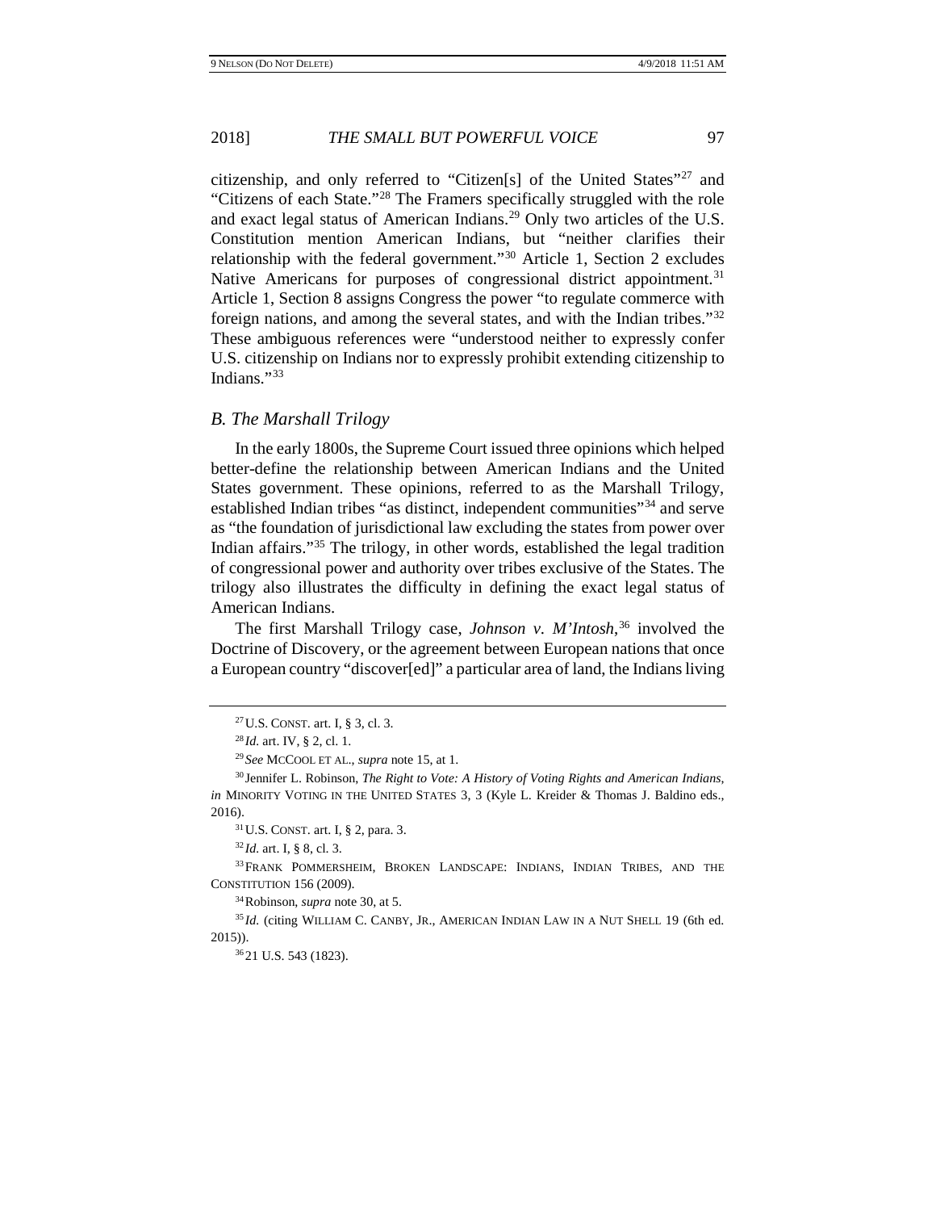citizenship, and only referred to "Citizen[s] of the United States"[27] and "Citizens of each State."[28] The Framers specifically struggled with the role and exact legal status of American Indians.[29] Only two articles of the U.S. Constitution mention American Indians, but "neither clarifies their relationship with the federal government."[30] Article 1, Section 2 excludes Native Americans for purposes of congressional district appointment.[31] Article 1, Section 8 assigns Congress the power "to regulate commerce with foreign nations, and among the several states, and with the Indian tribes."[32] These ambiguous references were "understood neither to expressly confer U.S. citizenship on Indians nor to expressly prohibit extending citizenship to Indians."[33]

### *B. The Marshall Trilogy*

In the early 1800s, the Supreme Court issued three opinions which helped better-define the relationship between American Indians and the United States government. These opinions, referred to as the Marshall Trilogy, established Indian tribes "as distinct, independent communities"[34] and serve as "the foundation of jurisdictional law excluding the states from power over Indian affairs."[35] The trilogy, in other words, established the legal tradition of congressional power and authority over tribes exclusive of the States. The trilogy also illustrates the difficulty in defining the exact legal status of American Indians.

The first Marshall Trilogy case, *Johnson v. M'Intosh*,[36] involved the Doctrine of Discovery, or the agreement between European nations that once a European country "discover[ed]" a particular area of land, the Indians living

---

[27] U.S. CONST. art. I, § 3, cl. 3.

[28] *Id.* art. IV, § 2, cl. 1.

[29] *See* MCCOOL ET AL., *supra* note 15, at 1.

[30] Jennifer L. Robinson, *The Right to Vote: A History of Voting Rights and American Indians*, *in* MINORITY VOTING IN THE UNITED STATES 3, 3 (Kyle L. Kreider & Thomas J. Baldino eds., 2016).

[31] U.S. CONST. art. I, § 2, para. 3.

[32] *Id.* art. I, § 8, cl. 3.

[33] FRANK POMMERSHEIM, BROKEN LANDSCAPE: INDIANS, INDIAN TRIBES, AND THE CONSTITUTION 156 (2009).

[34] Robinson, *supra* note 30, at 5.

[35] *Id.* (citing WILLIAM C. CANBY, JR., AMERICAN INDIAN LAW IN A NUT SHELL 19 (6th ed. 2015)).

[36] 21 U.S. 543 (1823).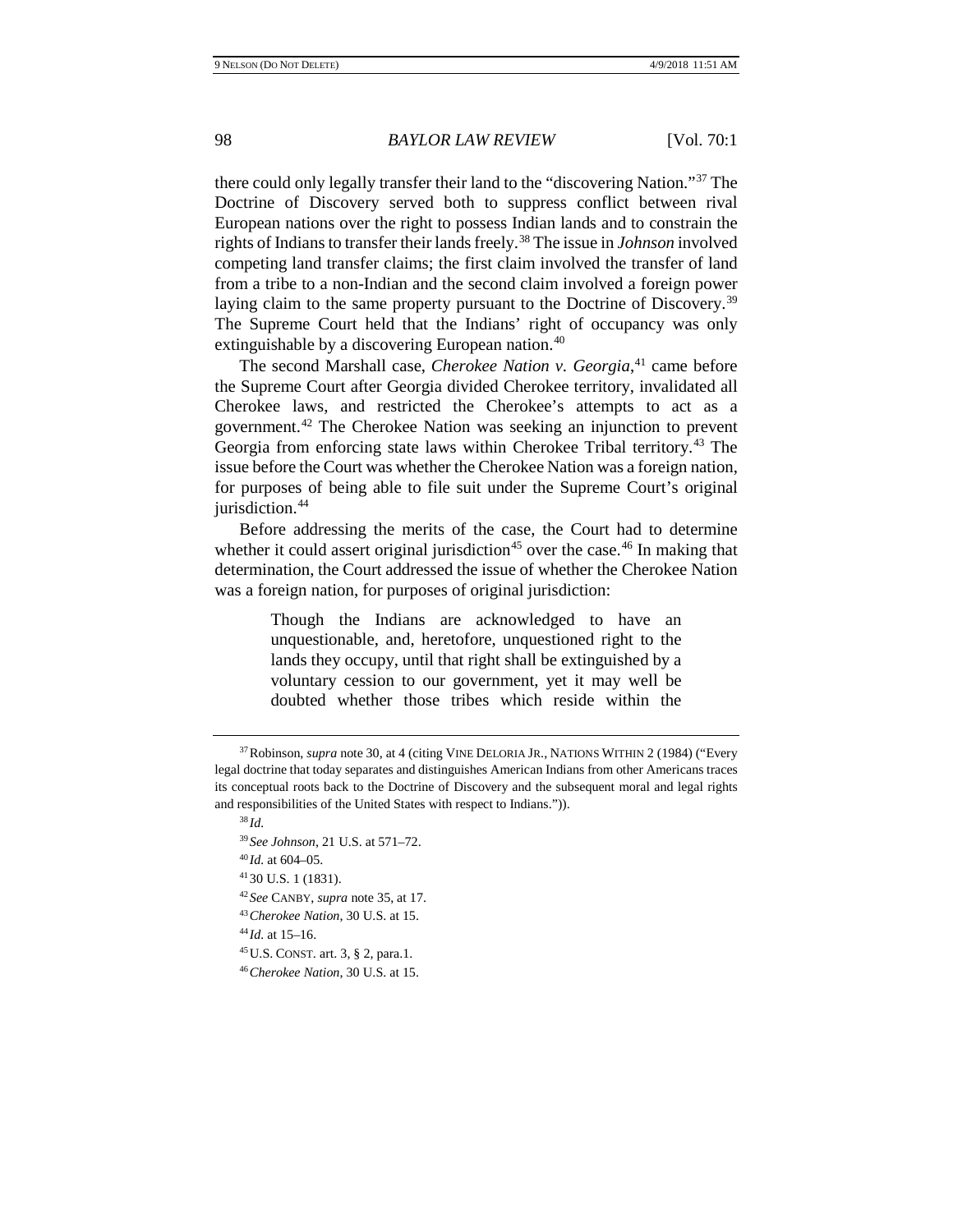there could only legally transfer their land to the "discovering Nation."[37] The Doctrine of Discovery served both to suppress conflict between rival European nations over the right to possess Indian lands and to constrain the rights of Indians to transfer their lands freely.[38] The issue in *Johnson* involved competing land transfer claims; the first claim involved the transfer of land from a tribe to a non-Indian and the second claim involved a foreign power laying claim to the same property pursuant to the Doctrine of Discovery.[39] The Supreme Court held that the Indians' right of occupancy was only extinguishable by a discovering European nation.[40]

The second Marshall case, *Cherokee Nation v. Georgia*,[41] came before the Supreme Court after Georgia divided Cherokee territory, invalidated all Cherokee laws, and restricted the Cherokee's attempts to act as a government.[42] The Cherokee Nation was seeking an injunction to prevent Georgia from enforcing state laws within Cherokee Tribal territory.[43] The issue before the Court was whether the Cherokee Nation was a foreign nation, for purposes of being able to file suit under the Supreme Court's original jurisdiction.[44]

Before addressing the merits of the case, the Court had to determine whether it could assert original jurisdiction[45] over the case.[46] In making that determination, the Court addressed the issue of whether the Cherokee Nation was a foreign nation, for purposes of original jurisdiction:

> Though the Indians are acknowledged to have an unquestionable, and, heretofore, unquestioned right to the lands they occupy, until that right shall be extinguished by a voluntary cession to our government, yet it may well be doubted whether those tribes which reside within the

---

[37] Robinson, *supra* note 30, at 4 (citing VINE DELORIA JR., NATIONS WITHIN 2 (1984) ("Every legal doctrine that today separates and distinguishes American Indians from other Americans traces its conceptual roots back to the Doctrine of Discovery and the subsequent moral and legal rights and responsibilities of the United States with respect to Indians.")).

[38] *Id.*

[39] *See Johnson*, 21 U.S. at 571–72.

[40] *Id.* at 604–05.

[41] 30 U.S. 1 (1831).

[42] *See* CANBY, *supra* note 35, at 17.

[43] *Cherokee Nation*, 30 U.S. at 15.

[44] *Id.* at 15–16.

[45] U.S. CONST. art. 3, § 2, para.1.

[46] *Cherokee Nation*, 30 U.S. at 15.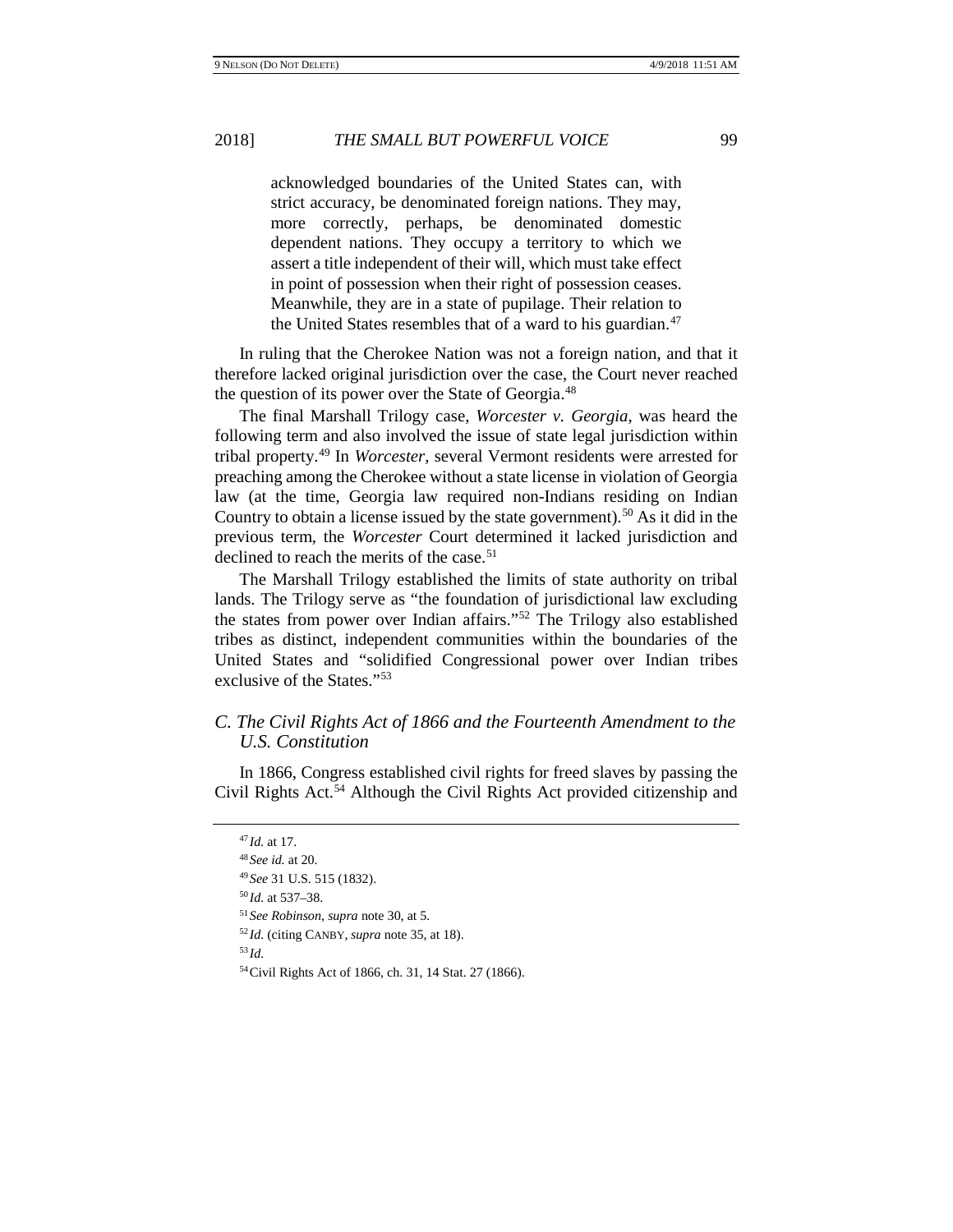> acknowledged boundaries of the United States can, with strict accuracy, be denominated foreign nations. They may, more correctly, perhaps, be denominated domestic dependent nations. They occupy a territory to which we assert a title independent of their will, which must take effect in point of possession when their right of possession ceases. Meanwhile, they are in a state of pupilage. Their relation to the United States resembles that of a ward to his guardian.[47]

In ruling that the Cherokee Nation was not a foreign nation, and that it therefore lacked original jurisdiction over the case, the Court never reached the question of its power over the State of Georgia.[48]

The final Marshall Trilogy case, *Worcester v. Georgia*, was heard the following term and also involved the issue of state legal jurisdiction within tribal property.[49] In *Worcester*, several Vermont residents were arrested for preaching among the Cherokee without a state license in violation of Georgia law (at the time, Georgia law required non-Indians residing on Indian Country to obtain a license issued by the state government).[50] As it did in the previous term, the *Worcester* Court determined it lacked jurisdiction and declined to reach the merits of the case.[51]

The Marshall Trilogy established the limits of state authority on tribal lands. The Trilogy serve as "the foundation of jurisdictional law excluding the states from power over Indian affairs."[52] The Trilogy also established tribes as distinct, independent communities within the boundaries of the United States and "solidified Congressional power over Indian tribes exclusive of the States."[53]

### *C. The Civil Rights Act of 1866 and the Fourteenth Amendment to the U.S. Constitution*

In 1866, Congress established civil rights for freed slaves by passing the Civil Rights Act.[54] Although the Civil Rights Act provided citizenship and

---

[47] *Id.* at 17.

[48] *See id.* at 20.

[49] *See* 31 U.S. 515 (1832).

[50] *Id.* at 537–38.

[51] *See Robinson*, *supra* note 30, at 5.

[52] *Id.* (citing CANBY, *supra* note 35, at 18).

[53] *Id.*

[54] Civil Rights Act of 1866, ch. 31, 14 Stat. 27 (1866).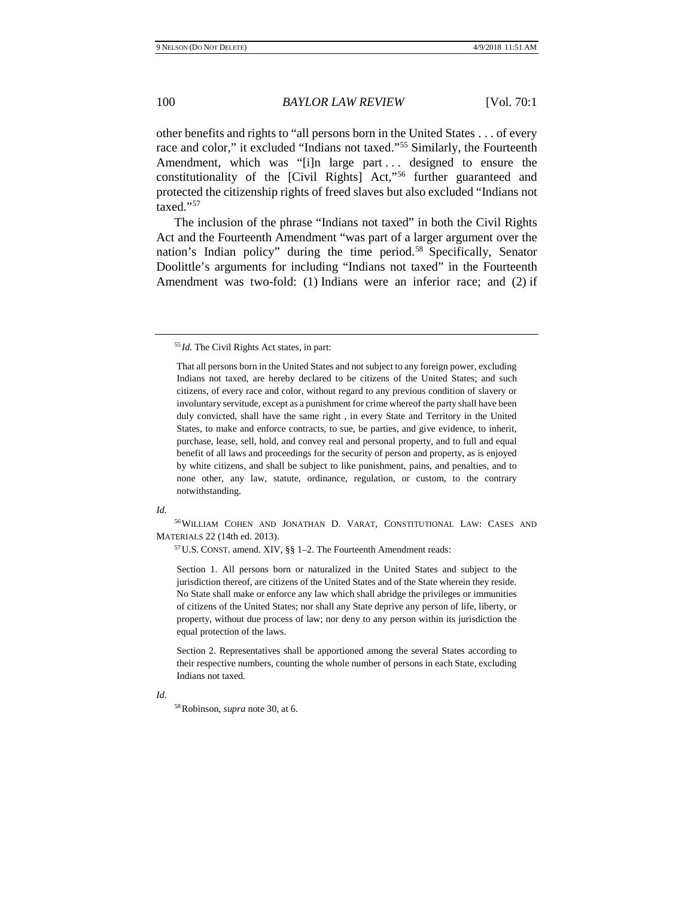other benefits and rights to "all persons born in the United States . . . of every race and color," it excluded "Indians not taxed."[55] Similarly, the Fourteenth Amendment, which was "[i]n large part . . . designed to ensure the constitutionality of the [Civil Rights] Act,"[56] further guaranteed and protected the citizenship rights of freed slaves but also excluded "Indians not taxed."[57]

The inclusion of the phrase "Indians not taxed" in both the Civil Rights Act and the Fourteenth Amendment "was part of a larger argument over the nation's Indian policy" during the time period.[58] Specifically, Senator Doolittle's arguments for including "Indians not taxed" in the Fourteenth Amendment was two-fold: (1) Indians were an inferior race; and (2) if

---

[55] *Id.* The Civil Rights Act states, in part:

> That all persons born in the United States and not subject to any foreign power, excluding Indians not taxed, are hereby declared to be citizens of the United States; and such citizens, of every race and color, without regard to any previous condition of slavery or involuntary servitude, except as a punishment for crime whereof the party shall have been duly convicted, shall have the same right , in every State and Territory in the United States, to make and enforce contracts, to sue, be parties, and give evidence, to inherit, purchase, lease, sell, hold, and convey real and personal property, and to full and equal benefit of all laws and proceedings for the security of person and property, as is enjoyed by white citizens, and shall be subject to like punishment, pains, and penalties, and to none other, any law, statute, ordinance, regulation, or custom, to the contrary notwithstanding.

*Id.*

[56] WILLIAM COHEN AND JONATHAN D. VARAT, CONSTITUTIONAL LAW: CASES AND MATERIALS 22 (14th ed. 2013).

[57] U.S. CONST. amend. XIV, §§ 1–2. The Fourteenth Amendment reads:

> Section 1. All persons born or naturalized in the United States and subject to the jurisdiction thereof, are citizens of the United States and of the State wherein they reside. No State shall make or enforce any law which shall abridge the privileges or immunities of citizens of the United States; nor shall any State deprive any person of life, liberty, or property, without due process of law; nor deny to any person within its jurisdiction the equal protection of the laws.
>
> Section 2. Representatives shall be apportioned among the several States according to their respective numbers, counting the whole number of persons in each State, excluding Indians not taxed.

*Id.*

[58] Robinson, *supra* note 30, at 6.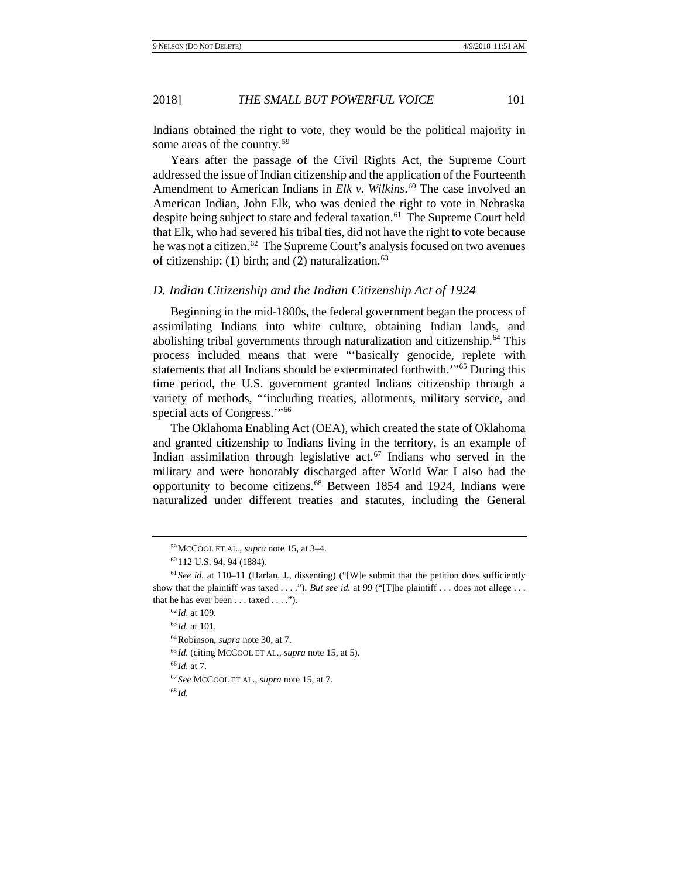Indians obtained the right to vote, they would be the political majority in some areas of the country.[59]

Years after the passage of the Civil Rights Act, the Supreme Court addressed the issue of Indian citizenship and the application of the Fourteenth Amendment to American Indians in *Elk v. Wilkins*.[60] The case involved an American Indian, John Elk, who was denied the right to vote in Nebraska despite being subject to state and federal taxation.[61] The Supreme Court held that Elk, who had severed his tribal ties, did not have the right to vote because he was not a citizen.[62] The Supreme Court's analysis focused on two avenues of citizenship: (1) birth; and (2) naturalization.[63]

### *D. Indian Citizenship and the Indian Citizenship Act of 1924*

Beginning in the mid-1800s, the federal government began the process of assimilating Indians into white culture, obtaining Indian lands, and abolishing tribal governments through naturalization and citizenship.[64] This process included means that were "'basically genocide, replete with statements that all Indians should be exterminated forthwith.'"[65] During this time period, the U.S. government granted Indians citizenship through a variety of methods, "'including treaties, allotments, military service, and special acts of Congress.'"[66]

The Oklahoma Enabling Act (OEA), which created the state of Oklahoma and granted citizenship to Indians living in the territory, is an example of Indian assimilation through legislative act.[67] Indians who served in the military and were honorably discharged after World War I also had the opportunity to become citizens.[68] Between 1854 and 1924, Indians were naturalized under different treaties and statutes, including the General

---

[59] MCCOOL ET AL., *supra* note 15, at 3–4.

[60] 112 U.S. 94, 94 (1884).

[61] *See id.* at 110–11 (Harlan, J., dissenting) ("[W]e submit that the petition does sufficiently show that the plaintiff was taxed . . . ."). *But see id.* at 99 ("[T]he plaintiff . . . does not allege . . . that he has ever been . . . taxed . . . .").

[62] *Id.* at 109.

[63] *Id.* at 101.

[64] Robinson, *supra* note 30, at 7.

[65] *Id.* (citing MCCOOL ET AL., *supra* note 15, at 5).

[66] *Id.* at 7.

[67] *See* MCCOOL ET AL., *supra* note 15, at 7.

[68] *Id.*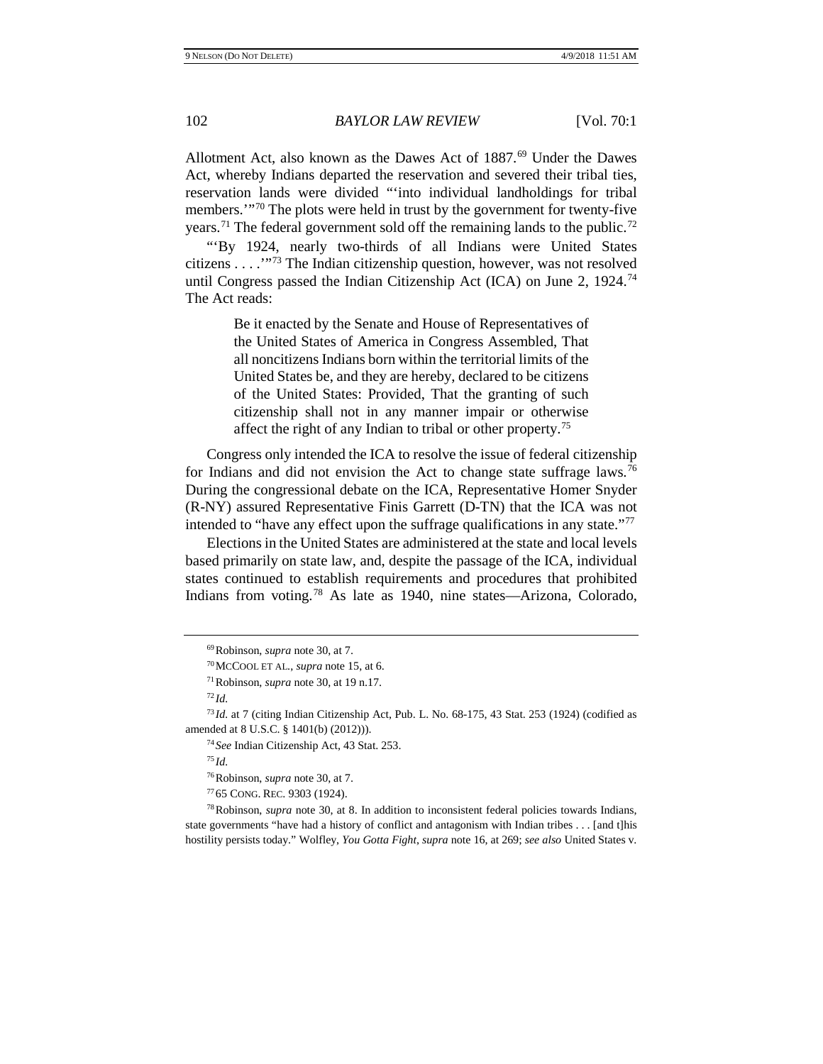Allotment Act, also known as the Dawes Act of 1887.[69] Under the Dawes Act, whereby Indians departed the reservation and severed their tribal ties, reservation lands were divided "'into individual landholdings for tribal members.'"[70] The plots were held in trust by the government for twenty-five years.[71] The federal government sold off the remaining lands to the public.[72]

"'By 1924, nearly two-thirds of all Indians were United States citizens . . . .'"[73] The Indian citizenship question, however, was not resolved until Congress passed the Indian Citizenship Act (ICA) on June 2, 1924.[74] The Act reads:

> Be it enacted by the Senate and House of Representatives of the United States of America in Congress Assembled, That all noncitizens Indians born within the territorial limits of the United States be, and they are hereby, declared to be citizens of the United States: Provided, That the granting of such citizenship shall not in any manner impair or otherwise affect the right of any Indian to tribal or other property.[75]

Congress only intended the ICA to resolve the issue of federal citizenship for Indians and did not envision the Act to change state suffrage laws.[76] During the congressional debate on the ICA, Representative Homer Snyder (R-NY) assured Representative Finis Garrett (D-TN) that the ICA was not intended to "have any effect upon the suffrage qualifications in any state."[77]

Elections in the United States are administered at the state and local levels based primarily on state law, and, despite the passage of the ICA, individual states continued to establish requirements and procedures that prohibited Indians from voting.[78] As late as 1940, nine states—Arizona, Colorado,

---

[69] Robinson, *supra* note 30, at 7.

[70] McCool et al., *supra* note 15, at 6.

[71] Robinson, *supra* note 30, at 19 n.17.

[72] *Id.*

[73] *Id.* at 7 (citing Indian Citizenship Act, Pub. L. No. 68-175, 43 Stat. 253 (1924) (codified as amended at 8 U.S.C. § 1401(b) (2012))).

[74] *See* Indian Citizenship Act, 43 Stat. 253.

[75] *Id.*

[76] Robinson, *supra* note 30, at 7.

[77] 65 Cong. Rec. 9303 (1924).

[78] Robinson, *supra* note 30, at 8. In addition to inconsistent federal policies towards Indians, state governments "have had a history of conflict and antagonism with Indian tribes . . . [and t]his hostility persists today." Wolfley, *You Gotta Fight*, *supra* note 16, at 269; *see also* United States v.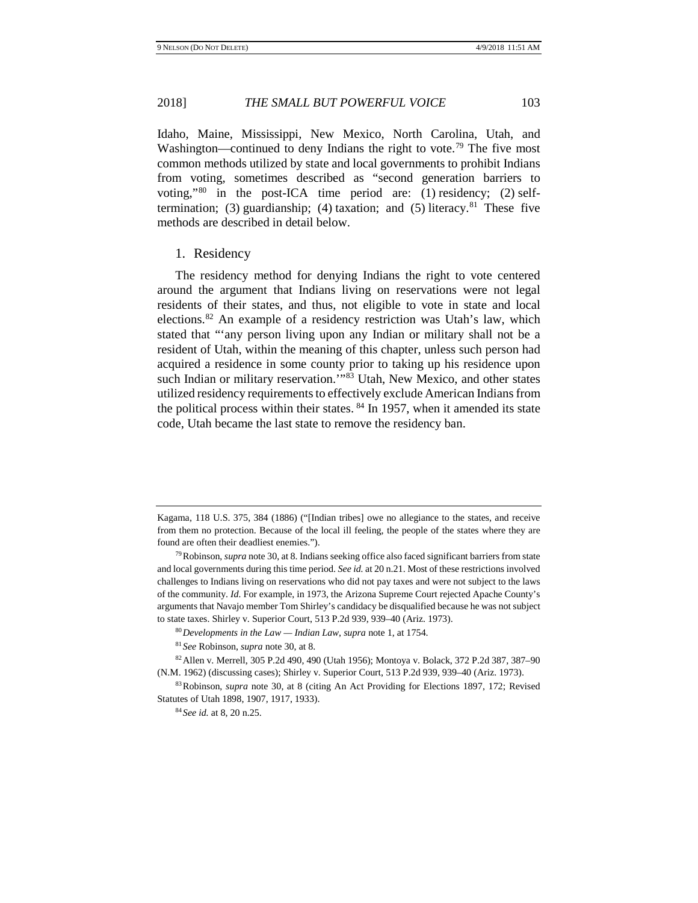Idaho, Maine, Mississippi, New Mexico, North Carolina, Utah, and Washington—continued to deny Indians the right to vote.[79] The five most common methods utilized by state and local governments to prohibit Indians from voting, sometimes described as "second generation barriers to voting,"[80] in the post-ICA time period are: (1) residency; (2) self-termination; (3) guardianship; (4) taxation; and (5) literacy.[81] These five methods are described in detail below.

### 1. Residency

The residency method for denying Indians the right to vote centered around the argument that Indians living on reservations were not legal residents of their states, and thus, not eligible to vote in state and local elections.[82] An example of a residency restriction was Utah's law, which stated that "'any person living upon any Indian or military shall not be a resident of Utah, within the meaning of this chapter, unless such person had acquired a residence in some county prior to taking up his residence upon such Indian or military reservation.'"[83] Utah, New Mexico, and other states utilized residency requirements to effectively exclude American Indians from the political process within their states.[84] In 1957, when it amended its state code, Utah became the last state to remove the residency ban.

---

Kagama, 118 U.S. 375, 384 (1886) ("[Indian tribes] owe no allegiance to the states, and receive from them no protection. Because of the local ill feeling, the people of the states where they are found are often their deadliest enemies.").

[79] Robinson, *supra* note 30, at 8. Indians seeking office also faced significant barriers from state and local governments during this time period. *See id.* at 20 n.21. Most of these restrictions involved challenges to Indians living on reservations who did not pay taxes and were not subject to the laws of the community. *Id.* For example, in 1973, the Arizona Supreme Court rejected Apache County's arguments that Navajo member Tom Shirley's candidacy be disqualified because he was not subject to state taxes. Shirley v. Superior Court, 513 P.2d 939, 939–40 (Ariz. 1973).

[80] *Developments in the Law — Indian Law*, *supra* note 1, at 1754.

[81] *See* Robinson, *supra* note 30, at 8.

[82] Allen v. Merrell, 305 P.2d 490, 490 (Utah 1956); Montoya v. Bolack, 372 P.2d 387, 387–90 (N.M. 1962) (discussing cases); Shirley v. Superior Court, 513 P.2d 939, 939–40 (Ariz. 1973).

[83] Robinson, *supra* note 30, at 8 (citing An Act Providing for Elections 1897, 172; Revised Statutes of Utah 1898, 1907, 1917, 1933).

[84] *See id.* at 8, 20 n.25.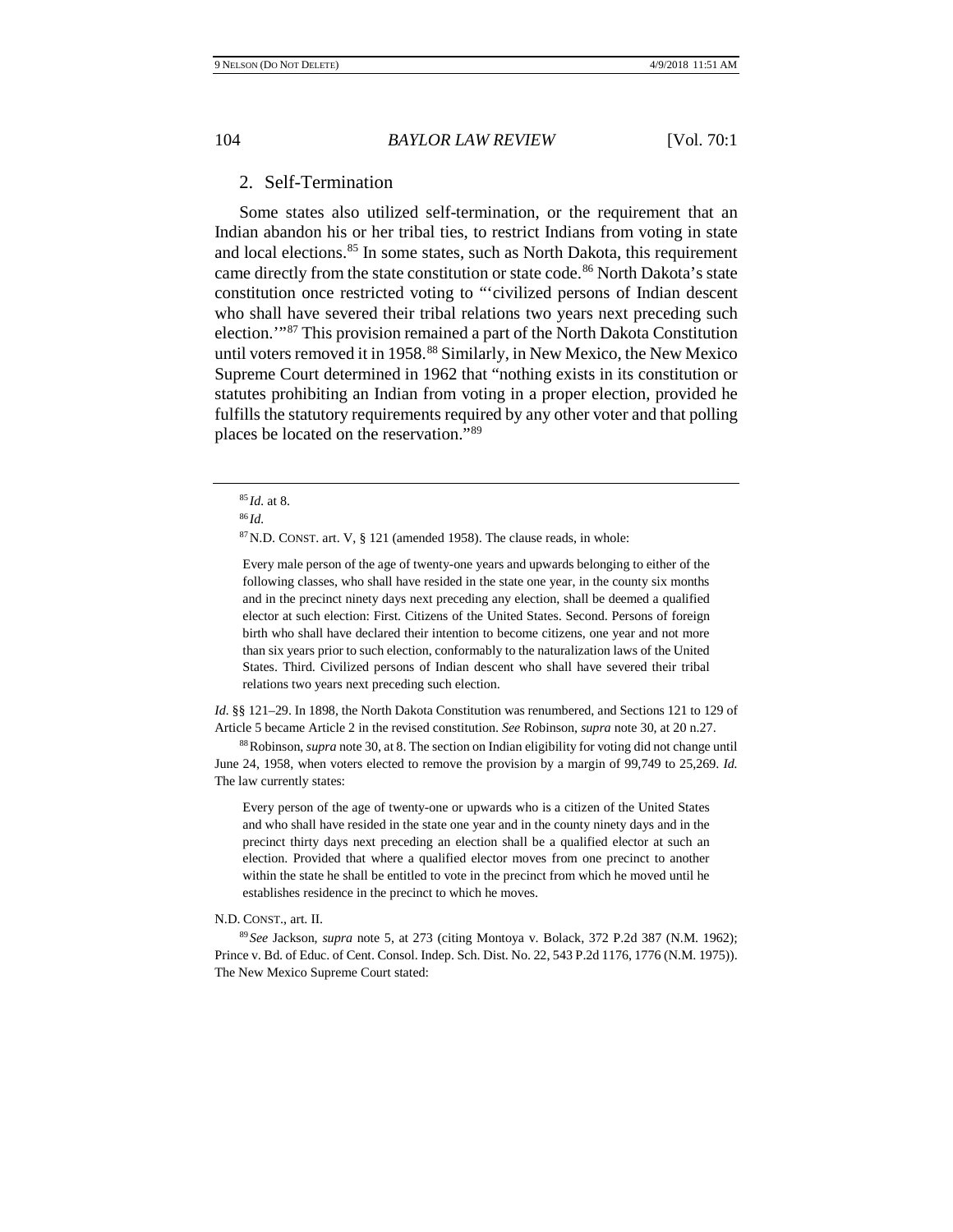### 2. Self-Termination

Some states also utilized self-termination, or the requirement that an Indian abandon his or her tribal ties, to restrict Indians from voting in state and local elections.[85] In some states, such as North Dakota, this requirement came directly from the state constitution or state code.[86] North Dakota's state constitution once restricted voting to "'civilized persons of Indian descent who shall have severed their tribal relations two years next preceding such election.'"[87] This provision remained a part of the North Dakota Constitution until voters removed it in 1958.[88] Similarly, in New Mexico, the New Mexico Supreme Court determined in 1962 that "nothing exists in its constitution or statutes prohibiting an Indian from voting in a proper election, provided he fulfills the statutory requirements required by any other voter and that polling places be located on the reservation."[89]

---

[85] *Id.* at 8.

[86] *Id.*

[87] N.D. CONST. art. V, § 121 (amended 1958). The clause reads, in whole:

> Every male person of the age of twenty-one years and upwards belonging to either of the following classes, who shall have resided in the state one year, in the county six months and in the precinct ninety days next preceding any election, shall be deemed a qualified elector at such election: First. Citizens of the United States. Second. Persons of foreign birth who shall have declared their intention to become citizens, one year and not more than six years prior to such election, conformably to the naturalization laws of the United States. Third. Civilized persons of Indian descent who shall have severed their tribal relations two years next preceding such election.

*Id.* §§ 121–29. In 1898, the North Dakota Constitution was renumbered, and Sections 121 to 129 of Article 5 became Article 2 in the revised constitution. *See* Robinson, *supra* note 30, at 20 n.27.

[88] Robinson, *supra* note 30, at 8. The section on Indian eligibility for voting did not change until June 24, 1958, when voters elected to remove the provision by a margin of 99,749 to 25,269. *Id.* The law currently states:

> Every person of the age of twenty-one or upwards who is a citizen of the United States and who shall have resided in the state one year and in the county ninety days and in the precinct thirty days next preceding an election shall be a qualified elector at such an election. Provided that where a qualified elector moves from one precinct to another within the state he shall be entitled to vote in the precinct from which he moved until he establishes residence in the precinct to which he moves.

N.D. CONST., art. II.

[89] *See* Jackson, *supra* note 5, at 273 (citing Montoya v. Bolack, 372 P.2d 387 (N.M. 1962); Prince v. Bd. of Educ. of Cent. Consol. Indep. Sch. Dist. No. 22, 543 P.2d 1176, 1776 (N.M. 1975)). The New Mexico Supreme Court stated: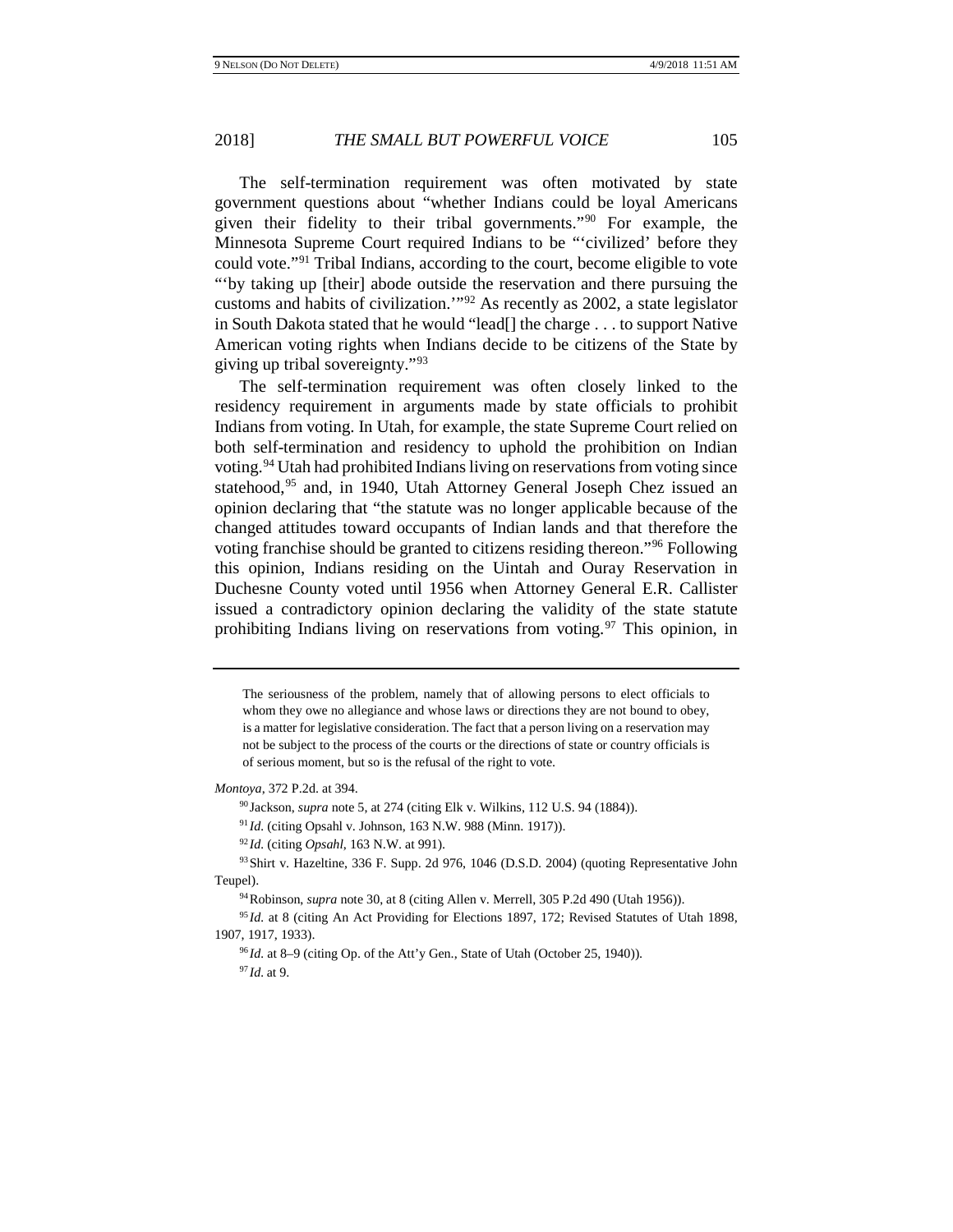The self-termination requirement was often motivated by state government questions about "whether Indians could be loyal Americans given their fidelity to their tribal governments."[90] For example, the Minnesota Supreme Court required Indians to be "'civilized' before they could vote."[91] Tribal Indians, according to the court, become eligible to vote "'by taking up [their] abode outside the reservation and there pursuing the customs and habits of civilization.'"[92] As recently as 2002, a state legislator in South Dakota stated that he would "lead[] the charge . . . to support Native American voting rights when Indians decide to be citizens of the State by giving up tribal sovereignty."[93]

The self-termination requirement was often closely linked to the residency requirement in arguments made by state officials to prohibit Indians from voting. In Utah, for example, the state Supreme Court relied on both self-termination and residency to uphold the prohibition on Indian voting.[94] Utah had prohibited Indians living on reservations from voting since statehood,[95] and, in 1940, Utah Attorney General Joseph Chez issued an opinion declaring that "the statute was no longer applicable because of the changed attitudes toward occupants of Indian lands and that therefore the voting franchise should be granted to citizens residing thereon."[96] Following this opinion, Indians residing on the Uintah and Ouray Reservation in Duchesne County voted until 1956 when Attorney General E.R. Callister issued a contradictory opinion declaring the validity of the state statute prohibiting Indians living on reservations from voting.[97] This opinion, in

---

> The seriousness of the problem, namely that of allowing persons to elect officials to whom they owe no allegiance and whose laws or directions they are not bound to obey, is a matter for legislative consideration. The fact that a person living on a reservation may not be subject to the process of the courts or the directions of state or country officials is of serious moment, but so is the refusal of the right to vote.

*Montoya*, 372 P.2d. at 394.

[90] Jackson, *supra* note 5, at 274 (citing Elk v. Wilkins, 112 U.S. 94 (1884)).

[91] *Id.* (citing Opsahl v. Johnson, 163 N.W. 988 (Minn. 1917)).

[92] *Id.* (citing *Opsahl*, 163 N.W. at 991).

[93] Shirt v. Hazeltine, 336 F. Supp. 2d 976, 1046 (D.S.D. 2004) (quoting Representative John Teupel).

[94] Robinson, *supra* note 30, at 8 (citing Allen v. Merrell, 305 P.2d 490 (Utah 1956)).

[95] *Id.* at 8 (citing An Act Providing for Elections 1897, 172; Revised Statutes of Utah 1898, 1907, 1917, 1933).

[96] *Id.* at 8–9 (citing Op. of the Att'y Gen., State of Utah (October 25, 1940)).

[97] *Id.* at 9.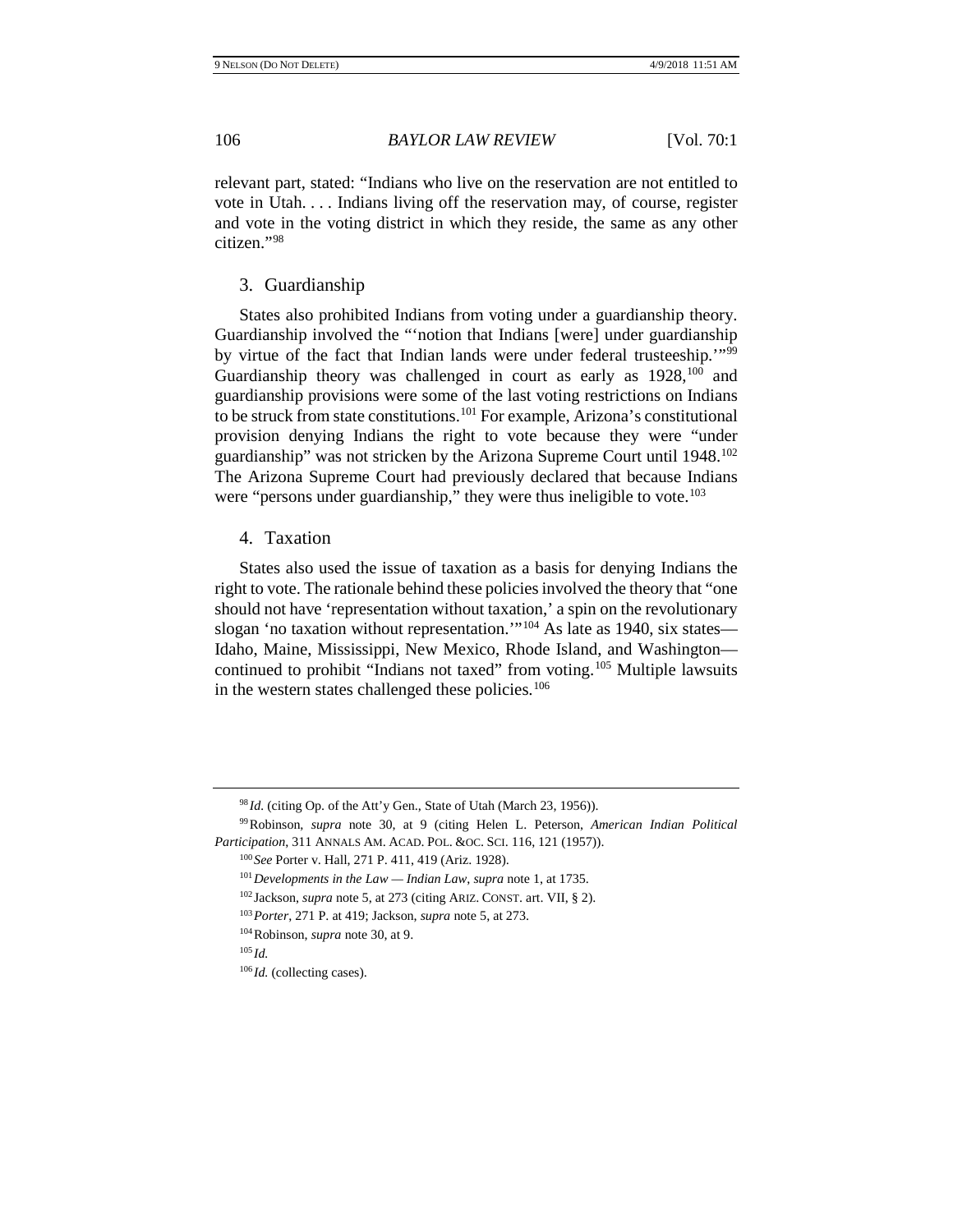relevant part, stated: "Indians who live on the reservation are not entitled to vote in Utah. . . . Indians living off the reservation may, of course, register and vote in the voting district in which they reside, the same as any other citizen."[98]

### 3. Guardianship

States also prohibited Indians from voting under a guardianship theory. Guardianship involved the "'notion that Indians [were] under guardianship by virtue of the fact that Indian lands were under federal trusteeship.'"[99] Guardianship theory was challenged in court as early as 1928,[100] and guardianship provisions were some of the last voting restrictions on Indians to be struck from state constitutions.[101] For example, Arizona's constitutional provision denying Indians the right to vote because they were "under guardianship" was not stricken by the Arizona Supreme Court until 1948.[102] The Arizona Supreme Court had previously declared that because Indians were "persons under guardianship," they were thus ineligible to vote.[103]

### 4. Taxation

States also used the issue of taxation as a basis for denying Indians the right to vote. The rationale behind these policies involved the theory that "one should not have 'representation without taxation,' a spin on the revolutionary slogan 'no taxation without representation.'"[104] As late as 1940, six states—Idaho, Maine, Mississippi, New Mexico, Rhode Island, and Washington—continued to prohibit "Indians not taxed" from voting.[105] Multiple lawsuits in the western states challenged these policies.[106]

---

[98] *Id.* (citing Op. of the Att'y Gen., State of Utah (March 23, 1956)).

[99] Robinson, *supra* note 30, at 9 (citing Helen L. Peterson, *American Indian Political Participation*, 311 ANNALS AM. ACAD. POL. &OC. SCI. 116, 121 (1957)).

[100] *See* Porter v. Hall, 271 P. 411, 419 (Ariz. 1928).

[101] *Developments in the Law — Indian Law*, *supra* note 1, at 1735.

[102] Jackson, *supra* note 5, at 273 (citing ARIZ. CONST. art. VII, § 2).

[103] *Porter*, 271 P. at 419; Jackson, *supra* note 5, at 273.

[104] Robinson, *supra* note 30, at 9.

[105] *Id.*

[106] *Id.* (collecting cases).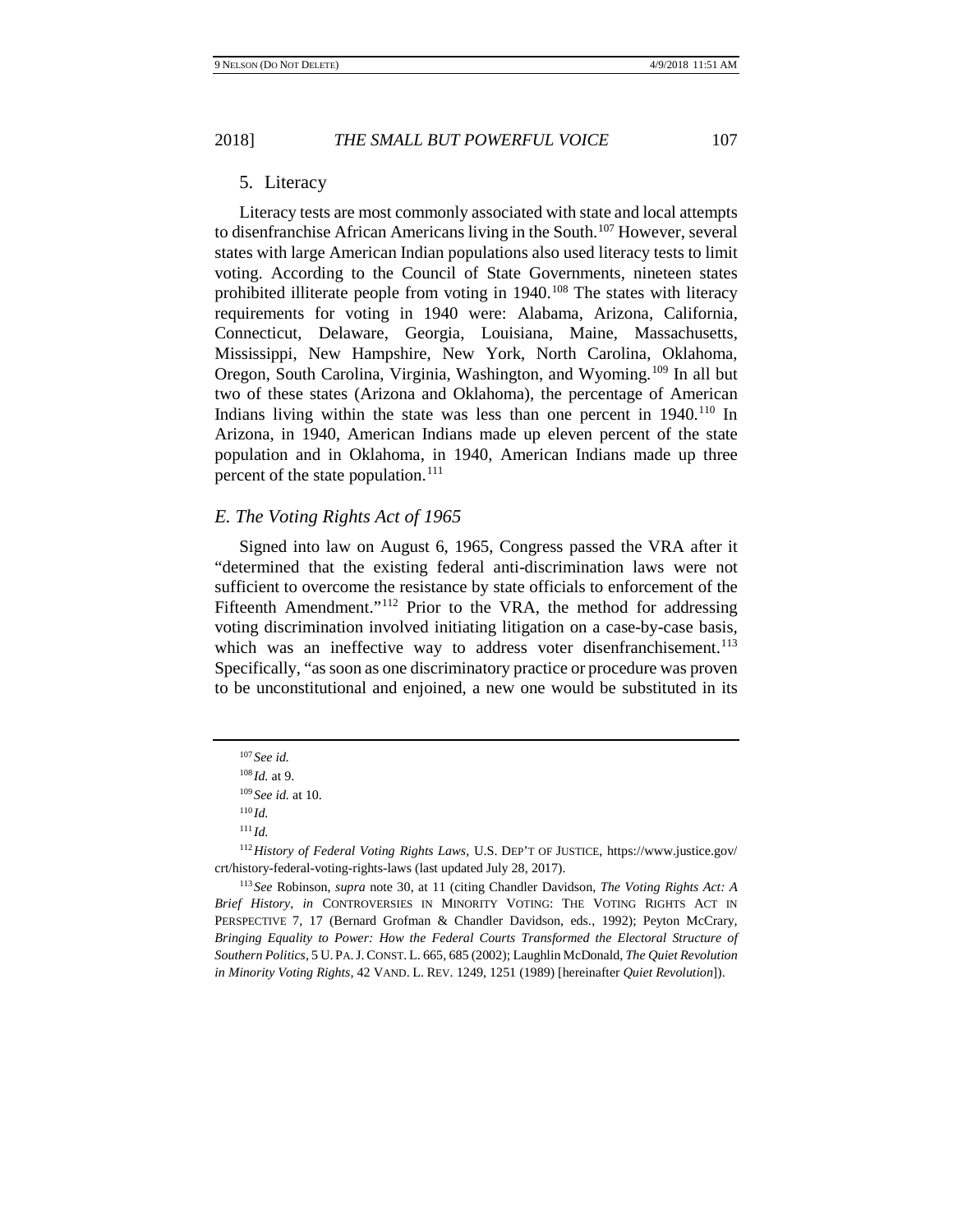### 5. Literacy

Literacy tests are most commonly associated with state and local attempts to disenfranchise African Americans living in the South.[107] However, several states with large American Indian populations also used literacy tests to limit voting. According to the Council of State Governments, nineteen states prohibited illiterate people from voting in 1940.[108] The states with literacy requirements for voting in 1940 were: Alabama, Arizona, California, Connecticut, Delaware, Georgia, Louisiana, Maine, Massachusetts, Mississippi, New Hampshire, New York, North Carolina, Oklahoma, Oregon, South Carolina, Virginia, Washington, and Wyoming.[109] In all but two of these states (Arizona and Oklahoma), the percentage of American Indians living within the state was less than one percent in 1940.[110] In Arizona, in 1940, American Indians made up eleven percent of the state population and in Oklahoma, in 1940, American Indians made up three percent of the state population.[111]

## *E. The Voting Rights Act of 1965*

Signed into law on August 6, 1965, Congress passed the VRA after it "determined that the existing federal anti-discrimination laws were not sufficient to overcome the resistance by state officials to enforcement of the Fifteenth Amendment."[112] Prior to the VRA, the method for addressing voting discrimination involved initiating litigation on a case-by-case basis, which was an ineffective way to address voter disenfranchisement.[113] Specifically, "as soon as one discriminatory practice or procedure was proven to be unconstitutional and enjoined, a new one would be substituted in its

---

[107] *See id.*

[108] *Id.* at 9.

[109] *See id.* at 10.

[110] *Id.*

[111] *Id.*

[112] *History of Federal Voting Rights Laws*, U.S. DEP'T OF JUSTICE, https://www.justice.gov/crt/history-federal-voting-rights-laws (last updated July 28, 2017).

[113] *See* Robinson, *supra* note 30, at 11 (citing Chandler Davidson, *The Voting Rights Act: A Brief History*, *in* CONTROVERSIES IN MINORITY VOTING: THE VOTING RIGHTS ACT IN PERSPECTIVE 7, 17 (Bernard Grofman & Chandler Davidson, eds., 1992); Peyton McCrary, *Bringing Equality to Power: How the Federal Courts Transformed the Electoral Structure of Southern Politics*, 5 U. PA. J. CONST. L. 665, 685 (2002); Laughlin McDonald, *The Quiet Revolution in Minority Voting Rights*, 42 VAND. L. REV. 1249, 1251 (1989) [hereinafter *Quiet Revolution*]).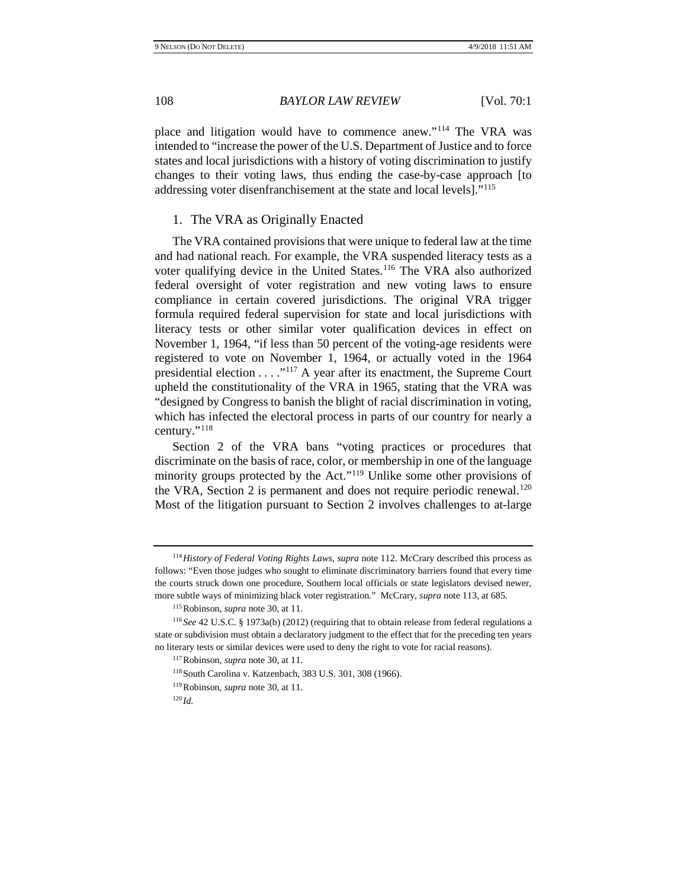place and litigation would have to commence anew."[114] The VRA was intended to "increase the power of the U.S. Department of Justice and to force states and local jurisdictions with a history of voting discrimination to justify changes to their voting laws, thus ending the case-by-case approach [to addressing voter disenfranchisement at the state and local levels]."[115]

### 1. The VRA as Originally Enacted

The VRA contained provisions that were unique to federal law at the time and had national reach. For example, the VRA suspended literacy tests as a voter qualifying device in the United States.[116] The VRA also authorized federal oversight of voter registration and new voting laws to ensure compliance in certain covered jurisdictions. The original VRA trigger formula required federal supervision for state and local jurisdictions with literacy tests or other similar voter qualification devices in effect on November 1, 1964, "if less than 50 percent of the voting-age residents were registered to vote on November 1, 1964, or actually voted in the 1964 presidential election . . . ."[117] A year after its enactment, the Supreme Court upheld the constitutionality of the VRA in 1965, stating that the VRA was "designed by Congress to banish the blight of racial discrimination in voting, which has infected the electoral process in parts of our country for nearly a century."[118]

Section 2 of the VRA bans "voting practices or procedures that discriminate on the basis of race, color, or membership in one of the language minority groups protected by the Act."[119] Unlike some other provisions of the VRA, Section 2 is permanent and does not require periodic renewal.[120] Most of the litigation pursuant to Section 2 involves challenges to at-large

---

[114] *History of Federal Voting Rights Laws*, *supra* note 112. McCrary described this process as follows: "Even those judges who sought to eliminate discriminatory barriers found that every time the courts struck down one procedure, Southern local officials or state legislators devised newer, more subtle ways of minimizing black voter registration." McCrary, *supra* note 113, at 685.

[115] Robinson, *supra* note 30, at 11.

[116] *See* 42 U.S.C. § 1973a(b) (2012) (requiring that to obtain release from federal regulations a state or subdivision must obtain a declaratory judgment to the effect that for the preceding ten years no literary tests or similar devices were used to deny the right to vote for racial reasons).

[117] Robinson, *supra* note 30, at 11.

[118] South Carolina v. Katzenbach, 383 U.S. 301, 308 (1966).

[119] Robinson, *supra* note 30, at 11.

[120] *Id.*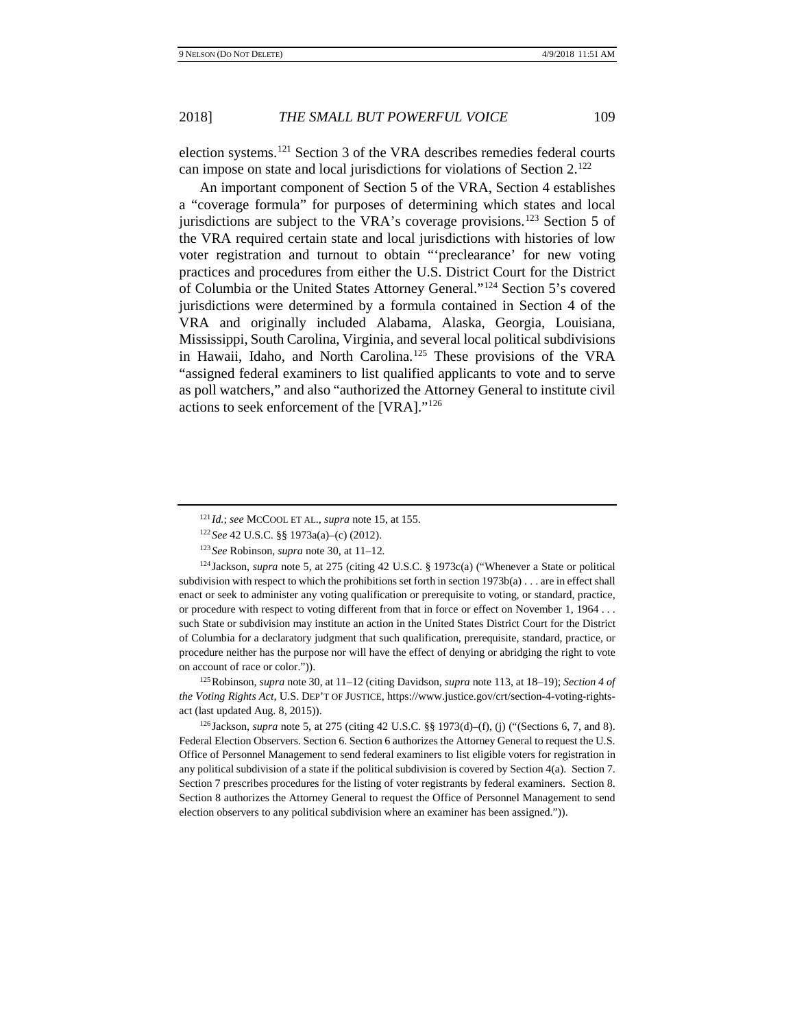election systems.[121] Section 3 of the VRA describes remedies federal courts can impose on state and local jurisdictions for violations of Section 2.[122]

An important component of Section 5 of the VRA, Section 4 establishes a "coverage formula" for purposes of determining which states and local jurisdictions are subject to the VRA's coverage provisions.[123] Section 5 of the VRA required certain state and local jurisdictions with histories of low voter registration and turnout to obtain "'preclearance' for new voting practices and procedures from either the U.S. District Court for the District of Columbia or the United States Attorney General."[124] Section 5's covered jurisdictions were determined by a formula contained in Section 4 of the VRA and originally included Alabama, Alaska, Georgia, Louisiana, Mississippi, South Carolina, Virginia, and several local political subdivisions in Hawaii, Idaho, and North Carolina.[125] These provisions of the VRA "assigned federal examiners to list qualified applicants to vote and to serve as poll watchers," and also "authorized the Attorney General to institute civil actions to seek enforcement of the [VRA]."[126]

---

[121] *Id.*; *see* MCCOOL ET AL., *supra* note 15, at 155.

[122] *See* 42 U.S.C. §§ 1973a(a)–(c) (2012).

[123] *See* Robinson, *supra* note 30, at 11–12.

[124] Jackson, *supra* note 5, at 275 (citing 42 U.S.C. § 1973c(a) ("Whenever a State or political subdivision with respect to which the prohibitions set forth in section 1973b(a) . . . are in effect shall enact or seek to administer any voting qualification or prerequisite to voting, or standard, practice, or procedure with respect to voting different from that in force or effect on November 1, 1964 . . . such State or subdivision may institute an action in the United States District Court for the District of Columbia for a declaratory judgment that such qualification, prerequisite, standard, practice, or procedure neither has the purpose nor will have the effect of denying or abridging the right to vote on account of race or color.")).

[125] Robinson, *supra* note 30, at 11–12 (citing Davidson, *supra* note 113, at 18–19); *Section 4 of the Voting Rights Act*, U.S. DEP'T OF JUSTICE, https://www.justice.gov/crt/section-4-voting-rights-act (last updated Aug. 8, 2015)).

[126] Jackson, *supra* note 5, at 275 (citing 42 U.S.C. §§ 1973(d)–(f), (j) ("(Sections 6, 7, and 8). Federal Election Observers. Section 6. Section 6 authorizes the Attorney General to request the U.S. Office of Personnel Management to send federal examiners to list eligible voters for registration in any political subdivision of a state if the political subdivision is covered by Section 4(a). Section 7. Section 7 prescribes procedures for the listing of voter registrants by federal examiners. Section 8. Section 8 authorizes the Attorney General to request the Office of Personnel Management to send election observers to any political subdivision where an examiner has been assigned.")).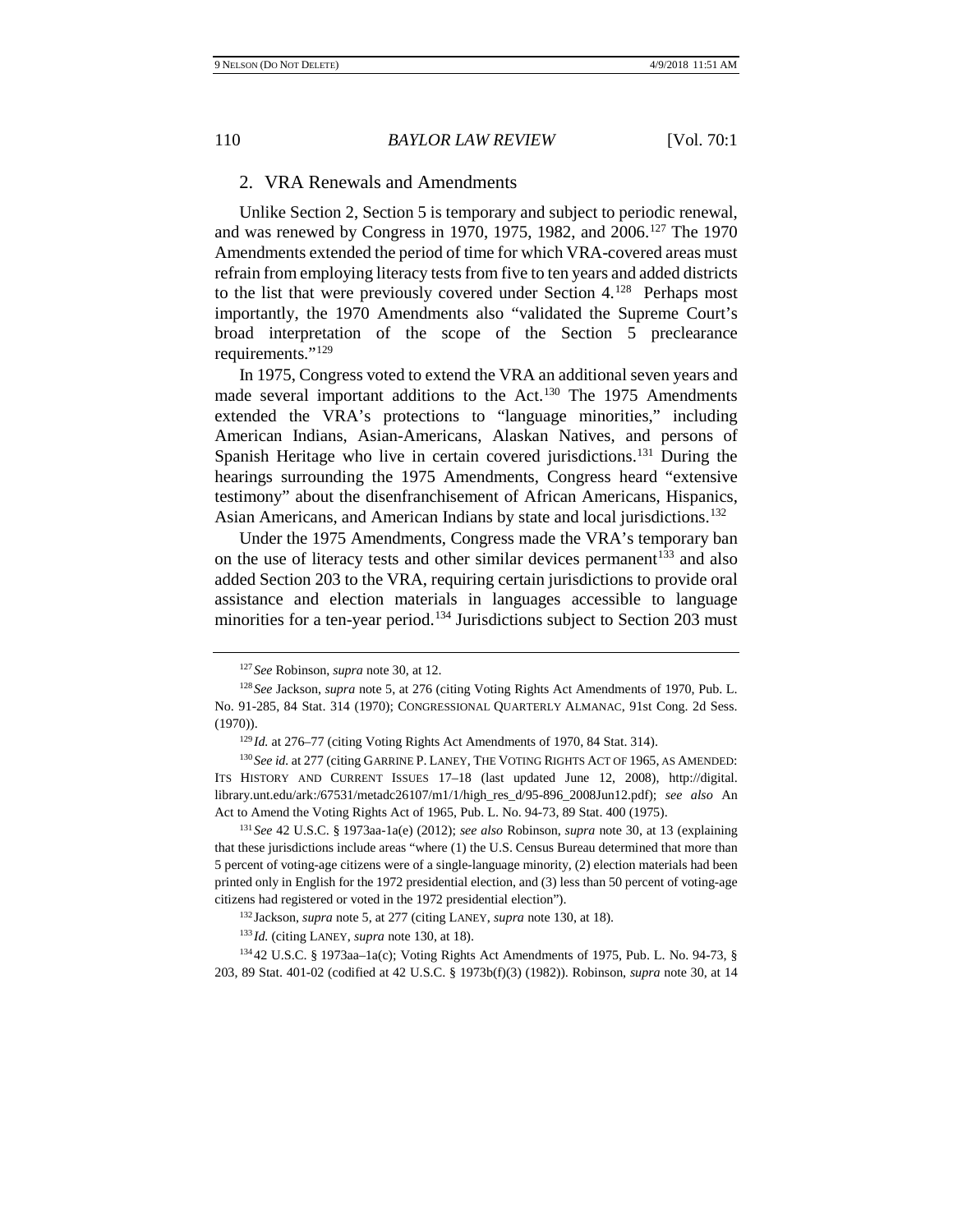### 2. VRA Renewals and Amendments

Unlike Section 2, Section 5 is temporary and subject to periodic renewal, and was renewed by Congress in 1970, 1975, 1982, and 2006.[127] The 1970 Amendments extended the period of time for which VRA-covered areas must refrain from employing literacy tests from five to ten years and added districts to the list that were previously covered under Section 4.[128] Perhaps most importantly, the 1970 Amendments also "validated the Supreme Court's broad interpretation of the scope of the Section 5 preclearance requirements."[129]

In 1975, Congress voted to extend the VRA an additional seven years and made several important additions to the Act.[130] The 1975 Amendments extended the VRA's protections to "language minorities," including American Indians, Asian-Americans, Alaskan Natives, and persons of Spanish Heritage who live in certain covered jurisdictions.[131] During the hearings surrounding the 1975 Amendments, Congress heard "extensive testimony" about the disenfranchisement of African Americans, Hispanics, Asian Americans, and American Indians by state and local jurisdictions.[132]

Under the 1975 Amendments, Congress made the VRA's temporary ban on the use of literacy tests and other similar devices permanent[133] and also added Section 203 to the VRA, requiring certain jurisdictions to provide oral assistance and election materials in languages accessible to language minorities for a ten-year period.[134] Jurisdictions subject to Section 203 must

---

[127] *See* Robinson, *supra* note 30, at 12.

[128] *See* Jackson, *supra* note 5, at 276 (citing Voting Rights Act Amendments of 1970, Pub. L. No. 91-285, 84 Stat. 314 (1970); CONGRESSIONAL QUARTERLY ALMANAC, 91st Cong. 2d Sess. (1970)).

[129] *Id.* at 276–77 (citing Voting Rights Act Amendments of 1970, 84 Stat. 314).

[130] *See id.* at 277 (citing GARRINE P. LANEY, THE VOTING RIGHTS ACT OF 1965, AS AMENDED: ITS HISTORY AND CURRENT ISSUES 17–18 (last updated June 12, 2008), http://digital.library.unt.edu/ark:/67531/metadc26107/m1/1/high_res_d/95-896_2008Jun12.pdf); *see also* An Act to Amend the Voting Rights Act of 1965, Pub. L. No. 94-73, 89 Stat. 400 (1975).

[131] *See* 42 U.S.C. § 1973aa-1a(e) (2012); *see also* Robinson, *supra* note 30, at 13 (explaining that these jurisdictions include areas "where (1) the U.S. Census Bureau determined that more than 5 percent of voting-age citizens were of a single-language minority, (2) election materials had been printed only in English for the 1972 presidential election, and (3) less than 50 percent of voting-age citizens had registered or voted in the 1972 presidential election").

[132] Jackson, *supra* note 5, at 277 (citing LANEY, *supra* note 130, at 18).

[133] *Id.* (citing LANEY, *supra* note 130, at 18).

[134] 42 U.S.C. § 1973aa–1a(c); Voting Rights Act Amendments of 1975, Pub. L. No. 94-73, § 203, 89 Stat. 401-02 (codified at 42 U.S.C. § 1973b(f)(3) (1982)). Robinson, *supra* note 30, at 14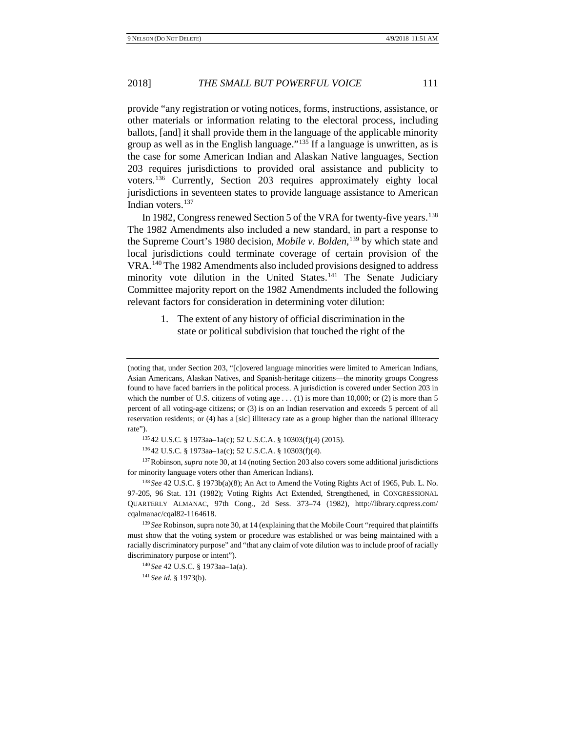provide "any registration or voting notices, forms, instructions, assistance, or other materials or information relating to the electoral process, including ballots, [and] it shall provide them in the language of the applicable minority group as well as in the English language."[135] If a language is unwritten, as is the case for some American Indian and Alaskan Native languages, Section 203 requires jurisdictions to provided oral assistance and publicity to voters.[136] Currently, Section 203 requires approximately eighty local jurisdictions in seventeen states to provide language assistance to American Indian voters.[137]

In 1982, Congress renewed Section 5 of the VRA for twenty-five years.[138] The 1982 Amendments also included a new standard, in part a response to the Supreme Court's 1980 decision, *Mobile v. Bolden*,[139] by which state and local jurisdictions could terminate coverage of certain provision of the VRA.[140] The 1982 Amendments also included provisions designed to address minority vote dilution in the United States.[141] The Senate Judiciary Committee majority report on the 1982 Amendments included the following relevant factors for consideration in determining voter dilution:

> 1. The extent of any history of official discrimination in the state or political subdivision that touched the right of the

---

(noting that, under Section 203, "[c]overed language minorities were limited to American Indians, Asian Americans, Alaskan Natives, and Spanish-heritage citizens—the minority groups Congress found to have faced barriers in the political process. A jurisdiction is covered under Section 203 in which the number of U.S. citizens of voting age . . . (1) is more than 10,000; or (2) is more than 5 percent of all voting-age citizens; or (3) is on an Indian reservation and exceeds 5 percent of all reservation residents; or (4) has a [sic] illiteracy rate as a group higher than the national illiteracy rate").

[135] 42 U.S.C. § 1973aa–1a(c); 52 U.S.C.A. § 10303(f)(4) (2015).

[136] 42 U.S.C. § 1973aa–1a(c); 52 U.S.C.A. § 10303(f)(4).

[137] Robinson, *supra* note 30, at 14 (noting Section 203 also covers some additional jurisdictions for minority language voters other than American Indians).

[138] *See* 42 U.S.C. § 1973b(a)(8); An Act to Amend the Voting Rights Act of 1965, Pub. L. No. 97-205, 96 Stat. 131 (1982); Voting Rights Act Extended, Strengthened, in CONGRESSIONAL QUARTERLY ALMANAC, 97th Cong., 2d Sess. 373–74 (1982), http://library.cqpress.com/cqalmanac/cqal82-1164618.

[139] *See* Robinson, supra note 30, at 14 (explaining that the Mobile Court "required that plaintiffs must show that the voting system or procedure was established or was being maintained with a racially discriminatory purpose" and "that any claim of vote dilution was to include proof of racially discriminatory purpose or intent").

[140] *See* 42 U.S.C. § 1973aa–1a(a).

[141] *See id.* § 1973(b).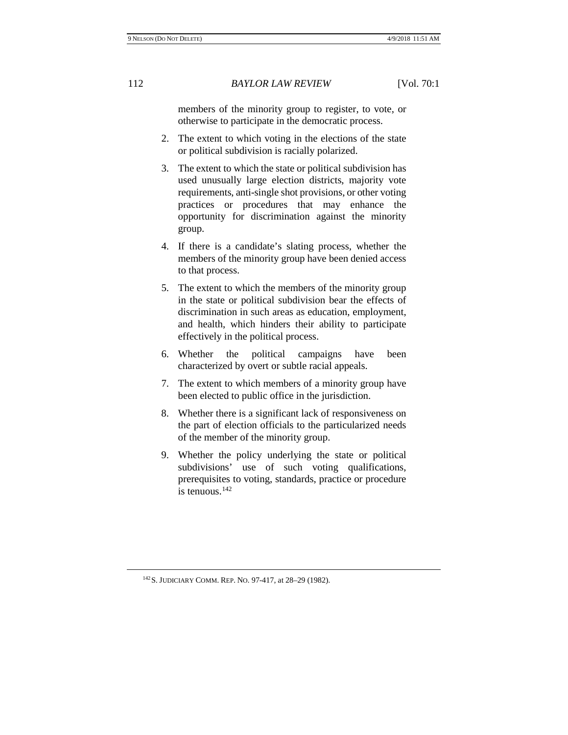members of the minority group to register, to vote, or otherwise to participate in the democratic process.

2. The extent to which voting in the elections of the state or political subdivision is racially polarized.

3. The extent to which the state or political subdivision has used unusually large election districts, majority vote requirements, anti-single shot provisions, or other voting practices or procedures that may enhance the opportunity for discrimination against the minority group.

4. If there is a candidate's slating process, whether the members of the minority group have been denied access to that process.

5. The extent to which the members of the minority group in the state or political subdivision bear the effects of discrimination in such areas as education, employment, and health, which hinders their ability to participate effectively in the political process.

6. Whether the political campaigns have been characterized by overt or subtle racial appeals.

7. The extent to which members of a minority group have been elected to public office in the jurisdiction.

8. Whether there is a significant lack of responsiveness on the part of election officials to the particularized needs of the member of the minority group.

9. Whether the policy underlying the state or political subdivisions' use of such voting qualifications, prerequisites to voting, standards, practice or procedure is tenuous.[142]

---

[142] S. JUDICIARY COMM. REP. NO. 97-417, at 28–29 (1982).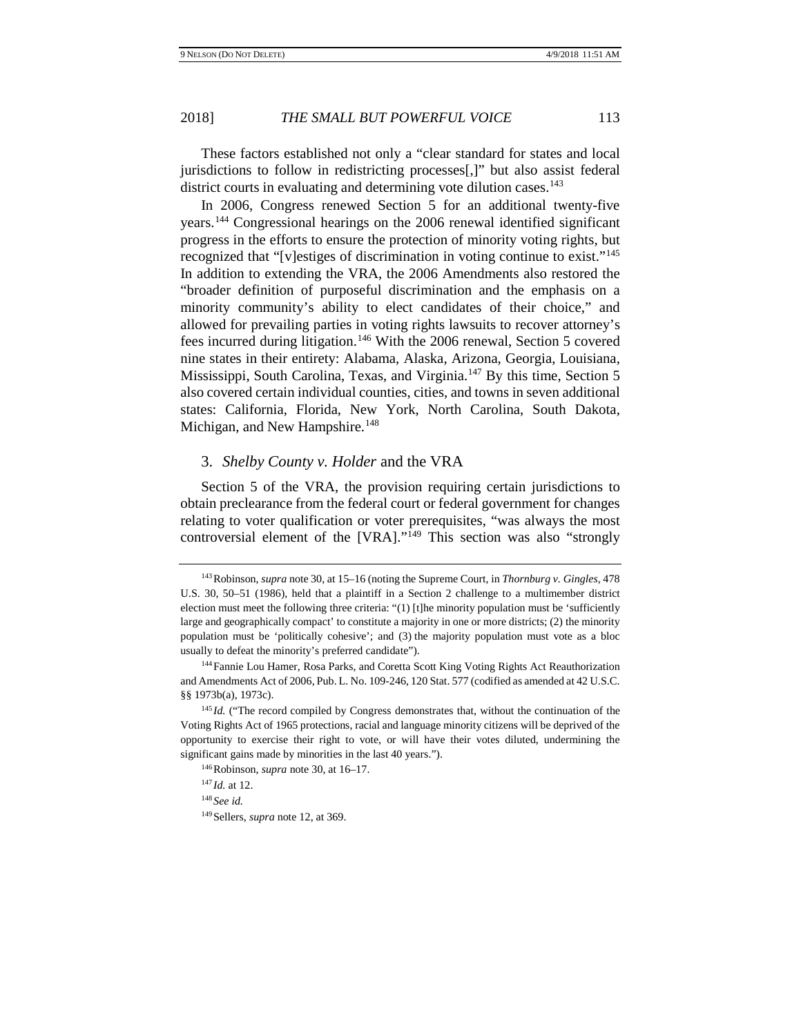These factors established not only a "clear standard for states and local jurisdictions to follow in redistricting processes[,]" but also assist federal district courts in evaluating and determining vote dilution cases.[143]

In 2006, Congress renewed Section 5 for an additional twenty-five years.[144] Congressional hearings on the 2006 renewal identified significant progress in the efforts to ensure the protection of minority voting rights, but recognized that "[v]estiges of discrimination in voting continue to exist."[145] In addition to extending the VRA, the 2006 Amendments also restored the "broader definition of purposeful discrimination and the emphasis on a minority community's ability to elect candidates of their choice," and allowed for prevailing parties in voting rights lawsuits to recover attorney's fees incurred during litigation.[146] With the 2006 renewal, Section 5 covered nine states in their entirety: Alabama, Alaska, Arizona, Georgia, Louisiana, Mississippi, South Carolina, Texas, and Virginia.[147] By this time, Section 5 also covered certain individual counties, cities, and towns in seven additional states: California, Florida, New York, North Carolina, South Dakota, Michigan, and New Hampshire.[148]

### 3. *Shelby County v. Holder* and the VRA

Section 5 of the VRA, the provision requiring certain jurisdictions to obtain preclearance from the federal court or federal government for changes relating to voter qualification or voter prerequisites, "was always the most controversial element of the [VRA]."[149] This section was also "strongly

---

[143] Robinson, *supra* note 30, at 15–16 (noting the Supreme Court, in *Thornburg v. Gingles*, 478 U.S. 30, 50–51 (1986), held that a plaintiff in a Section 2 challenge to a multimember district election must meet the following three criteria: "(1) [t]he minority population must be 'sufficiently large and geographically compact' to constitute a majority in one or more districts; (2) the minority population must be 'politically cohesive'; and (3) the majority population must vote as a bloc usually to defeat the minority's preferred candidate").

[144] Fannie Lou Hamer, Rosa Parks, and Coretta Scott King Voting Rights Act Reauthorization and Amendments Act of 2006, Pub. L. No. 109-246, 120 Stat. 577 (codified as amended at 42 U.S.C. §§ 1973b(a), 1973c).

[145] *Id.* ("The record compiled by Congress demonstrates that, without the continuation of the Voting Rights Act of 1965 protections, racial and language minority citizens will be deprived of the opportunity to exercise their right to vote, or will have their votes diluted, undermining the significant gains made by minorities in the last 40 years.").

[146] Robinson, *supra* note 30, at 16–17.

[147] *Id.* at 12.

[148] *See id.*

[149] Sellers, *supra* note 12, at 369.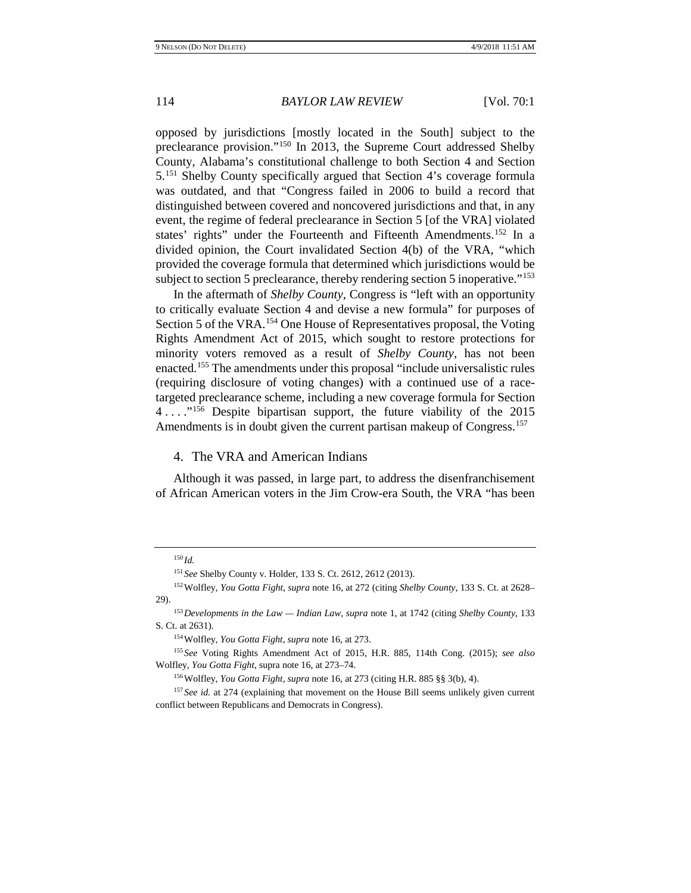opposed by jurisdictions [mostly located in the South] subject to the preclearance provision."[150] In 2013, the Supreme Court addressed Shelby County, Alabama's constitutional challenge to both Section 4 and Section 5.[151] Shelby County specifically argued that Section 4's coverage formula was outdated, and that "Congress failed in 2006 to build a record that distinguished between covered and noncovered jurisdictions and that, in any event, the regime of federal preclearance in Section 5 [of the VRA] violated states' rights" under the Fourteenth and Fifteenth Amendments.[152] In a divided opinion, the Court invalidated Section 4(b) of the VRA, "which provided the coverage formula that determined which jurisdictions would be subject to section 5 preclearance, thereby rendering section 5 inoperative."[153]

In the aftermath of *Shelby County*, Congress is "left with an opportunity to critically evaluate Section 4 and devise a new formula" for purposes of Section 5 of the VRA.[154] One House of Representatives proposal, the Voting Rights Amendment Act of 2015, which sought to restore protections for minority voters removed as a result of *Shelby County*, has not been enacted.[155] The amendments under this proposal "include universalistic rules (requiring disclosure of voting changes) with a continued use of a race-targeted preclearance scheme, including a new coverage formula for Section 4 . . . ."[156] Despite bipartisan support, the future viability of the 2015 Amendments is in doubt given the current partisan makeup of Congress.[157]

### 4. The VRA and American Indians

Although it was passed, in large part, to address the disenfranchisement of African American voters in the Jim Crow-era South, the VRA "has been

---

[150] *Id.*

[151] *See* Shelby County v. Holder, 133 S. Ct. 2612, 2612 (2013).

[152] Wolfley, *You Gotta Fight*, *supra* note 16, at 272 (citing *Shelby County*, 133 S. Ct. at 2628–29).

[153] *Developments in the Law — Indian Law*, *supra* note 1, at 1742 (citing *Shelby County*, 133 S. Ct. at 2631).

[154] Wolfley, *You Gotta Fight*, *supra* note 16, at 273.

[155] *See* Voting Rights Amendment Act of 2015, H.R. 885, 114th Cong. (2015); *see also* Wolfley, *You Gotta Fight*, supra note 16, at 273–74.

[156] Wolfley, *You Gotta Fight*, *supra* note 16, at 273 (citing H.R. 885 §§ 3(b), 4).

[157] *See id.* at 274 (explaining that movement on the House Bill seems unlikely given current conflict between Republicans and Democrats in Congress).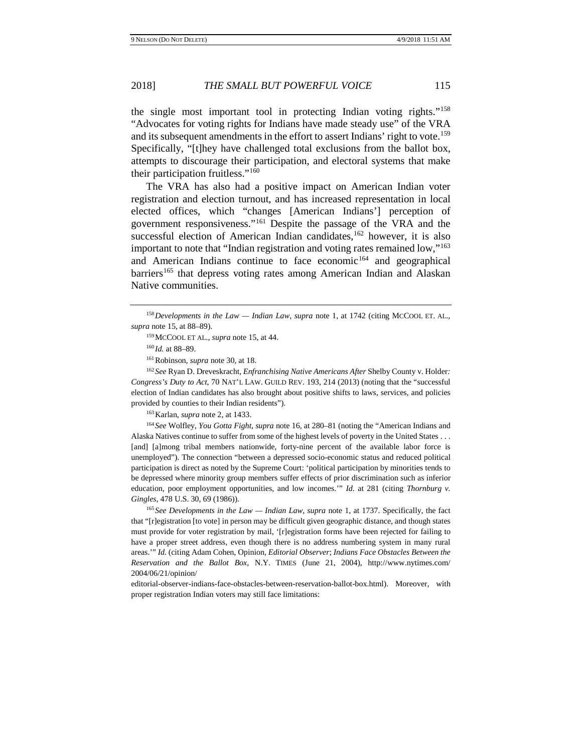the single most important tool in protecting Indian voting rights."[158] "Advocates for voting rights for Indians have made steady use" of the VRA and its subsequent amendments in the effort to assert Indians' right to vote.[159] Specifically, "[t]hey have challenged total exclusions from the ballot box, attempts to discourage their participation, and electoral systems that make their participation fruitless."[160]

The VRA has also had a positive impact on American Indian voter registration and election turnout, and has increased representation in local elected offices, which "changes [American Indians'] perception of government responsiveness."[161] Despite the passage of the VRA and the successful election of American Indian candidates,[162] however, it is also important to note that "Indian registration and voting rates remained low,"[163] and American Indians continue to face economic[164] and geographical barriers[165] that depress voting rates among American Indian and Alaskan Native communities.

---

[158] *Developments in the Law — Indian Law*, *supra* note 1, at 1742 (citing MCCOOL ET. AL., *supra* note 15, at 88–89).

[159] MCCOOL ET AL., *supra* note 15, at 44.

[160] *Id.* at 88–89.

[161] Robinson, *supra* note 30, at 18.

[162] *See* Ryan D. Dreveskracht, *Enfranchising Native Americans After* Shelby County v. Holder*: Congress's Duty to Act*, 70 NAT'L LAW. GUILD REV. 193, 214 (2013) (noting that the "successful election of Indian candidates has also brought about positive shifts to laws, services, and policies provided by counties to their Indian residents").

[163] Karlan, *supra* note 2, at 1433.

[164] *See* Wolfley, *You Gotta Fight*, *supra* note 16, at 280–81 (noting the "American Indians and Alaska Natives continue to suffer from some of the highest levels of poverty in the United States . . . [and] [a]mong tribal members nationwide, forty-nine percent of the available labor force is unemployed"). The connection "between a depressed socio-economic status and reduced political participation is direct as noted by the Supreme Court: 'political participation by minorities tends to be depressed where minority group members suffer effects of prior discrimination such as inferior education, poor employment opportunities, and low incomes.'" *Id.* at 281 (citing *Thornburg v. Gingles*, 478 U.S. 30, 69 (1986)).

[165] *See Developments in the Law — Indian Law*, *supra* note 1, at 1737. Specifically, the fact that "[r]egistration [to vote] in person may be difficult given geographic distance, and though states must provide for voter registration by mail, '[r]egistration forms have been rejected for failing to have a proper street address, even though there is no address numbering system in many rural areas.'" *Id.* (citing Adam Cohen, Opinion, *Editorial Observer*; *Indians Face Obstacles Between the Reservation and the Ballot Box*, N.Y. TIMES (June 21, 2004), http://www.nytimes.com/2004/06/21/opinion/editorial-observer-indians-face-obstacles-between-reservation-ballot-box.html). Moreover, with proper registration Indian voters may still face limitations: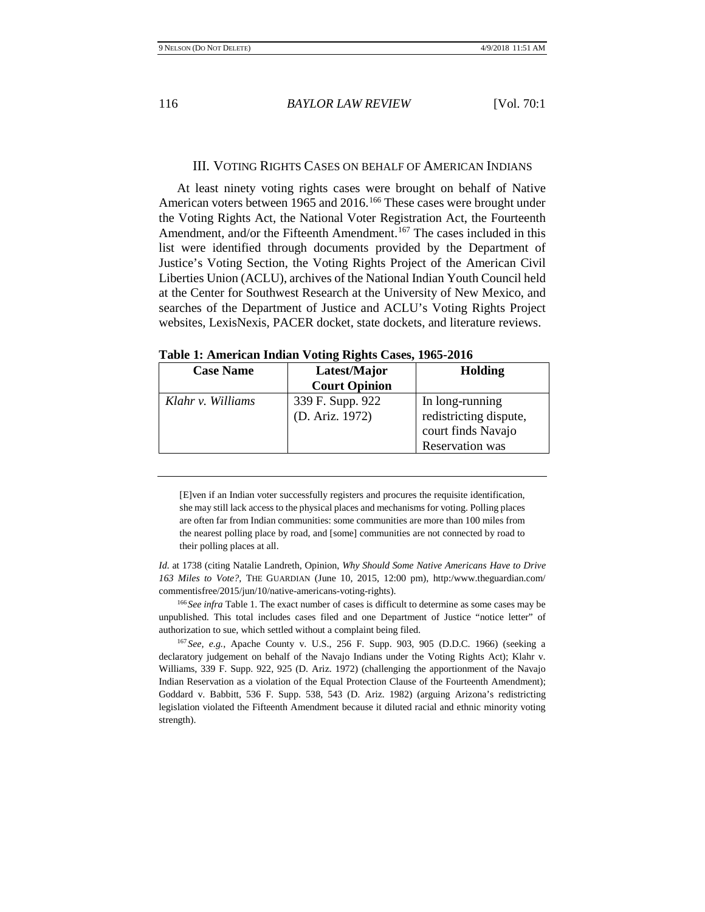## III. Voting Rights Cases on behalf of American Indians

At least ninety voting rights cases were brought on behalf of Native American voters between 1965 and 2016.[166] These cases were brought under the Voting Rights Act, the National Voter Registration Act, the Fourteenth Amendment, and/or the Fifteenth Amendment.[167] The cases included in this list were identified through documents provided by the Department of Justice's Voting Section, the Voting Rights Project of the American Civil Liberties Union (ACLU), archives of the National Indian Youth Council held at the Center for Southwest Research at the University of New Mexico, and searches of the Department of Justice and ACLU's Voting Rights Project websites, LexisNexis, PACER docket, state dockets, and literature reviews.

**Table 1: American Indian Voting Rights Cases, 1965-2016**

| Case Name | Latest/Major Court Opinion | Holding |
|---|---|---|
| *Klahr v. Williams* | 339 F. Supp. 922 (D. Ariz. 1972) | In long-running redistricting dispute, court finds Navajo Reservation was |

---

[E]ven if an Indian voter successfully registers and procures the requisite identification, she may still lack access to the physical places and mechanisms for voting. Polling places are often far from Indian communities: some communities are more than 100 miles from the nearest polling place by road, and [some] communities are not connected by road to their polling places at all.

*Id.* at 1738 (citing Natalie Landreth, Opinion, *Why Should Some Native Americans Have to Drive 163 Miles to Vote?*, The Guardian (June 10, 2015, 12:00 pm), http:/www.theguardian.com/commentisfree/2015/jun/10/native-americans-voting-rights).

[166] *See infra* Table 1. The exact number of cases is difficult to determine as some cases may be unpublished. This total includes cases filed and one Department of Justice "notice letter" of authorization to sue, which settled without a complaint being filed.

[167] *See, e.g.*, Apache County v. U.S., 256 F. Supp. 903, 905 (D.D.C. 1966) (seeking a declaratory judgement on behalf of the Navajo Indians under the Voting Rights Act); Klahr v. Williams, 339 F. Supp. 922, 925 (D. Ariz. 1972) (challenging the apportionment of the Navajo Indian Reservation as a violation of the Equal Protection Clause of the Fourteenth Amendment); Goddard v. Babbitt, 536 F. Supp. 538, 543 (D. Ariz. 1982) (arguing Arizona's redistricting legislation violated the Fifteenth Amendment because it diluted racial and ethnic minority voting strength).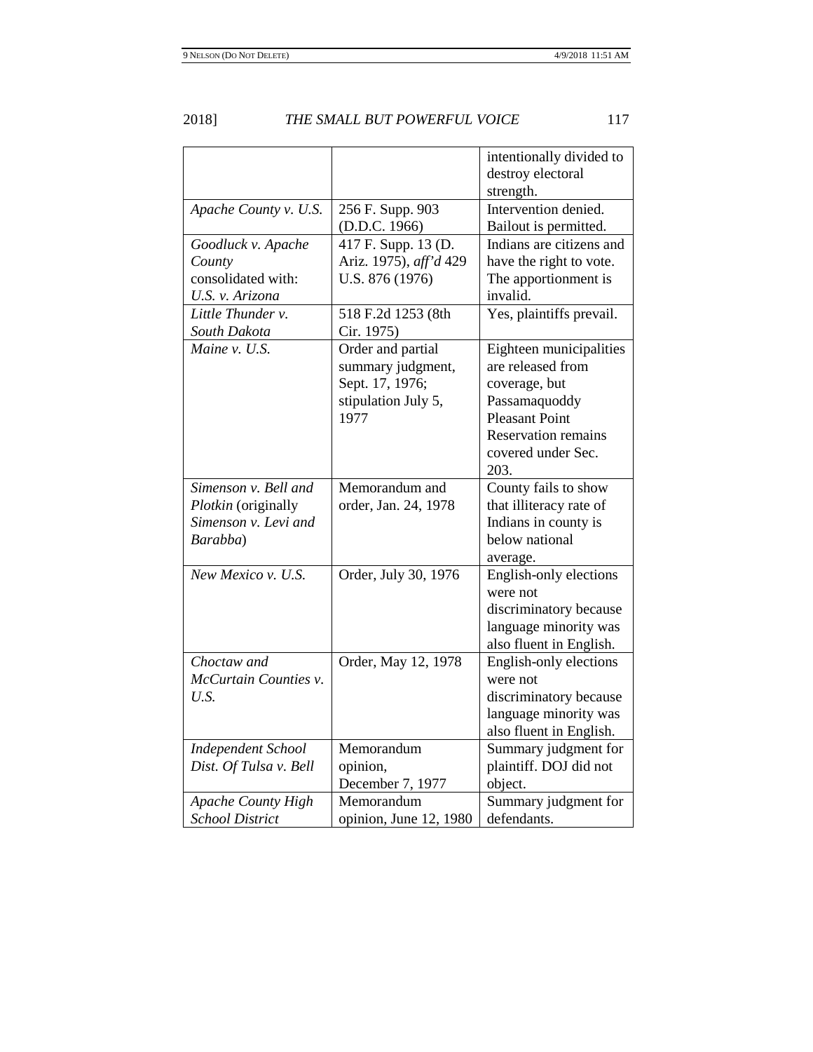| | | |
|---|---|---|
| | | intentionally divided to destroy electoral strength. |
| *Apache County v. U.S.* | 256 F. Supp. 903 (D.D.C. 1966) | Intervention denied. Bailout is permitted. |
| *Goodluck v. Apache County* consolidated with: *U.S. v. Arizona* | 417 F. Supp. 13 (D. Ariz. 1975), *aff'd* 429 U.S. 876 (1976) | Indians are citizens and have the right to vote. The apportionment is invalid. |
| *Little Thunder v. South Dakota* | 518 F.2d 1253 (8th Cir. 1975) | Yes, plaintiffs prevail. |
| *Maine v. U.S.* | Order and partial summary judgment, Sept. 17, 1976; stipulation July 5, 1977 | Eighteen municipalities are released from coverage, but Passamaquoddy Pleasant Point Reservation remains covered under Sec. 203. |
| *Simenson v. Bell and Plotkin* (originally *Simenson v. Levi and Barabba*) | Memorandum and order, Jan. 24, 1978 | County fails to show that illiteracy rate of Indians in county is below national average. |
| *New Mexico v. U.S.* | Order, July 30, 1976 | English-only elections were not discriminatory because language minority was also fluent in English. |
| *Choctaw and McCurtain Counties v. U.S.* | Order, May 12, 1978 | English-only elections were not discriminatory because language minority was also fluent in English. |
| *Independent School Dist. Of Tulsa v. Bell* | Memorandum opinion, December 7, 1977 | Summary judgment for plaintiff. DOJ did not object. |
| *Apache County High School District* | Memorandum opinion, June 12, 1980 | Summary judgment for defendants. |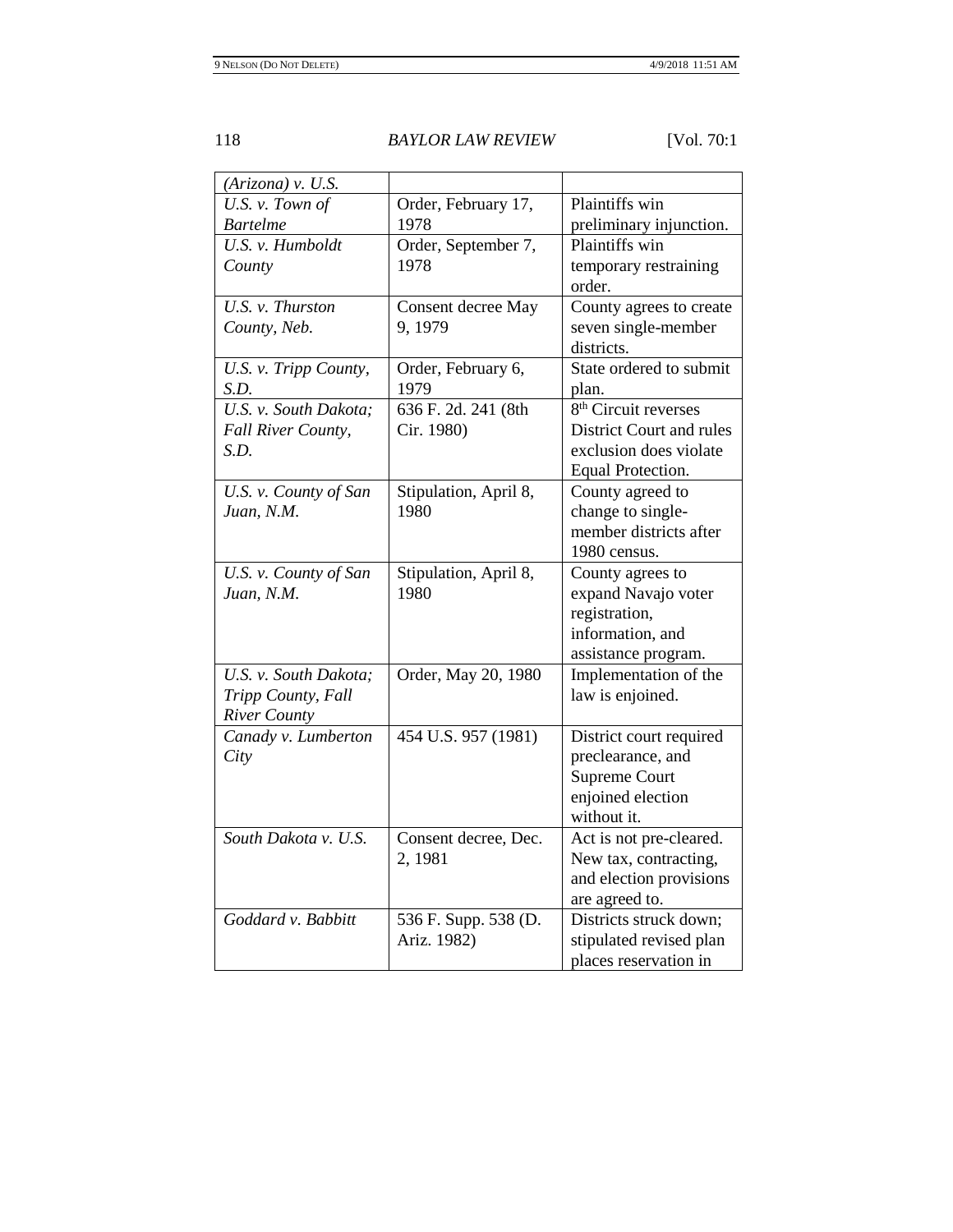| | | |
|---|---|---|
| *(Arizona) v. U.S.* | | |
| *U.S. v. Town of Bartelme* | Order, February 17, 1978 | Plaintiffs win preliminary injunction. |
| *U.S. v. Humboldt County* | Order, September 7, 1978 | Plaintiffs win temporary restraining order. |
| *U.S. v. Thurston County, Neb.* | Consent decree May 9, 1979 | County agrees to create seven single-member districts. |
| *U.S. v. Tripp County, S.D.* | Order, February 6, 1979 | State ordered to submit plan. |
| *U.S. v. South Dakota; Fall River County, S.D.* | 636 F. 2d. 241 (8th Cir. 1980) | 8th Circuit reverses District Court and rules exclusion does violate Equal Protection. |
| *U.S. v. County of San Juan, N.M.* | Stipulation, April 8, 1980 | County agreed to change to single-member districts after 1980 census. |
| *U.S. v. County of San Juan, N.M.* | Stipulation, April 8, 1980 | County agrees to expand Navajo voter registration, information, and assistance program. |
| *U.S. v. South Dakota; Tripp County, Fall River County* | Order, May 20, 1980 | Implementation of the law is enjoined. |
| *Canady v. Lumberton City* | 454 U.S. 957 (1981) | District court required preclearance, and Supreme Court enjoined election without it. |
| *South Dakota v. U.S.* | Consent decree, Dec. 2, 1981 | Act is not pre-cleared. New tax, contracting, and election provisions are agreed to. |
| *Goddard v. Babbitt* | 536 F. Supp. 538 (D. Ariz. 1982) | Districts struck down; stipulated revised plan places reservation in |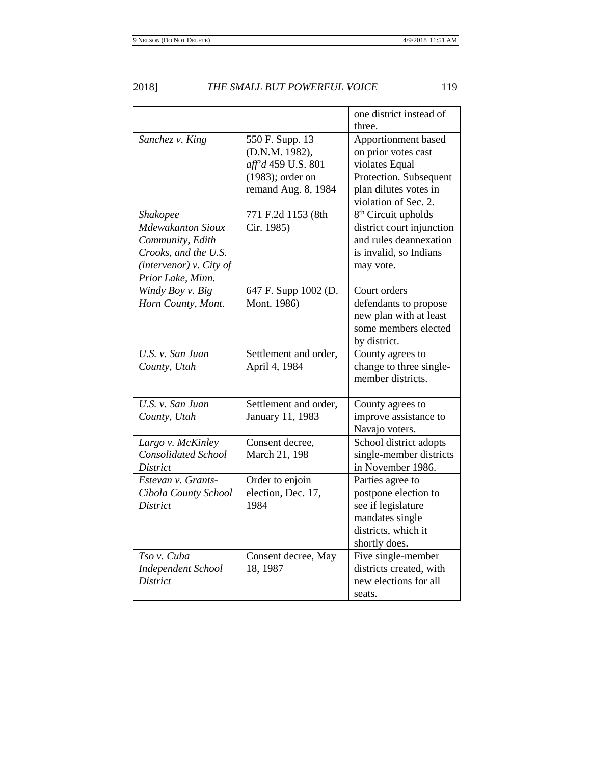| | | |
|---|---|---|
| | | one district instead of three. |
| *Sanchez v. King* | 550 F. Supp. 13 (D.N.M. 1982), *aff'd* 459 U.S. 801 (1983); order on remand Aug. 8, 1984 | Apportionment based on prior votes cast violates Equal Protection. Subsequent plan dilutes votes in violation of Sec. 2. |
| *Shakopee Mdewakanton Sioux Community, Edith Crooks, and the U.S. (intervenor) v. City of Prior Lake, Minn.* | 771 F.2d 1153 (8th Cir. 1985) | 8th Circuit upholds district court injunction and rules deannexation is invalid, so Indians may vote. |
| *Windy Boy v. Big Horn County, Mont.* | 647 F. Supp 1002 (D. Mont. 1986) | Court orders defendants to propose new plan with at least some members elected by district. |
| *U.S. v. San Juan County, Utah* | Settlement and order, April 4, 1984 | County agrees to change to three single-member districts. |
| *U.S. v. San Juan County, Utah* | Settlement and order, January 11, 1983 | County agrees to improve assistance to Navajo voters. |
| *Largo v. McKinley Consolidated School District* | Consent decree, March 21, 198 | School district adopts single-member districts in November 1986. |
| *Estevan v. Grants-Cibola County School District* | Order to enjoin election, Dec. 17, 1984 | Parties agree to postpone election to see if legislature mandates single districts, which it shortly does. |
| *Tso v. Cuba Independent School District* | Consent decree, May 18, 1987 | Five single-member districts created, with new elections for all seats. |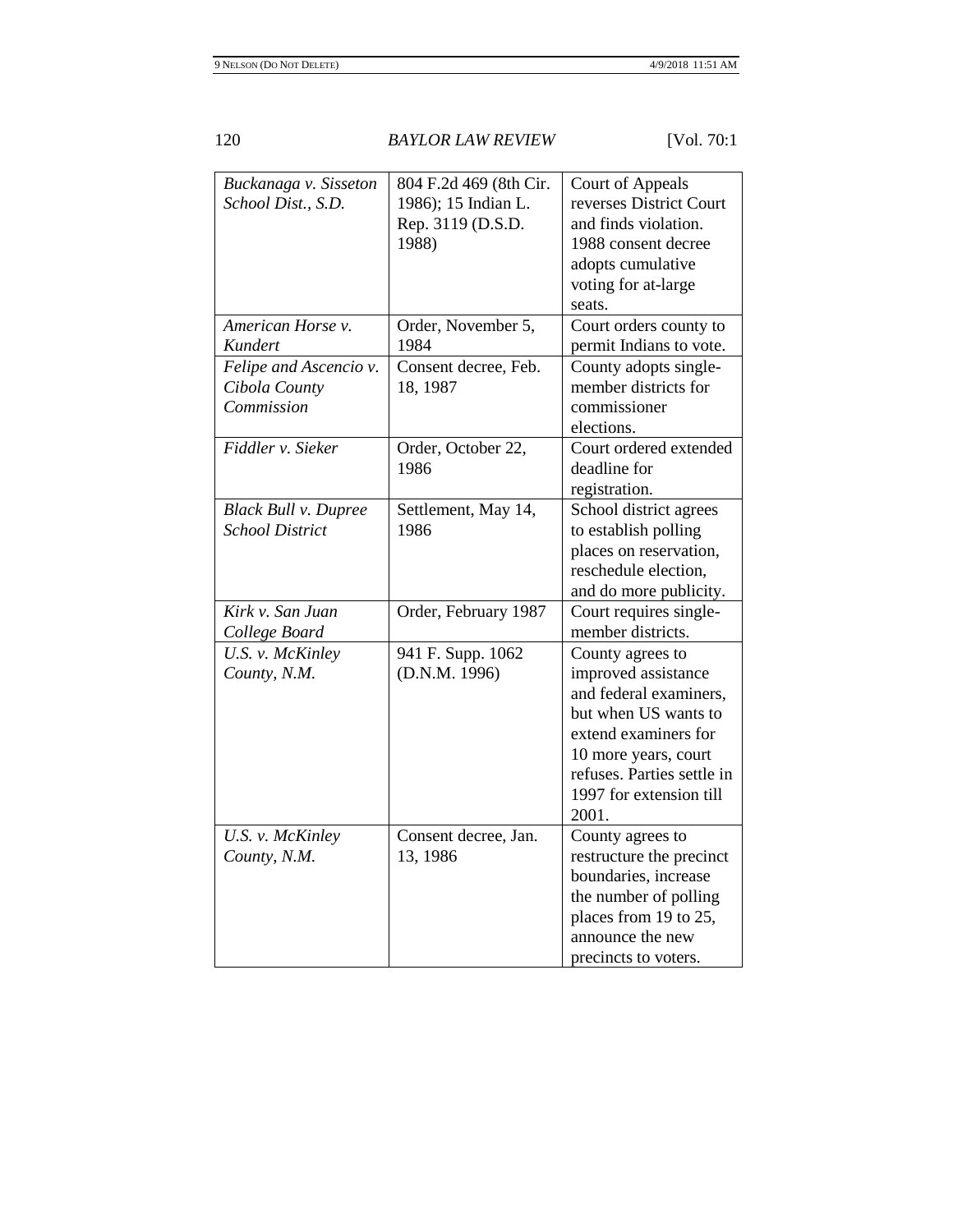| | | |
|---|---|---|
| *Buckanaga v. Sisseton School Dist., S.D.* | 804 F.2d 469 (8th Cir. 1986); 15 Indian L. Rep. 3119 (D.S.D. 1988) | Court of Appeals reverses District Court and finds violation. 1988 consent decree adopts cumulative voting for at-large seats. |
| *American Horse v. Kundert* | Order, November 5, 1984 | Court orders county to permit Indians to vote. |
| *Felipe and Ascencio v. Cibola County Commission* | Consent decree, Feb. 18, 1987 | County adopts single-member districts for commissioner elections. |
| *Fiddler v. Sieker* | Order, October 22, 1986 | Court ordered extended deadline for registration. |
| *Black Bull v. Dupree School District* | Settlement, May 14, 1986 | School district agrees to establish polling places on reservation, reschedule election, and do more publicity. |
| *Kirk v. San Juan College Board* | Order, February 1987 | Court requires single-member districts. |
| *U.S. v. McKinley County, N.M.* | 941 F. Supp. 1062 (D.N.M. 1996) | County agrees to improved assistance and federal examiners, but when US wants to extend examiners for 10 more years, court refuses. Parties settle in 1997 for extension till 2001. |
| *U.S. v. McKinley County, N.M.* | Consent decree, Jan. 13, 1986 | County agrees to restructure the precinct boundaries, increase the number of polling places from 19 to 25, announce the new precincts to voters. |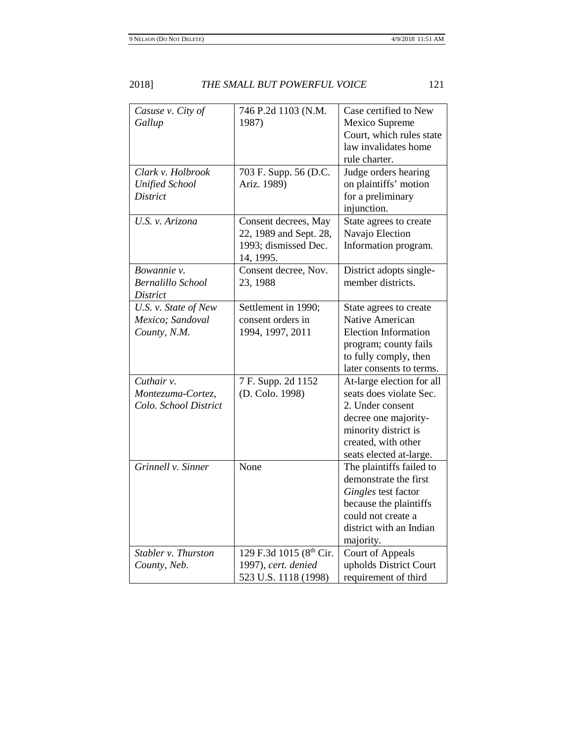| *Casuse v. City of Gallup* | 746 P.2d 1103 (N.M. 1987) | Case certified to New Mexico Supreme Court, which rules state law invalidates home rule charter. |
|---|---|---|
| *Clark v. Holbrook Unified School District* | 703 F. Supp. 56 (D.C. Ariz. 1989) | Judge orders hearing on plaintiffs' motion for a preliminary injunction. |
| *U.S. v. Arizona* | Consent decrees, May 22, 1989 and Sept. 28, 1993; dismissed Dec. 14, 1995. | State agrees to create Navajo Election Information program. |
| *Bowannie v. Bernalillo School District* | Consent decree, Nov. 23, 1988 | District adopts single-member districts. |
| *U.S. v. State of New Mexico; Sandoval County, N.M.* | Settlement in 1990; consent orders in 1994, 1997, 2011 | State agrees to create Native American Election Information program; county fails to fully comply, then later consents to terms. |
| *Cuthair v. Montezuma-Cortez, Colo. School District* | 7 F. Supp. 2d 1152 (D. Colo. 1998) | At-large election for all seats does violate Sec. 2. Under consent decree one majority-minority district is created, with other seats elected at-large. |
| *Grinnell v. Sinner* | None | The plaintiffs failed to demonstrate the first *Gingles* test factor because the plaintiffs could not create a district with an Indian majority. |
| *Stabler v. Thurston County, Neb.* | 129 F.3d 1015 (8th Cir. 1997), *cert. denied* 523 U.S. 1118 (1998) | Court of Appeals upholds District Court requirement of third |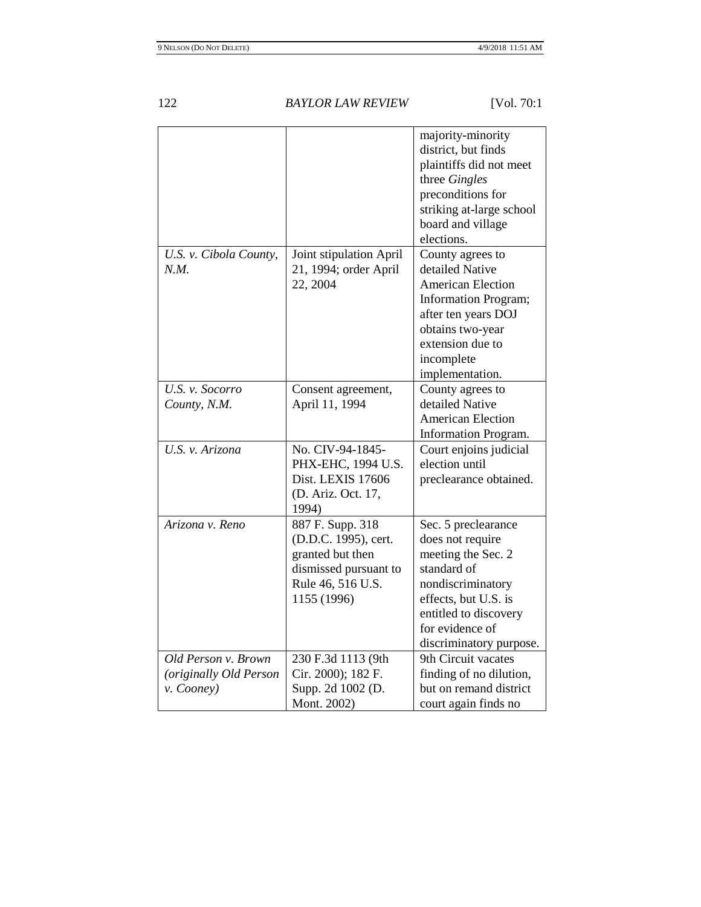| | | |
|---|---|---|
| | | majority-minority district, but finds plaintiffs did not meet three *Gingles* preconditions for striking at-large school board and village elections. |
| *U.S. v. Cibola County, N.M.* | Joint stipulation April 21, 1994; order April 22, 2004 | County agrees to detailed Native American Election Information Program; after ten years DOJ obtains two-year extension due to incomplete implementation. |
| *U.S. v. Socorro County, N.M.* | Consent agreement, April 11, 1994 | County agrees to detailed Native American Election Information Program. |
| *U.S. v. Arizona* | No. CIV-94-1845-PHX-EHC, 1994 U.S. Dist. LEXIS 17606 (D. Ariz. Oct. 17, 1994) | Court enjoins judicial election until preclearance obtained. |
| *Arizona v. Reno* | 887 F. Supp. 318 (D.D.C. 1995), cert. granted but then dismissed pursuant to Rule 46, 516 U.S. 1155 (1996) | Sec. 5 preclearance does not require meeting the Sec. 2 standard of nondiscriminatory effects, but U.S. is entitled to discovery for evidence of discriminatory purpose. |
| *Old Person v. Brown (originally Old Person v. Cooney)* | 230 F.3d 1113 (9th Cir. 2000); 182 F. Supp. 2d 1002 (D. Mont. 2002) | 9th Circuit vacates finding of no dilution, but on remand district court again finds no |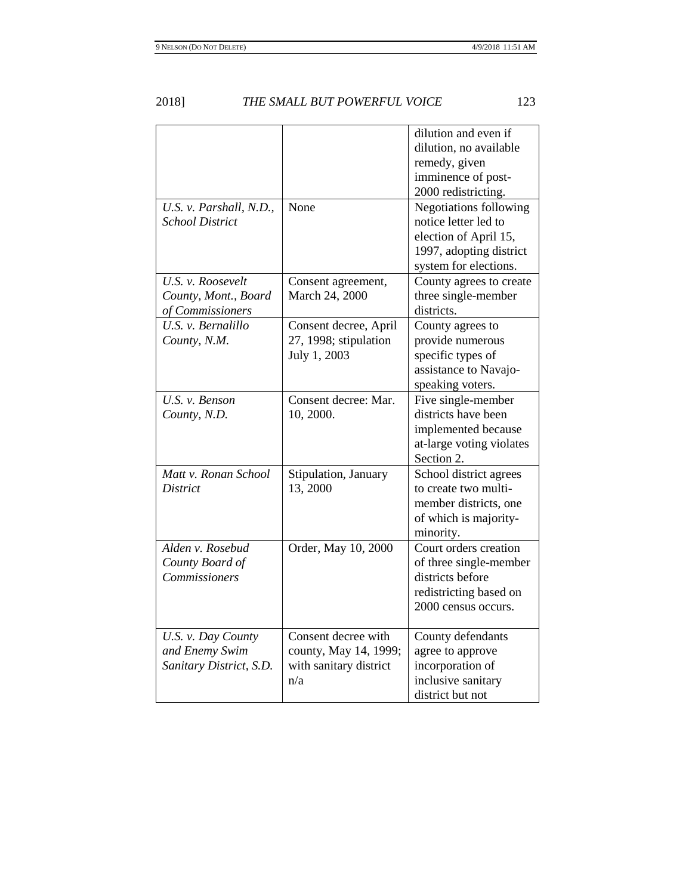| | | |
|---|---|---|
| | | dilution and even if dilution, no available remedy, given imminence of post-2000 redistricting. |
| *U.S. v. Parshall, N.D., School District* | None | Negotiations following notice letter led to election of April 15, 1997, adopting district system for elections. |
| *U.S. v. Roosevelt County, Mont., Board of Commissioners* | Consent agreement, March 24, 2000 | County agrees to create three single-member districts. |
| *U.S. v. Bernalillo County, N.M.* | Consent decree, April 27, 1998; stipulation July 1, 2003 | County agrees to provide numerous specific types of assistance to Navajo-speaking voters. |
| *U.S. v. Benson County, N.D.* | Consent decree: Mar. 10, 2000. | Five single-member districts have been implemented because at-large voting violates Section 2. |
| *Matt v. Ronan School District* | Stipulation, January 13, 2000 | School district agrees to create two multi-member districts, one of which is majority-minority. |
| *Alden v. Rosebud County Board of Commissioners* | Order, May 10, 2000 | Court orders creation of three single-member districts before redistricting based on 2000 census occurs. |
| *U.S. v. Day County and Enemy Swim Sanitary District, S.D.* | Consent decree with county, May 14, 1999; with sanitary district n/a | County defendants agree to approve incorporation of inclusive sanitary district but not |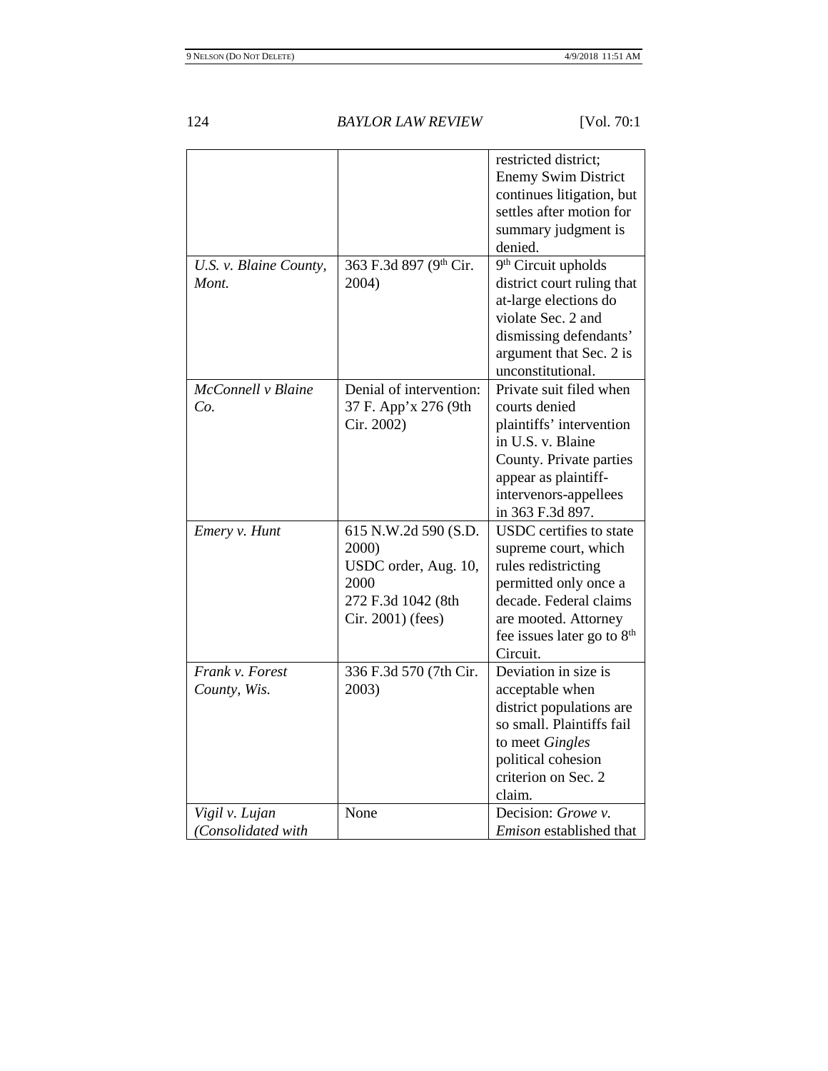| | | |
|---|---|---|
| | | restricted district; Enemy Swim District continues litigation, but settles after motion for summary judgment is denied. |
| *U.S. v. Blaine County, Mont.* | 363 F.3d 897 (9th Cir. 2004) | 9th Circuit upholds district court ruling that at-large elections do violate Sec. 2 and dismissing defendants' argument that Sec. 2 is unconstitutional. |
| *McConnell v Blaine Co.* | Denial of intervention: 37 F. App'x 276 (9th Cir. 2002) | Private suit filed when courts denied plaintiffs' intervention in U.S. v. Blaine County. Private parties appear as plaintiff-intervenors-appellees in 363 F.3d 897. |
| *Emery v. Hunt* | 615 N.W.2d 590 (S.D. 2000)<br>USDC order, Aug. 10, 2000<br>272 F.3d 1042 (8th Cir. 2001) (fees) | USDC certifies to state supreme court, which rules redistricting permitted only once a decade. Federal claims are mooted. Attorney fee issues later go to 8th Circuit. |
| *Frank v. Forest County, Wis.* | 336 F.3d 570 (7th Cir. 2003) | Deviation in size is acceptable when district populations are so small. Plaintiffs fail to meet *Gingles* political cohesion criterion on Sec. 2 claim. |
| *Vigil v. Lujan (Consolidated with* | None | Decision: *Growe v. Emison* established that |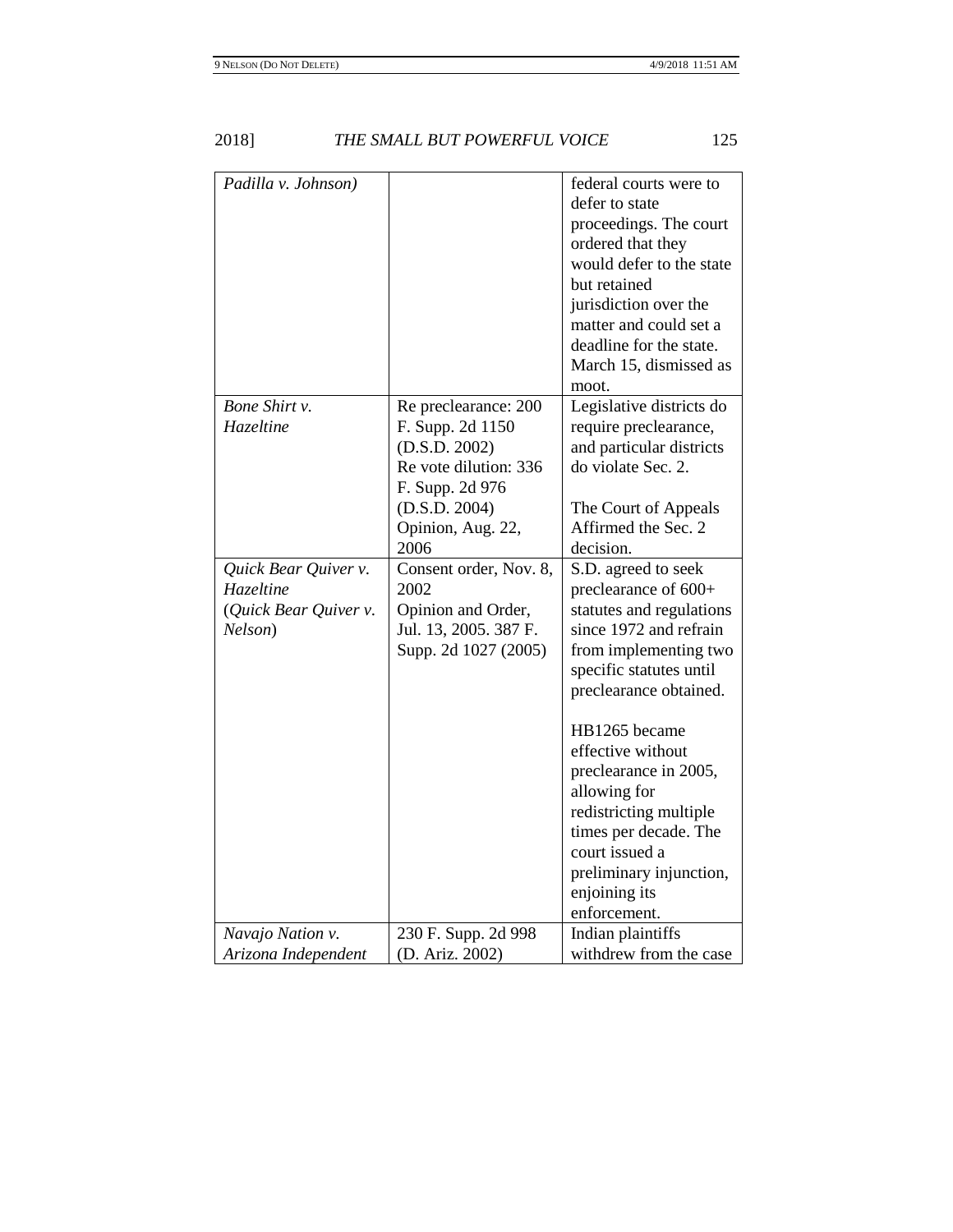| | | |
|---|---|---|
| *Padilla v. Johnson)* | | federal courts were to defer to state proceedings. The court ordered that they would defer to the state but retained jurisdiction over the matter and could set a deadline for the state. March 15, dismissed as moot. |
| *Bone Shirt v. Hazeltine* | Re preclearance: 200 F. Supp. 2d 1150 (D.S.D. 2002) Re vote dilution: 336 F. Supp. 2d 976 (D.S.D. 2004) Opinion, Aug. 22, 2006 | Legislative districts do require preclearance, and particular districts do violate Sec. 2. The Court of Appeals Affirmed the Sec. 2 decision. |
| *Quick Bear Quiver v. Hazeltine* (*Quick Bear Quiver v. Nelson*) | Consent order, Nov. 8, 2002 Opinion and Order, Jul. 13, 2005. 387 F. Supp. 2d 1027 (2005) | S.D. agreed to seek preclearance of 600+ statutes and regulations since 1972 and refrain from implementing two specific statutes until preclearance obtained. HB1265 became effective without preclearance in 2005, allowing for redistricting multiple times per decade. The court issued a preliminary injunction, enjoining its enforcement. |
| *Navajo Nation v. Arizona Independent* | 230 F. Supp. 2d 998 (D. Ariz. 2002) | Indian plaintiffs withdrew from the case |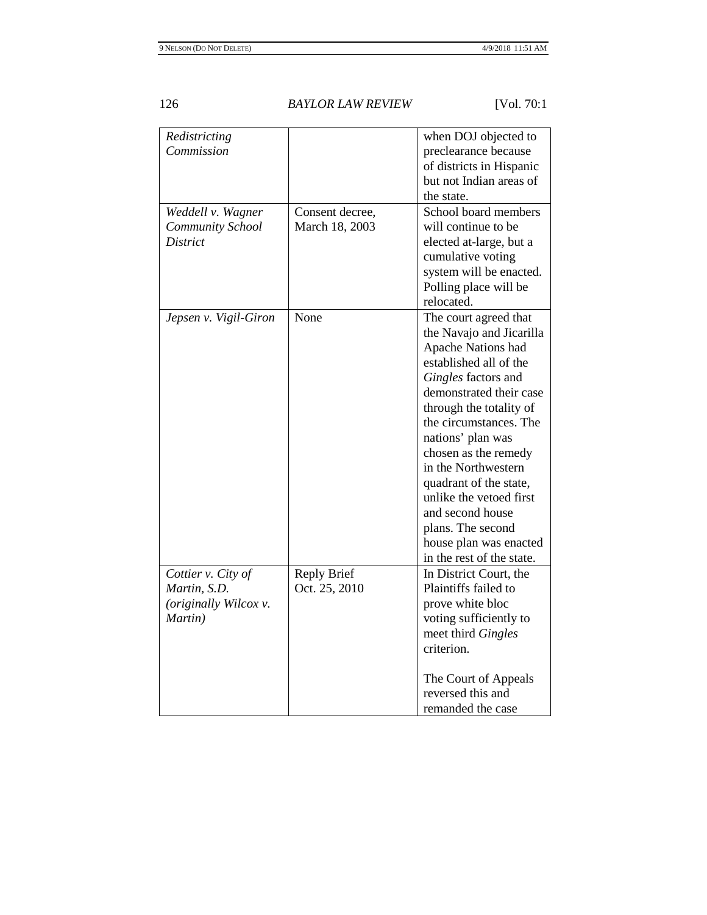| | | |
|---|---|---|
| *Redistricting Commission* | | when DOJ objected to preclearance because of districts in Hispanic but not Indian areas of the state. |
| *Weddell v. Wagner Community School District* | Consent decree, March 18, 2003 | School board members will continue to be elected at-large, but a cumulative voting system will be enacted. Polling place will be relocated. |
| *Jepsen v. Vigil-Giron* | None | The court agreed that the Navajo and Jicarilla Apache Nations had established all of the *Gingles* factors and demonstrated their case through the totality of the circumstances. The nations' plan was chosen as the remedy in the Northwestern quadrant of the state, unlike the vetoed first and second house plans. The second house plan was enacted in the rest of the state. |
| *Cottier v. City of Martin, S.D. (originally Wilcox v. Martin)* | Reply Brief Oct. 25, 2010 | In District Court, the Plaintiffs failed to prove white bloc voting sufficiently to meet third *Gingles* criterion.<br><br>The Court of Appeals reversed this and remanded the case |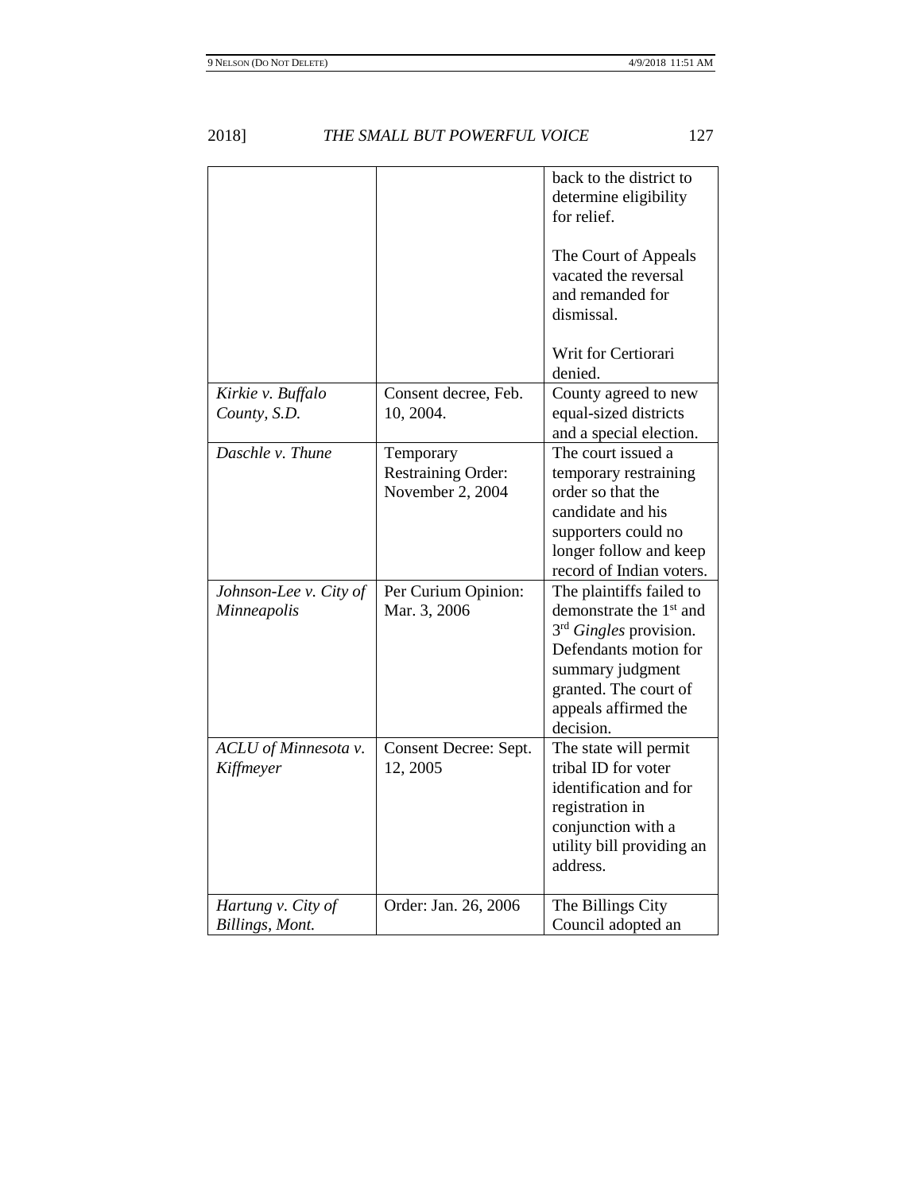| | | |
|---|---|---|
| | | back to the district to determine eligibility for relief.<br><br>The Court of Appeals vacated the reversal and remanded for dismissal.<br><br>Writ for Certiorari denied. |
| *Kirkie v. Buffalo County, S.D.* | Consent decree, Feb. 10, 2004. | County agreed to new equal-sized districts and a special election. |
| *Daschle v. Thune* | Temporary Restraining Order: November 2, 2004 | The court issued a temporary restraining order so that the candidate and his supporters could no longer follow and keep record of Indian voters. |
| *Johnson-Lee v. City of Minneapolis* | Per Curium Opinion: Mar. 3, 2006 | The plaintiffs failed to demonstrate the 1st and 3rd *Gingles* provision. Defendants motion for summary judgment granted. The court of appeals affirmed the decision. |
| *ACLU of Minnesota v. Kiffmeyer* | Consent Decree: Sept. 12, 2005 | The state will permit tribal ID for voter identification and for registration in conjunction with a utility bill providing an address. |
| *Hartung v. City of Billings, Mont.* | Order: Jan. 26, 2006 | The Billings City Council adopted an |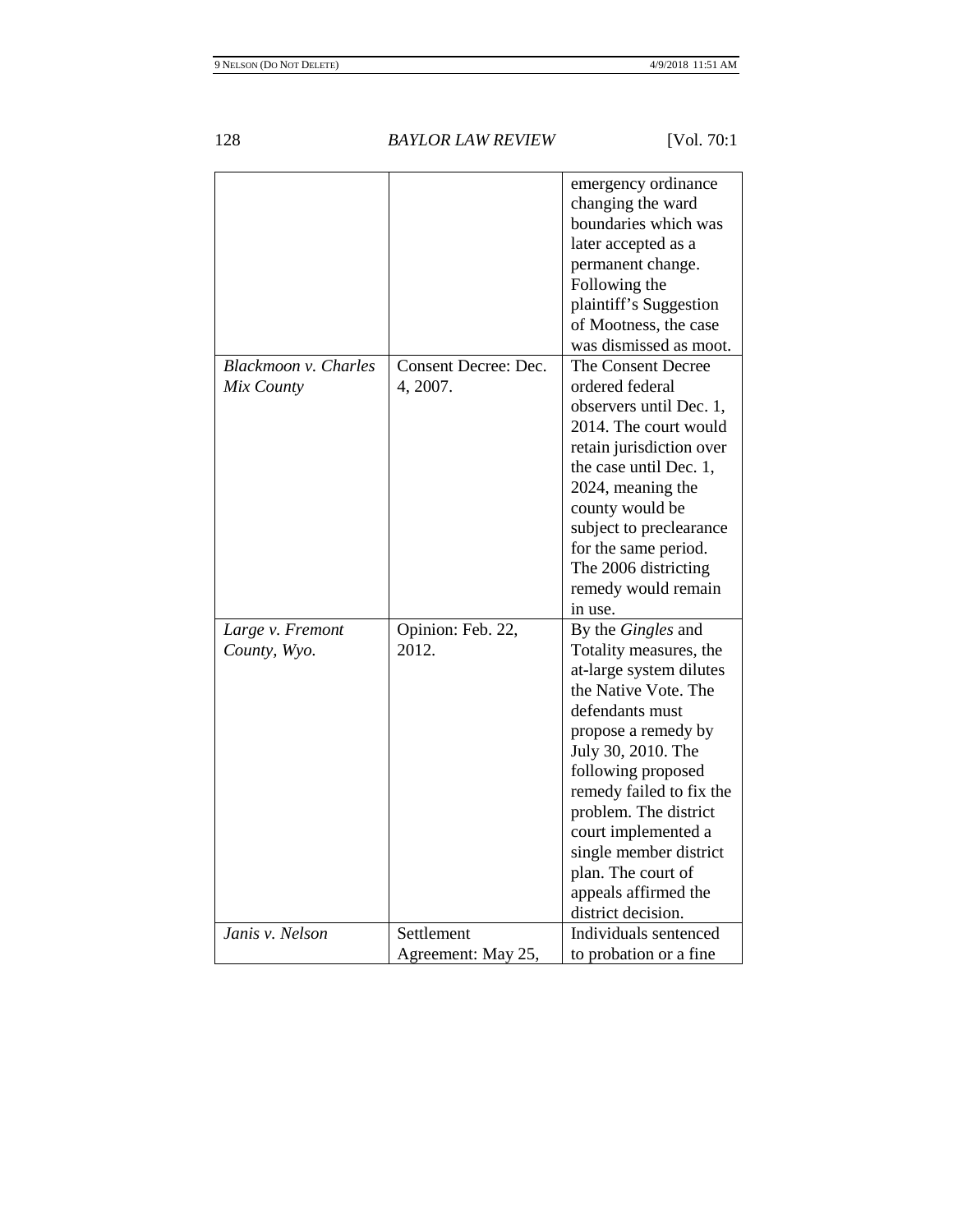| | | |
|---|---|---|
| | | emergency ordinance changing the ward boundaries which was later accepted as a permanent change. Following the plaintiff's Suggestion of Mootness, the case was dismissed as moot. |
| *Blackmoon v. Charles Mix County* | Consent Decree: Dec. 4, 2007. | The Consent Decree ordered federal observers until Dec. 1, 2014. The court would retain jurisdiction over the case until Dec. 1, 2024, meaning the county would be subject to preclearance for the same period. The 2006 districting remedy would remain in use. |
| *Large v. Fremont County, Wyo.* | Opinion: Feb. 22, 2012. | By the *Gingles* and Totality measures, the at-large system dilutes the Native Vote. The defendants must propose a remedy by July 30, 2010. The following proposed remedy failed to fix the problem. The district court implemented a single member district plan. The court of appeals affirmed the district decision. |
| *Janis v. Nelson* | Settlement Agreement: May 25, | Individuals sentenced to probation or a fine |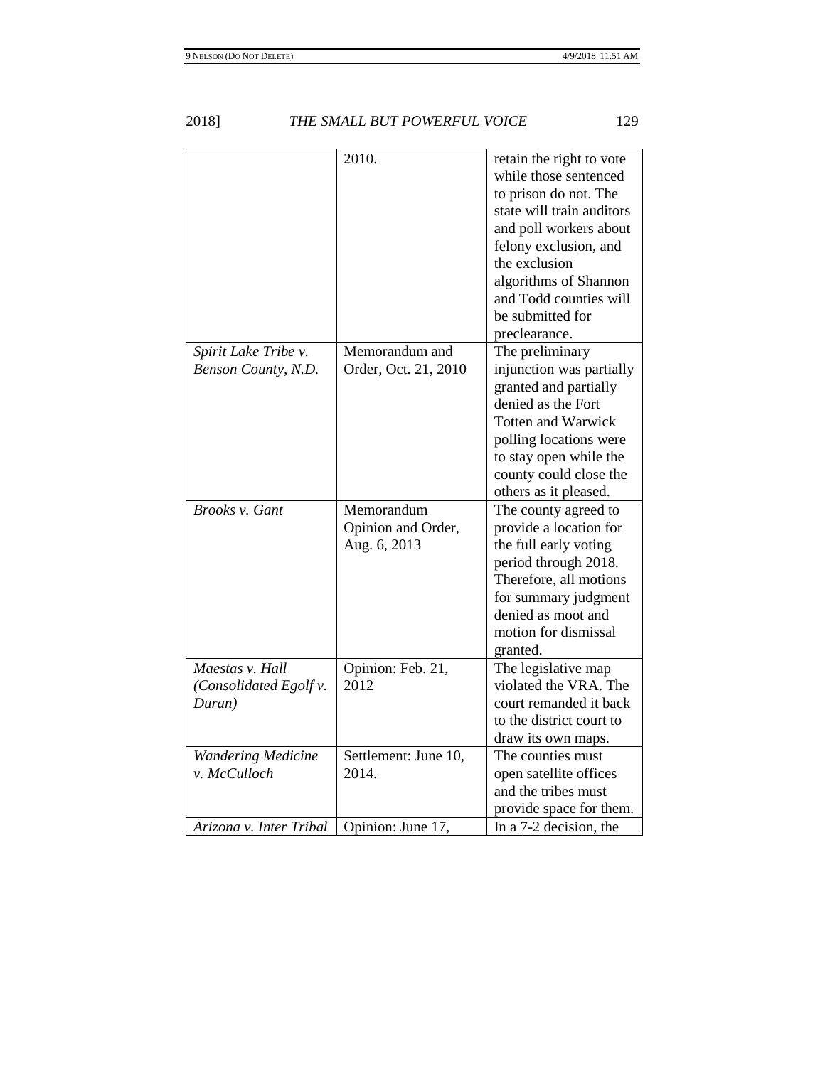| | | |
|---|---|---|
| | 2010. | retain the right to vote while those sentenced to prison do not. The state will train auditors and poll workers about felony exclusion, and the exclusion algorithms of Shannon and Todd counties will be submitted for preclearance. |
| *Spirit Lake Tribe v. Benson County, N.D.* | Memorandum and Order, Oct. 21, 2010 | The preliminary injunction was partially granted and partially denied as the Fort Totten and Warwick polling locations were to stay open while the county could close the others as it pleased. |
| *Brooks v. Gant* | Memorandum Opinion and Order, Aug. 6, 2013 | The county agreed to provide a location for the full early voting period through 2018. Therefore, all motions for summary judgment denied as moot and motion for dismissal granted. |
| *Maestas v. Hall (Consolidated Egolf v. Duran)* | Opinion: Feb. 21, 2012 | The legislative map violated the VRA. The court remanded it back to the district court to draw its own maps. |
| *Wandering Medicine v. McCulloch* | Settlement: June 10, 2014. | The counties must open satellite offices and the tribes must provide space for them. |
| *Arizona v. Inter Tribal* | Opinion: June 17, | In a 7-2 decision, the |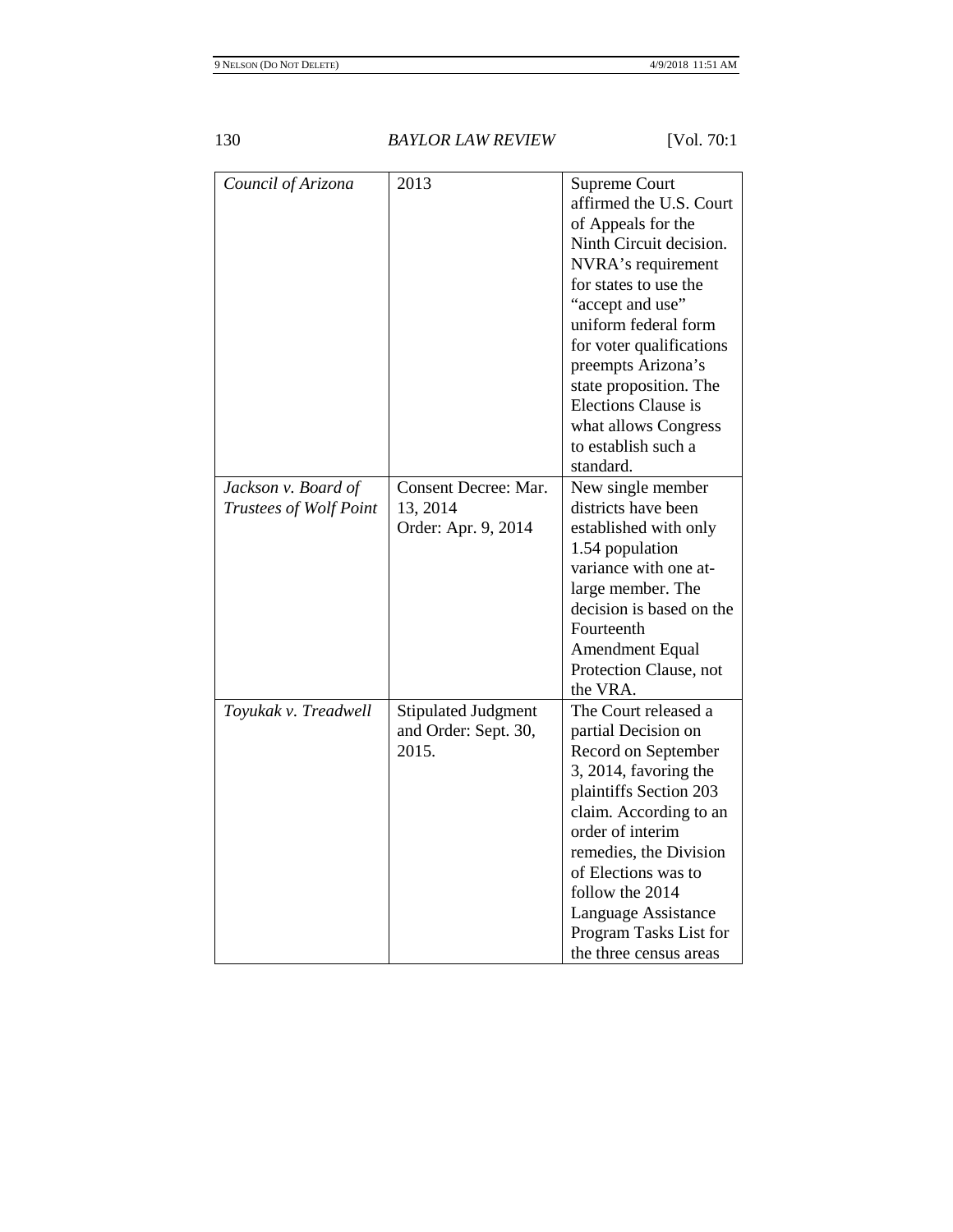| | | |
|---|---|---|
| *Council of Arizona* | 2013 | Supreme Court affirmed the U.S. Court of Appeals for the Ninth Circuit decision. NVRA's requirement for states to use the "accept and use" uniform federal form for voter qualifications preempts Arizona's state proposition. The Elections Clause is what allows Congress to establish such a standard. |
| *Jackson v. Board of Trustees of Wolf Point* | Consent Decree: Mar. 13, 2014<br>Order: Apr. 9, 2014 | New single member districts have been established with only 1.54 population variance with one at-large member. The decision is based on the Fourteenth Amendment Equal Protection Clause, not the VRA. |
| *Toyukak v. Treadwell* | Stipulated Judgment and Order: Sept. 30, 2015. | The Court released a partial Decision on Record on September 3, 2014, favoring the plaintiffs Section 203 claim. According to an order of interim remedies, the Division of Elections was to follow the 2014 Language Assistance Program Tasks List for the three census areas |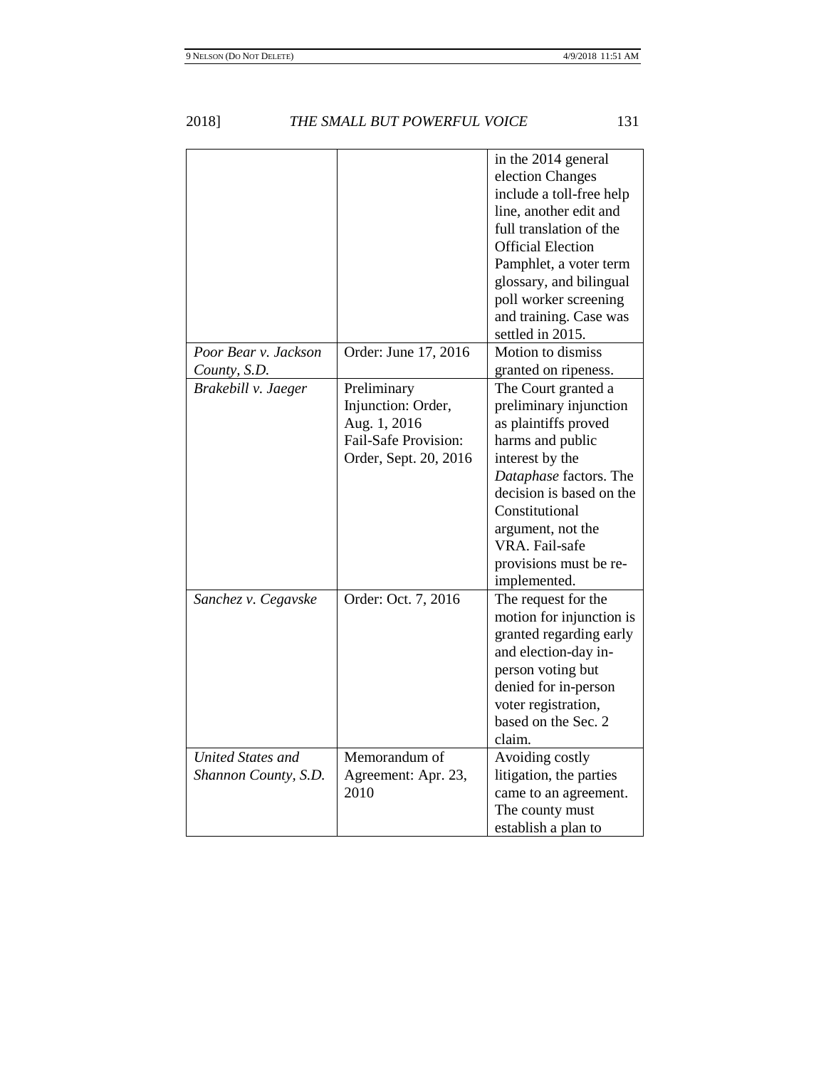| | | |
|---|---|---|
| | | in the 2014 general election Changes include a toll-free help line, another edit and full translation of the Official Election Pamphlet, a voter term glossary, and bilingual poll worker screening and training. Case was settled in 2015. |
| *Poor Bear v. Jackson County, S.D.* | Order: June 17, 2016 | Motion to dismiss granted on ripeness. |
| *Brakebill v. Jaeger* | Preliminary Injunction: Order, Aug. 1, 2016 Fail-Safe Provision: Order, Sept. 20, 2016 | The Court granted a preliminary injunction as plaintiffs proved harms and public interest by the *Dataphase* factors. The decision is based on the Constitutional argument, not the VRA. Fail-safe provisions must be re-implemented. |
| *Sanchez v. Cegavske* | Order: Oct. 7, 2016 | The request for the motion for injunction is granted regarding early and election-day in-person voting but denied for in-person voter registration, based on the Sec. 2 claim. |
| *United States and Shannon County, S.D.* | Memorandum of Agreement: Apr. 23, 2010 | Avoiding costly litigation, the parties came to an agreement. The county must establish a plan to |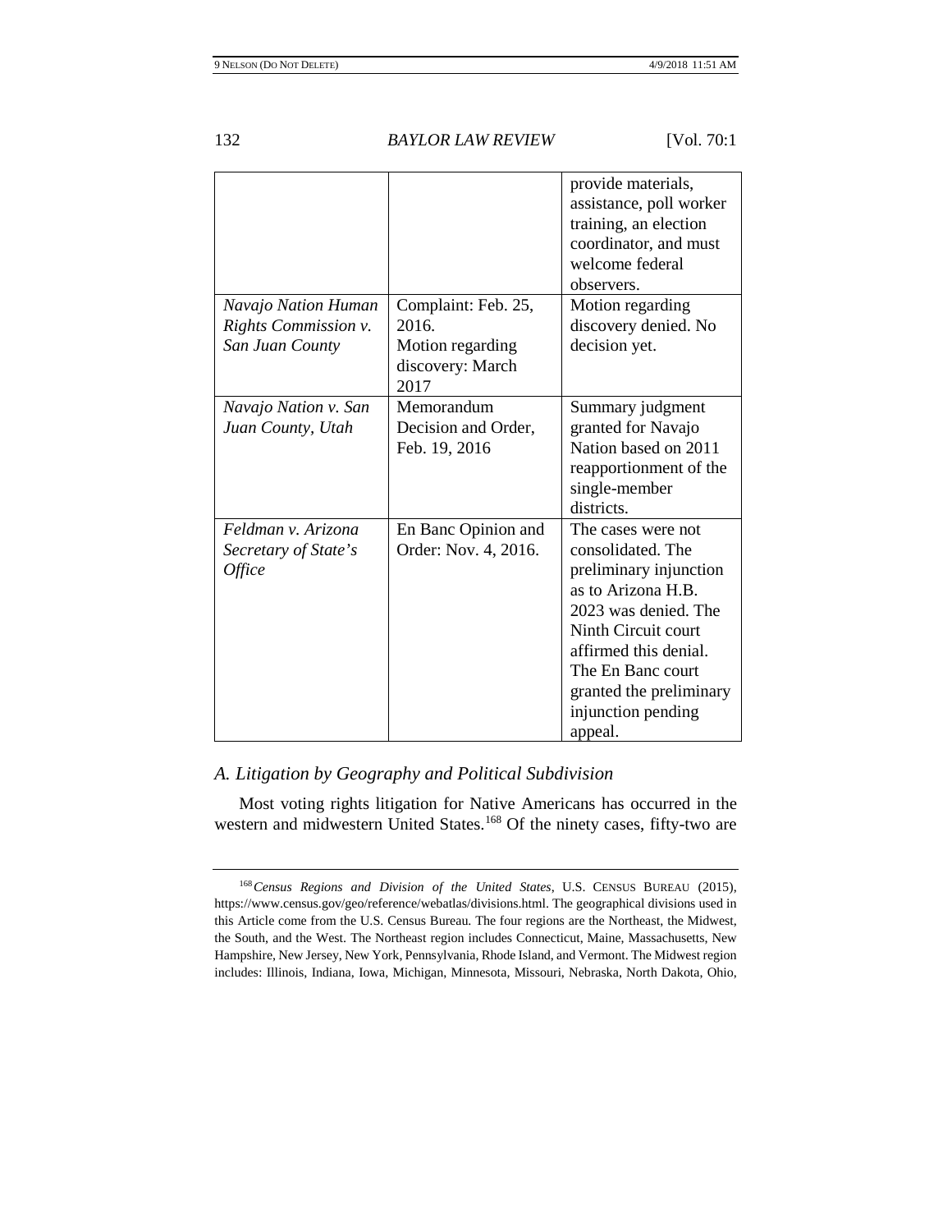| | | provide materials, assistance, poll worker training, an election coordinator, and must welcome federal observers. |
|---|---|---|
| *Navajo Nation Human Rights Commission v. San Juan County* | Complaint: Feb. 25, 2016. Motion regarding discovery: March 2017 | Motion regarding discovery denied. No decision yet. |
| *Navajo Nation v. San Juan County, Utah* | Memorandum Decision and Order, Feb. 19, 2016 | Summary judgment granted for Navajo Nation based on 2011 reapportionment of the single-member districts. |
| *Feldman v. Arizona Secretary of State's Office* | En Banc Opinion and Order: Nov. 4, 2016. | The cases were not consolidated. The preliminary injunction as to Arizona H.B. 2023 was denied. The Ninth Circuit court affirmed this denial. The En Banc court granted the preliminary injunction pending appeal. |

## *A. Litigation by Geography and Political Subdivision*

Most voting rights litigation for Native Americans has occurred in the western and midwestern United States.[168] Of the ninety cases, fifty-two are

---

[168] *Census Regions and Division of the United States*, U.S. CENSUS BUREAU (2015), https://www.census.gov/geo/reference/webatlas/divisions.html. The geographical divisions used in this Article come from the U.S. Census Bureau. The four regions are the Northeast, the Midwest, the South, and the West. The Northeast region includes Connecticut, Maine, Massachusetts, New Hampshire, New Jersey, New York, Pennsylvania, Rhode Island, and Vermont. The Midwest region includes: Illinois, Indiana, Iowa, Michigan, Minnesota, Missouri, Nebraska, North Dakota, Ohio,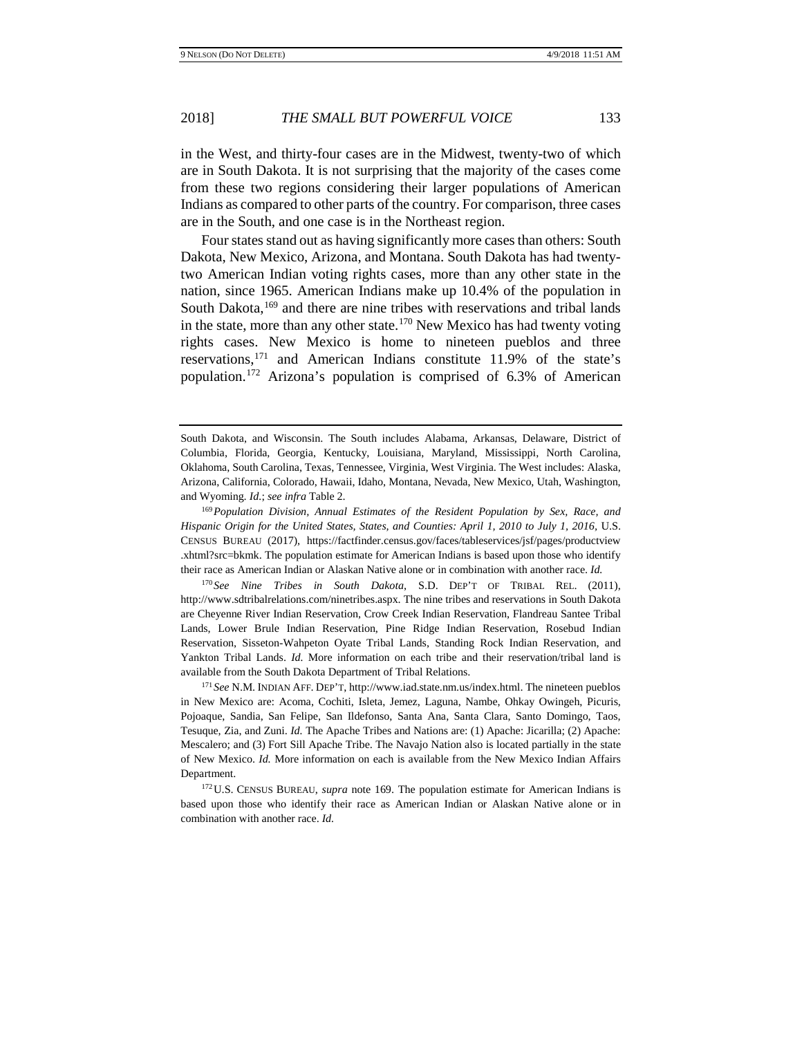in the West, and thirty-four cases are in the Midwest, twenty-two of which are in South Dakota. It is not surprising that the majority of the cases come from these two regions considering their larger populations of American Indians as compared to other parts of the country. For comparison, three cases are in the South, and one case is in the Northeast region.

Four states stand out as having significantly more cases than others: South Dakota, New Mexico, Arizona, and Montana. South Dakota has had twenty-two American Indian voting rights cases, more than any other state in the nation, since 1965. American Indians make up 10.4% of the population in South Dakota,[169] and there are nine tribes with reservations and tribal lands in the state, more than any other state.[170] New Mexico has had twenty voting rights cases. New Mexico is home to nineteen pueblos and three reservations,[171] and American Indians constitute 11.9% of the state's population.[172] Arizona's population is comprised of 6.3% of American

---

South Dakota, and Wisconsin. The South includes Alabama, Arkansas, Delaware, District of Columbia, Florida, Georgia, Kentucky, Louisiana, Maryland, Mississippi, North Carolina, Oklahoma, South Carolina, Texas, Tennessee, Virginia, West Virginia. The West includes: Alaska, Arizona, California, Colorado, Hawaii, Idaho, Montana, Nevada, New Mexico, Utah, Washington, and Wyoming. *Id.*; *see infra* Table 2.

[169] *Population Division, Annual Estimates of the Resident Population by Sex, Race, and Hispanic Origin for the United States, States, and Counties: April 1, 2010 to July 1, 2016*, U.S. CENSUS BUREAU (2017), https://factfinder.census.gov/faces/tableservices/jsf/pages/productview.xhtml?src=bkmk. The population estimate for American Indians is based upon those who identify their race as American Indian or Alaskan Native alone or in combination with another race. *Id.*

[170] *See Nine Tribes in South Dakota*, S.D. DEP'T OF TRIBAL REL. (2011), http://www.sdtribalrelations.com/ninetribes.aspx. The nine tribes and reservations in South Dakota are Cheyenne River Indian Reservation, Crow Creek Indian Reservation, Flandreau Santee Tribal Lands, Lower Brule Indian Reservation, Pine Ridge Indian Reservation, Rosebud Indian Reservation, Sisseton-Wahpeton Oyate Tribal Lands, Standing Rock Indian Reservation, and Yankton Tribal Lands. *Id.* More information on each tribe and their reservation/tribal land is available from the South Dakota Department of Tribal Relations.

[171] *See* N.M. INDIAN AFF. DEP'T, http://www.iad.state.nm.us/index.html. The nineteen pueblos in New Mexico are: Acoma, Cochiti, Isleta, Jemez, Laguna, Nambe, Ohkay Owingeh, Picuris, Pojoaque, Sandia, San Felipe, San Ildefonso, Santa Ana, Santa Clara, Santo Domingo, Taos, Tesuque, Zia, and Zuni. *Id.* The Apache Tribes and Nations are: (1) Apache: Jicarilla; (2) Apache: Mescalero; and (3) Fort Sill Apache Tribe. The Navajo Nation also is located partially in the state of New Mexico. *Id.* More information on each is available from the New Mexico Indian Affairs Department.

[172] U.S. CENSUS BUREAU, *supra* note 169. The population estimate for American Indians is based upon those who identify their race as American Indian or Alaskan Native alone or in combination with another race. *Id.*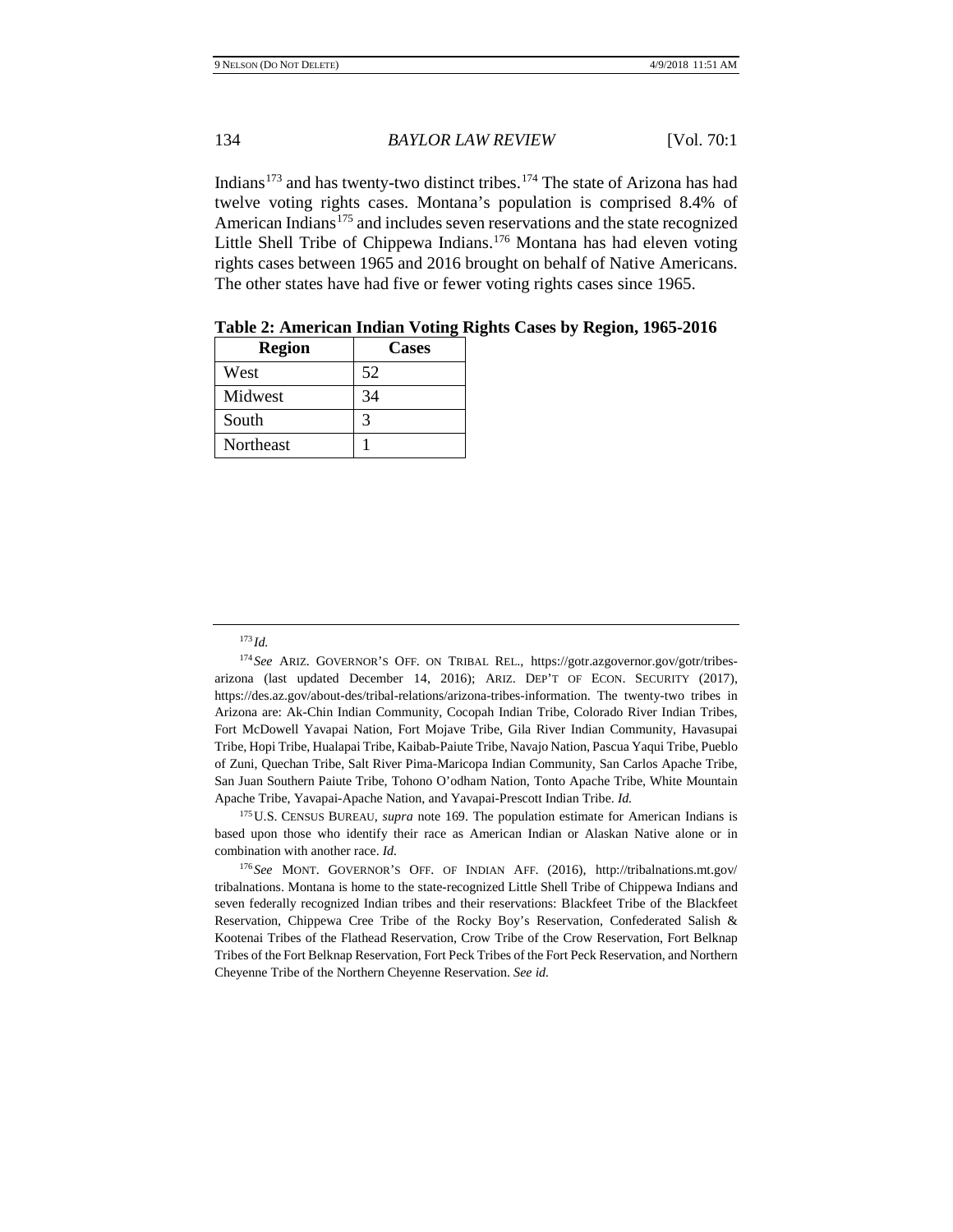Indians[173] and has twenty-two distinct tribes.[174] The state of Arizona has had twelve voting rights cases. Montana's population is comprised 8.4% of American Indians[175] and includes seven reservations and the state recognized Little Shell Tribe of Chippewa Indians.[176] Montana has had eleven voting rights cases between 1965 and 2016 brought on behalf of Native Americans. The other states have had five or fewer voting rights cases since 1965.

**Table 2: American Indian Voting Rights Cases by Region, 1965-2016**

| Region | Cases |
|---|---|
| West | 52 |
| Midwest | 34 |
| South | 3 |
| Northeast | 1 |

---

[173] *Id.*

[174] *See* ARIZ. GOVERNOR'S OFF. ON TRIBAL REL., https://gotr.azgovernor.gov/gotr/tribes-arizona (last updated December 14, 2016); ARIZ. DEP'T OF ECON. SECURITY (2017), https://des.az.gov/about-des/tribal-relations/arizona-tribes-information. The twenty-two tribes in Arizona are: Ak-Chin Indian Community, Cocopah Indian Tribe, Colorado River Indian Tribes, Fort McDowell Yavapai Nation, Fort Mojave Tribe, Gila River Indian Community, Havasupai Tribe, Hopi Tribe, Hualapai Tribe, Kaibab-Paiute Tribe, Navajo Nation, Pascua Yaqui Tribe, Pueblo of Zuni, Quechan Tribe, Salt River Pima-Maricopa Indian Community, San Carlos Apache Tribe, San Juan Southern Paiute Tribe, Tohono O'odham Nation, Tonto Apache Tribe, White Mountain Apache Tribe, Yavapai-Apache Nation, and Yavapai-Prescott Indian Tribe. *Id.*

[175] U.S. CENSUS BUREAU, *supra* note 169. The population estimate for American Indians is based upon those who identify their race as American Indian or Alaskan Native alone or in combination with another race. *Id.*

[176] *See* MONT. GOVERNOR'S OFF. OF INDIAN AFF. (2016), http://tribalnations.mt.gov/tribalnations. Montana is home to the state-recognized Little Shell Tribe of Chippewa Indians and seven federally recognized Indian tribes and their reservations: Blackfeet Tribe of the Blackfeet Reservation, Chippewa Cree Tribe of the Rocky Boy's Reservation, Confederated Salish & Kootenai Tribes of the Flathead Reservation, Crow Tribe of the Crow Reservation, Fort Belknap Tribes of the Fort Belknap Reservation, Fort Peck Tribes of the Fort Peck Reservation, and Northern Cheyenne Tribe of the Northern Cheyenne Reservation. *See id.*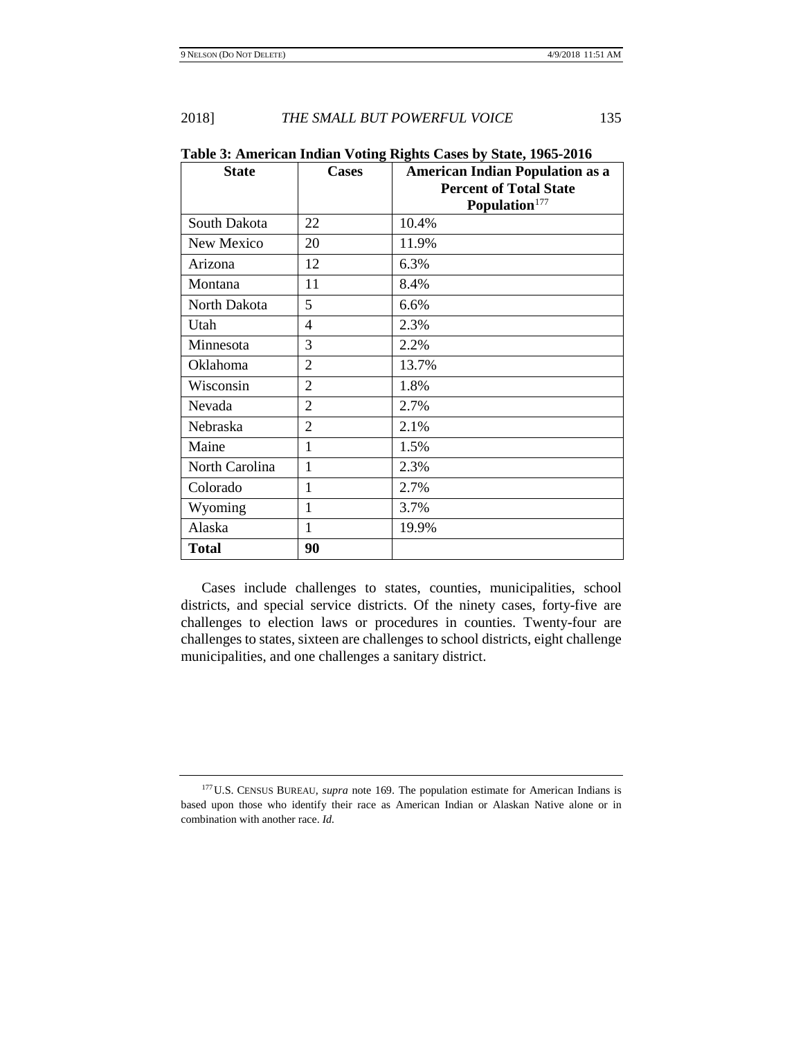**Table 3: American Indian Voting Rights Cases by State, 1965-2016**

| State | Cases | American Indian Population as a Percent of Total State Population[177] |
|---|---|---|
| South Dakota | 22 | 10.4% |
| New Mexico | 20 | 11.9% |
| Arizona | 12 | 6.3% |
| Montana | 11 | 8.4% |
| North Dakota | 5 | 6.6% |
| Utah | 4 | 2.3% |
| Minnesota | 3 | 2.2% |
| Oklahoma | 2 | 13.7% |
| Wisconsin | 2 | 1.8% |
| Nevada | 2 | 2.7% |
| Nebraska | 2 | 2.1% |
| Maine | 1 | 1.5% |
| North Carolina | 1 | 2.3% |
| Colorado | 1 | 2.7% |
| Wyoming | 1 | 3.7% |
| Alaska | 1 | 19.9% |
| **Total** | **90** | |

Cases include challenges to states, counties, municipalities, school districts, and special service districts. Of the ninety cases, forty-five are challenges to election laws or procedures in counties. Twenty-four are challenges to states, sixteen are challenges to school districts, eight challenge municipalities, and one challenges a sanitary district.

[177] U.S. CENSUS BUREAU, *supra* note 169. The population estimate for American Indians is based upon those who identify their race as American Indian or Alaskan Native alone or in combination with another race. *Id.*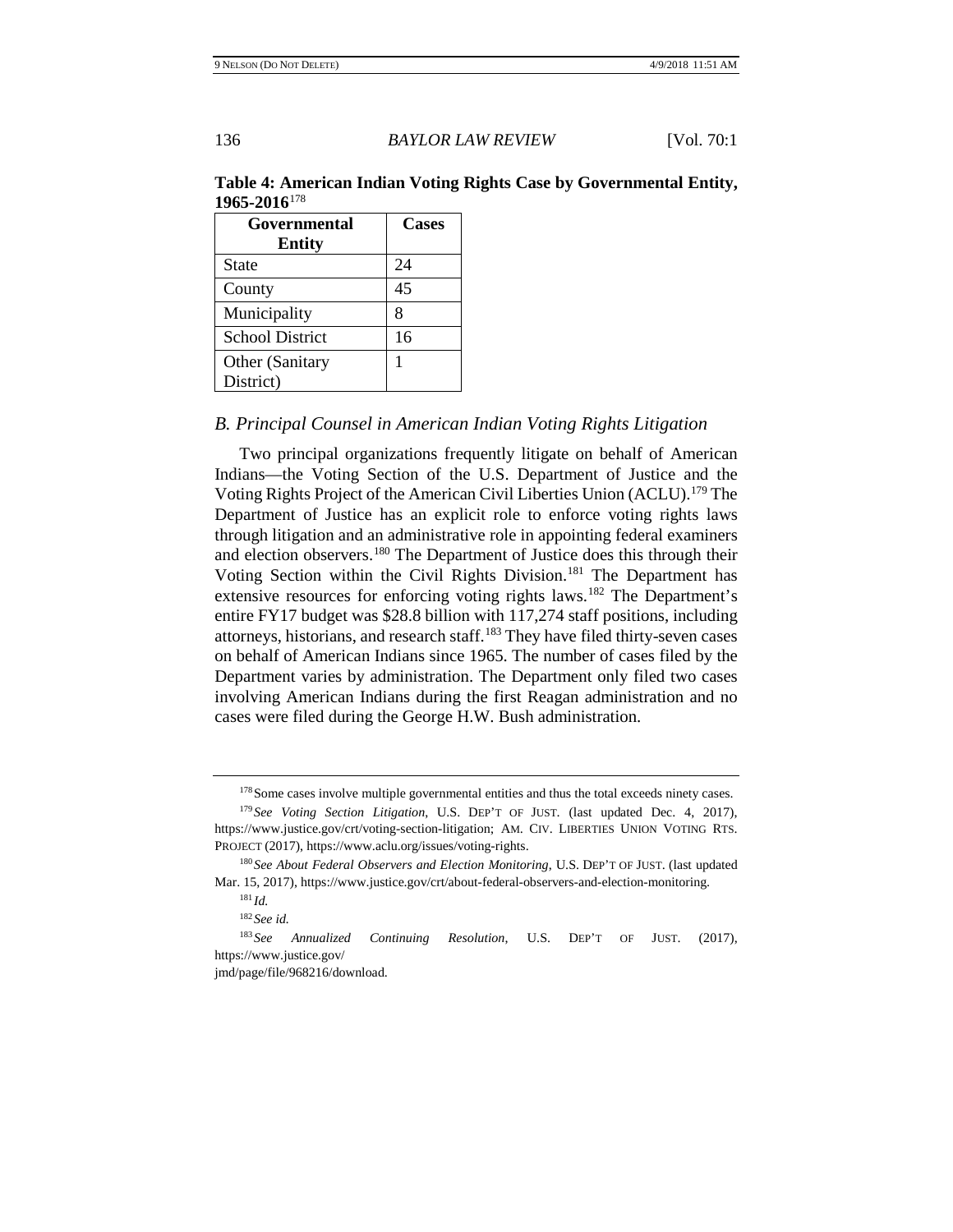**Table 4: American Indian Voting Rights Case by Governmental Entity, 1965-2016**[178]

| Governmental Entity | Cases |
|---|---|
| State | 24 |
| County | 45 |
| Municipality | 8 |
| School District | 16 |
| Other (Sanitary District) | 1 |

### *B. Principal Counsel in American Indian Voting Rights Litigation*

Two principal organizations frequently litigate on behalf of American Indians—the Voting Section of the U.S. Department of Justice and the Voting Rights Project of the American Civil Liberties Union (ACLU).[179] The Department of Justice has an explicit role to enforce voting rights laws through litigation and an administrative role in appointing federal examiners and election observers.[180] The Department of Justice does this through their Voting Section within the Civil Rights Division.[181] The Department has extensive resources for enforcing voting rights laws.[182] The Department's entire FY17 budget was $28.8 billion with 117,274 staff positions, including attorneys, historians, and research staff.[183] They have filed thirty-seven cases on behalf of American Indians since 1965. The number of cases filed by the Department varies by administration. The Department only filed two cases involving American Indians during the first Reagan administration and no cases were filed during the George H.W. Bush administration.

---

[178] Some cases involve multiple governmental entities and thus the total exceeds ninety cases.

[179] *See Voting Section Litigation*, U.S. DEP'T OF JUST. (last updated Dec. 4, 2017), https://www.justice.gov/crt/voting-section-litigation; AM. CIV. LIBERTIES UNION VOTING RTS. PROJECT (2017), https://www.aclu.org/issues/voting-rights.

[180] *See About Federal Observers and Election Monitoring*, U.S. DEP'T OF JUST. (last updated Mar. 15, 2017), https://www.justice.gov/crt/about-federal-observers-and-election-monitoring.

[181] *Id.*

[182] *See id.*

[183] *See Annualized Continuing Resolution*, U.S. DEP'T OF JUST. (2017), https://www.justice.gov/jmd/page/file/968216/download.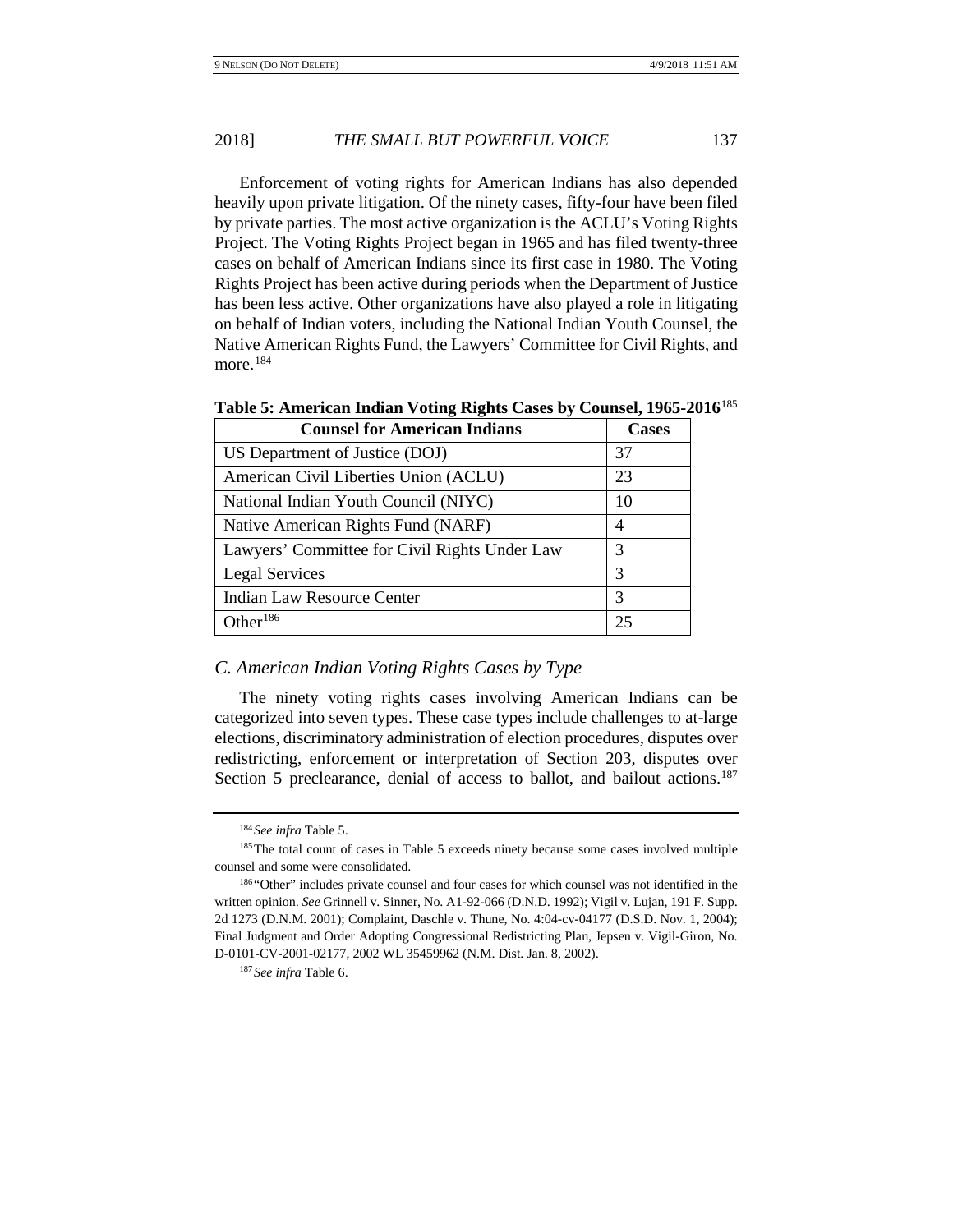Enforcement of voting rights for American Indians has also depended heavily upon private litigation. Of the ninety cases, fifty-four have been filed by private parties. The most active organization is the ACLU's Voting Rights Project. The Voting Rights Project began in 1965 and has filed twenty-three cases on behalf of American Indians since its first case in 1980. The Voting Rights Project has been active during periods when the Department of Justice has been less active. Other organizations have also played a role in litigating on behalf of Indian voters, including the National Indian Youth Counsel, the Native American Rights Fund, the Lawyers' Committee for Civil Rights, and more.[184]

**Table 5: American Indian Voting Rights Cases by Counsel, 1965-2016**[185]

| Counsel for American Indians | Cases |
|---|---|
| US Department of Justice (DOJ) | 37 |
| American Civil Liberties Union (ACLU) | 23 |
| National Indian Youth Council (NIYC) | 10 |
| Native American Rights Fund (NARF) | 4 |
| Lawyers' Committee for Civil Rights Under Law | 3 |
| Legal Services | 3 |
| Indian Law Resource Center | 3 |
| Other[186] | 25 |

### *C. American Indian Voting Rights Cases by Type*

The ninety voting rights cases involving American Indians can be categorized into seven types. These case types include challenges to at-large elections, discriminatory administration of election procedures, disputes over redistricting, enforcement or interpretation of Section 203, disputes over Section 5 preclearance, denial of access to ballot, and bailout actions.[187]

---

[184] *See infra* Table 5.

[185] The total count of cases in Table 5 exceeds ninety because some cases involved multiple counsel and some were consolidated.

[186] "Other" includes private counsel and four cases for which counsel was not identified in the written opinion. *See* Grinnell v. Sinner, No. A1-92-066 (D.N.D. 1992); Vigil v. Lujan, 191 F. Supp. 2d 1273 (D.N.M. 2001); Complaint, Daschle v. Thune, No. 4:04-cv-04177 (D.S.D. Nov. 1, 2004); Final Judgment and Order Adopting Congressional Redistricting Plan, Jepsen v. Vigil-Giron, No. D-0101-CV-2001-02177, 2002 WL 35459962 (N.M. Dist. Jan. 8, 2002).

[187] *See infra* Table 6.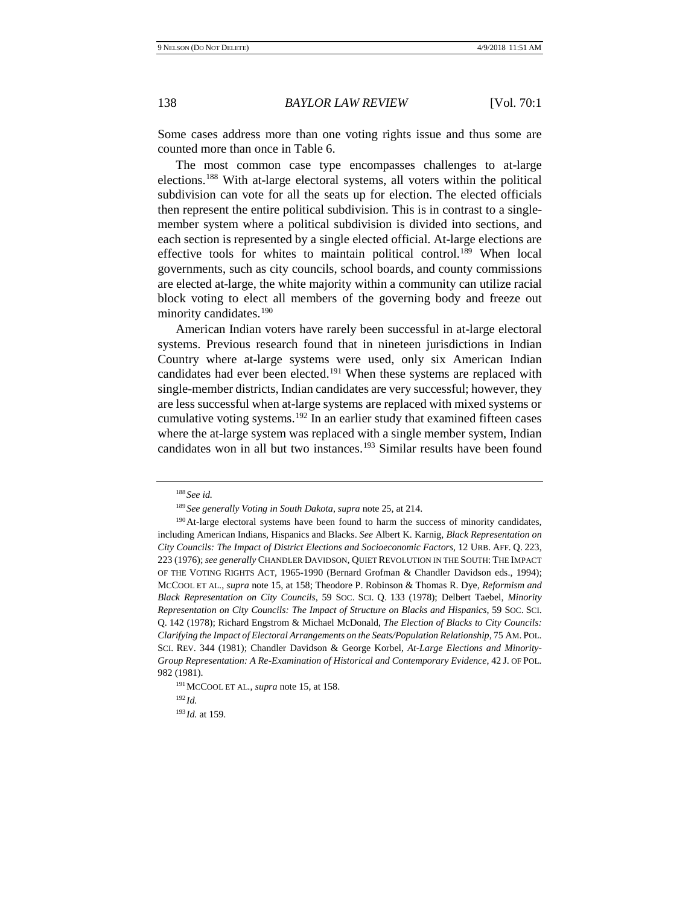Some cases address more than one voting rights issue and thus some are counted more than once in Table 6.

The most common case type encompasses challenges to at-large elections.[188] With at-large electoral systems, all voters within the political subdivision can vote for all the seats up for election. The elected officials then represent the entire political subdivision. This is in contrast to a single-member system where a political subdivision is divided into sections, and each section is represented by a single elected official. At-large elections are effective tools for whites to maintain political control.[189] When local governments, such as city councils, school boards, and county commissions are elected at-large, the white majority within a community can utilize racial block voting to elect all members of the governing body and freeze out minority candidates.[190]

American Indian voters have rarely been successful in at-large electoral systems. Previous research found that in nineteen jurisdictions in Indian Country where at-large systems were used, only six American Indian candidates had ever been elected.[191] When these systems are replaced with single-member districts, Indian candidates are very successful; however, they are less successful when at-large systems are replaced with mixed systems or cumulative voting systems.[192] In an earlier study that examined fifteen cases where the at-large system was replaced with a single member system, Indian candidates won in all but two instances.[193] Similar results have been found

---

[188] *See id.*

[189] *See generally Voting in South Dakota*, *supra* note 25, at 214.

[190] At-large electoral systems have been found to harm the success of minority candidates, including American Indians, Hispanics and Blacks. *See* Albert K. Karnig, *Black Representation on City Councils: The Impact of District Elections and Socioeconomic Factors*, 12 URB. AFF. Q. 223, 223 (1976); *see generally* CHANDLER DAVIDSON, QUIET REVOLUTION IN THE SOUTH: THE IMPACT OF THE VOTING RIGHTS ACT, 1965-1990 (Bernard Grofman & Chandler Davidson eds., 1994); MCCOOL ET AL., *supra* note 15, at 158; Theodore P. Robinson & Thomas R. Dye, *Reformism and Black Representation on City Councils*, 59 SOC. SCI. Q. 133 (1978); Delbert Taebel, *Minority Representation on City Councils: The Impact of Structure on Blacks and Hispanics*, 59 SOC. SCI. Q. 142 (1978); Richard Engstrom & Michael McDonald, *The Election of Blacks to City Councils: Clarifying the Impact of Electoral Arrangements on the Seats/Population Relationship*, 75 AM. POL. SCI. REV. 344 (1981); Chandler Davidson & George Korbel, *At-Large Elections and Minority-Group Representation: A Re-Examination of Historical and Contemporary Evidence*, 42 J. OF POL. 982 (1981).

[191] MCCOOL ET AL., *supra* note 15, at 158.

[192] *Id.*

[193] *Id.* at 159.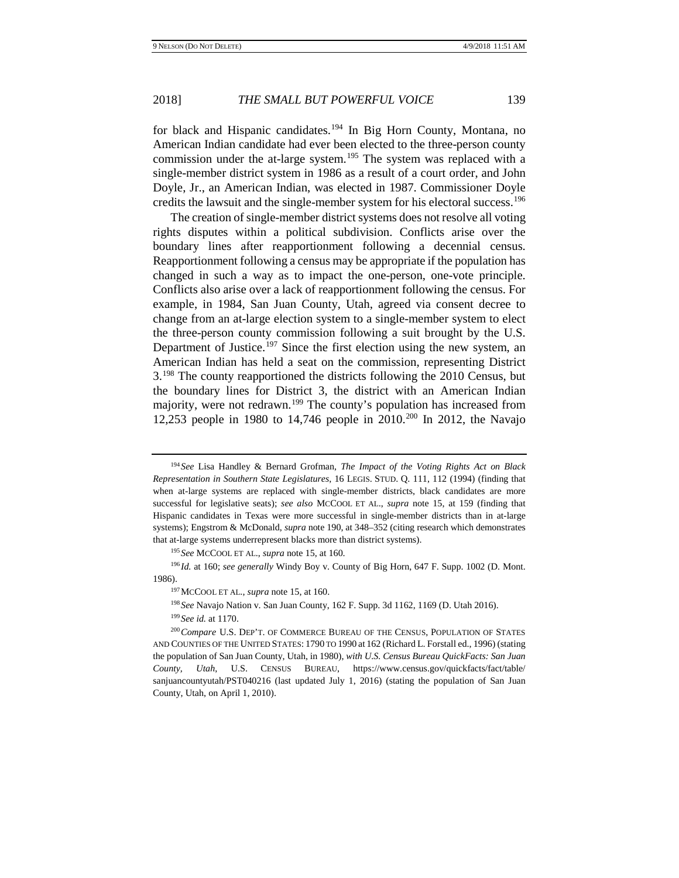for black and Hispanic candidates.[194] In Big Horn County, Montana, no American Indian candidate had ever been elected to the three-person county commission under the at-large system.[195] The system was replaced with a single-member district system in 1986 as a result of a court order, and John Doyle, Jr., an American Indian, was elected in 1987. Commissioner Doyle credits the lawsuit and the single-member system for his electoral success.[196]

The creation of single-member district systems does not resolve all voting rights disputes within a political subdivision. Conflicts arise over the boundary lines after reapportionment following a decennial census. Reapportionment following a census may be appropriate if the population has changed in such a way as to impact the one-person, one-vote principle. Conflicts also arise over a lack of reapportionment following the census. For example, in 1984, San Juan County, Utah, agreed via consent decree to change from an at-large election system to a single-member system to elect the three-person county commission following a suit brought by the U.S. Department of Justice.[197] Since the first election using the new system, an American Indian has held a seat on the commission, representing District 3.[198] The county reapportioned the districts following the 2010 Census, but the boundary lines for District 3, the district with an American Indian majority, were not redrawn.[199] The county's population has increased from 12,253 people in 1980 to 14,746 people in 2010.[200] In 2012, the Navajo

---

[194] *See* Lisa Handley & Bernard Grofman, *The Impact of the Voting Rights Act on Black Representation in Southern State Legislatures*, 16 LEGIS. STUD. Q. 111, 112 (1994) (finding that when at-large systems are replaced with single-member districts, black candidates are more successful for legislative seats); *see also* MCCOOL ET AL., *supra* note 15, at 159 (finding that Hispanic candidates in Texas were more successful in single-member districts than in at-large systems); Engstrom & McDonald, *supra* note 190, at 348–352 (citing research which demonstrates that at-large systems underrepresent blacks more than district systems).

[195] *See* MCCOOL ET AL., *supra* note 15, at 160.

[196] *Id.* at 160; *see generally* Windy Boy v. County of Big Horn, 647 F. Supp. 1002 (D. Mont. 1986).

[197] MCCOOL ET AL., *supra* note 15, at 160.

[198] *See* Navajo Nation v. San Juan County, 162 F. Supp. 3d 1162, 1169 (D. Utah 2016).

[199] *See id.* at 1170.

[200] *Compare* U.S. DEP'T. OF COMMERCE BUREAU OF THE CENSUS, POPULATION OF STATES AND COUNTIES OF THE UNITED STATES: 1790 TO 1990 at 162 (Richard L. Forstall ed., 1996) (stating the population of San Juan County, Utah, in 1980), *with U.S. Census Bureau QuickFacts: San Juan County, Utah*, U.S. CENSUS BUREAU, https://www.census.gov/quickfacts/fact/table/sanjuancountyutah/PST040216 (last updated July 1, 2016) (stating the population of San Juan County, Utah, on April 1, 2010).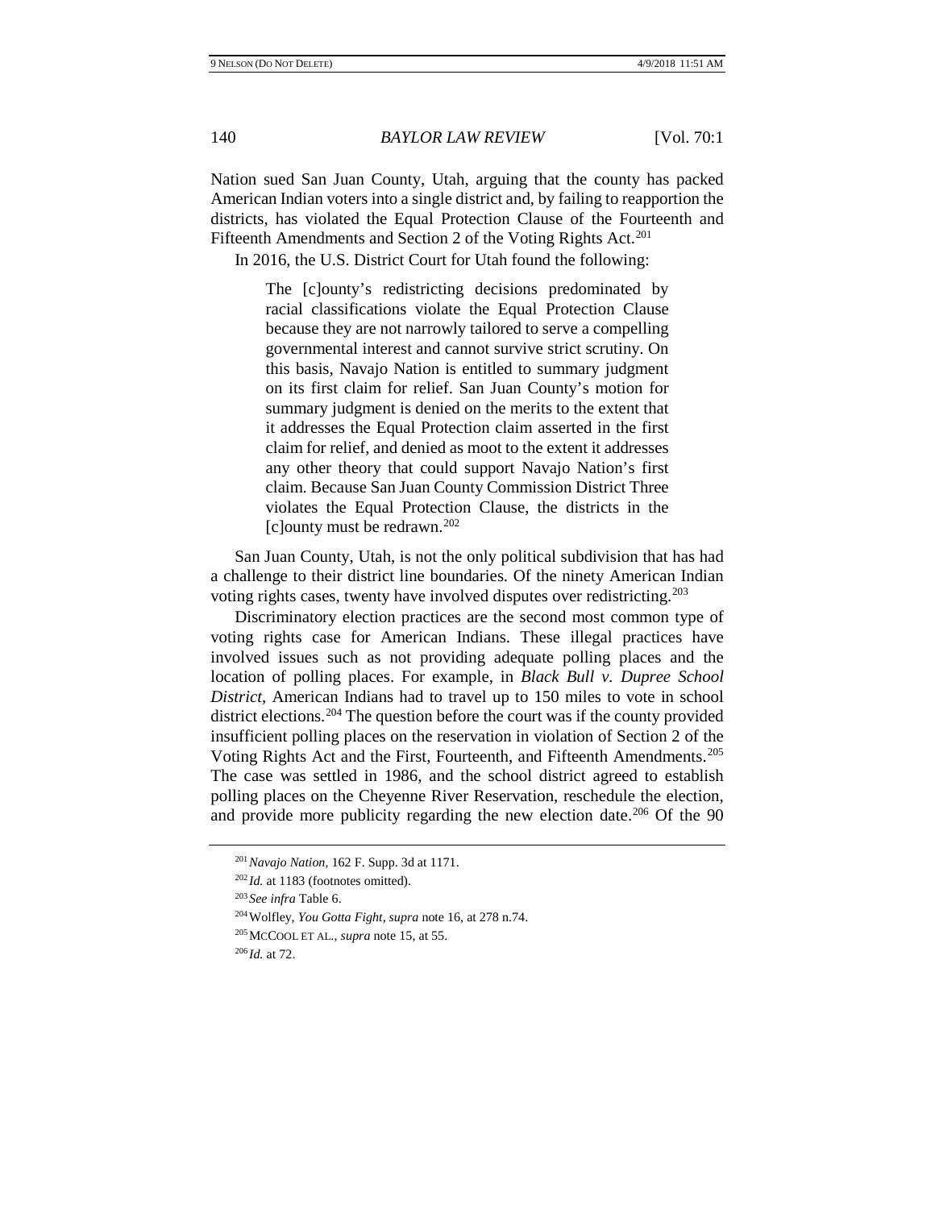Nation sued San Juan County, Utah, arguing that the county has packed American Indian voters into a single district and, by failing to reapportion the districts, has violated the Equal Protection Clause of the Fourteenth and Fifteenth Amendments and Section 2 of the Voting Rights Act.[201]

In 2016, the U.S. District Court for Utah found the following:

> The [c]ounty's redistricting decisions predominated by racial classifications violate the Equal Protection Clause because they are not narrowly tailored to serve a compelling governmental interest and cannot survive strict scrutiny. On this basis, Navajo Nation is entitled to summary judgment on its first claim for relief. San Juan County's motion for summary judgment is denied on the merits to the extent that it addresses the Equal Protection claim asserted in the first claim for relief, and denied as moot to the extent it addresses any other theory that could support Navajo Nation's first claim. Because San Juan County Commission District Three violates the Equal Protection Clause, the districts in the [c]ounty must be redrawn.[202]

San Juan County, Utah, is not the only political subdivision that has had a challenge to their district line boundaries. Of the ninety American Indian voting rights cases, twenty have involved disputes over redistricting.[203]

Discriminatory election practices are the second most common type of voting rights case for American Indians. These illegal practices have involved issues such as not providing adequate polling places and the location of polling places. For example, in *Black Bull v. Dupree School District*, American Indians had to travel up to 150 miles to vote in school district elections.[204] The question before the court was if the county provided insufficient polling places on the reservation in violation of Section 2 of the Voting Rights Act and the First, Fourteenth, and Fifteenth Amendments.[205] The case was settled in 1986, and the school district agreed to establish polling places on the Cheyenne River Reservation, reschedule the election, and provide more publicity regarding the new election date.[206] Of the 90

---

[201] *Navajo Nation*, 162 F. Supp. 3d at 1171.

[202] *Id.* at 1183 (footnotes omitted).

[203] *See infra* Table 6.

[204] Wolfley, *You Gotta Fight*, *supra* note 16, at 278 n.74.

[205] McCool et al., *supra* note 15, at 55.

[206] *Id.* at 72.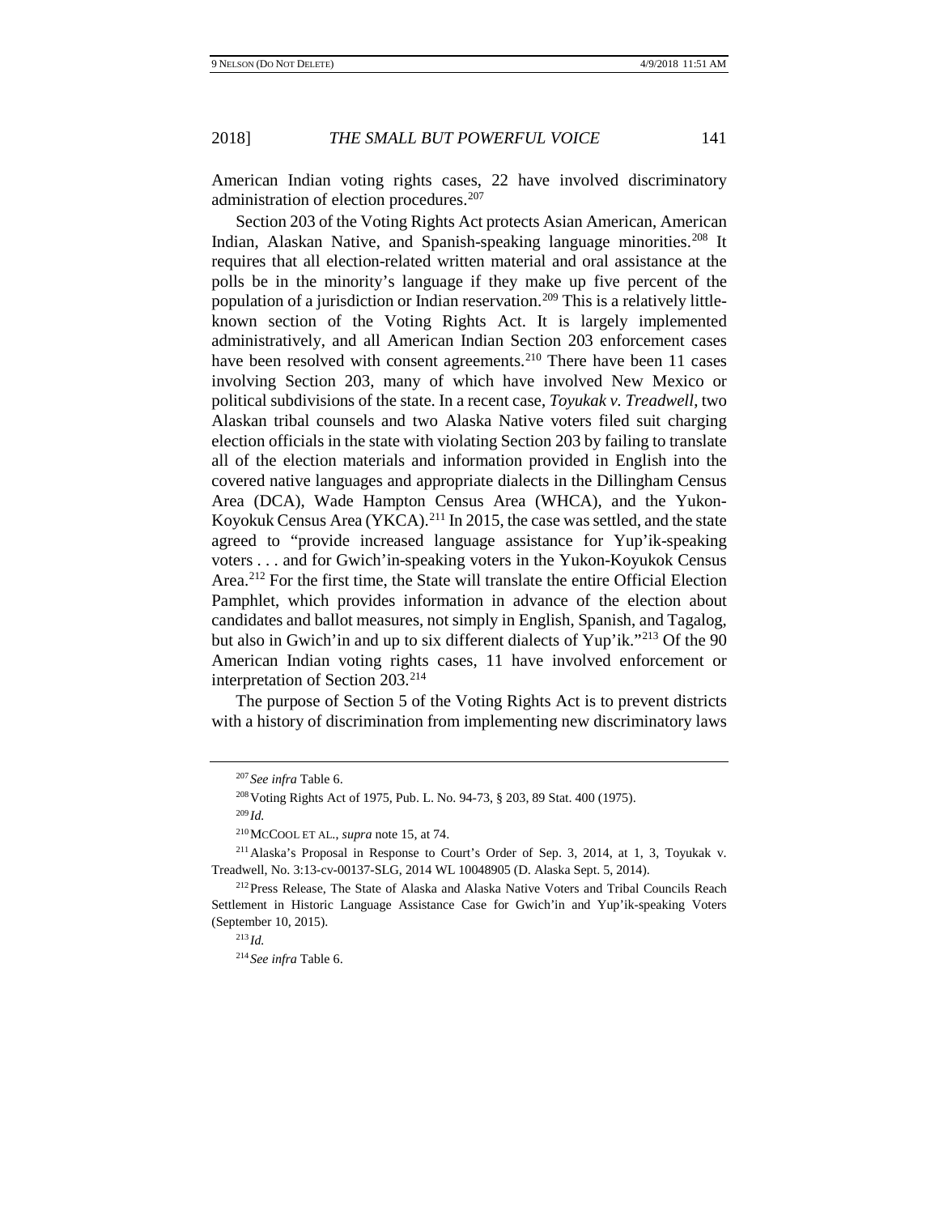American Indian voting rights cases, 22 have involved discriminatory administration of election procedures.[207]

Section 203 of the Voting Rights Act protects Asian American, American Indian, Alaskan Native, and Spanish-speaking language minorities.[208] It requires that all election-related written material and oral assistance at the polls be in the minority's language if they make up five percent of the population of a jurisdiction or Indian reservation.[209] This is a relatively little-known section of the Voting Rights Act. It is largely implemented administratively, and all American Indian Section 203 enforcement cases have been resolved with consent agreements.[210] There have been 11 cases involving Section 203, many of which have involved New Mexico or political subdivisions of the state. In a recent case, *Toyukak v. Treadwell*, two Alaskan tribal counsels and two Alaska Native voters filed suit charging election officials in the state with violating Section 203 by failing to translate all of the election materials and information provided in English into the covered native languages and appropriate dialects in the Dillingham Census Area (DCA), Wade Hampton Census Area (WHCA), and the Yukon-Koyokuk Census Area (YKCA).[211] In 2015, the case was settled, and the state agreed to "provide increased language assistance for Yup'ik-speaking voters . . . and for Gwich'in-speaking voters in the Yukon-Koyukok Census Area.[212] For the first time, the State will translate the entire Official Election Pamphlet, which provides information in advance of the election about candidates and ballot measures, not simply in English, Spanish, and Tagalog, but also in Gwich'in and up to six different dialects of Yup'ik."[213] Of the 90 American Indian voting rights cases, 11 have involved enforcement or interpretation of Section 203.[214]

The purpose of Section 5 of the Voting Rights Act is to prevent districts with a history of discrimination from implementing new discriminatory laws

---

[207] *See infra* Table 6.

[208] Voting Rights Act of 1975, Pub. L. No. 94-73, § 203, 89 Stat. 400 (1975).

[209] *Id.*

[210] McCool et al., *supra* note 15, at 74.

[211] Alaska's Proposal in Response to Court's Order of Sep. 3, 2014, at 1, 3, Toyukak v. Treadwell, No. 3:13-cv-00137-SLG, 2014 WL 10048905 (D. Alaska Sept. 5, 2014).

[212] Press Release, The State of Alaska and Alaska Native Voters and Tribal Councils Reach Settlement in Historic Language Assistance Case for Gwich'in and Yup'ik-speaking Voters (September 10, 2015).

[213] *Id.*

[214] *See infra* Table 6.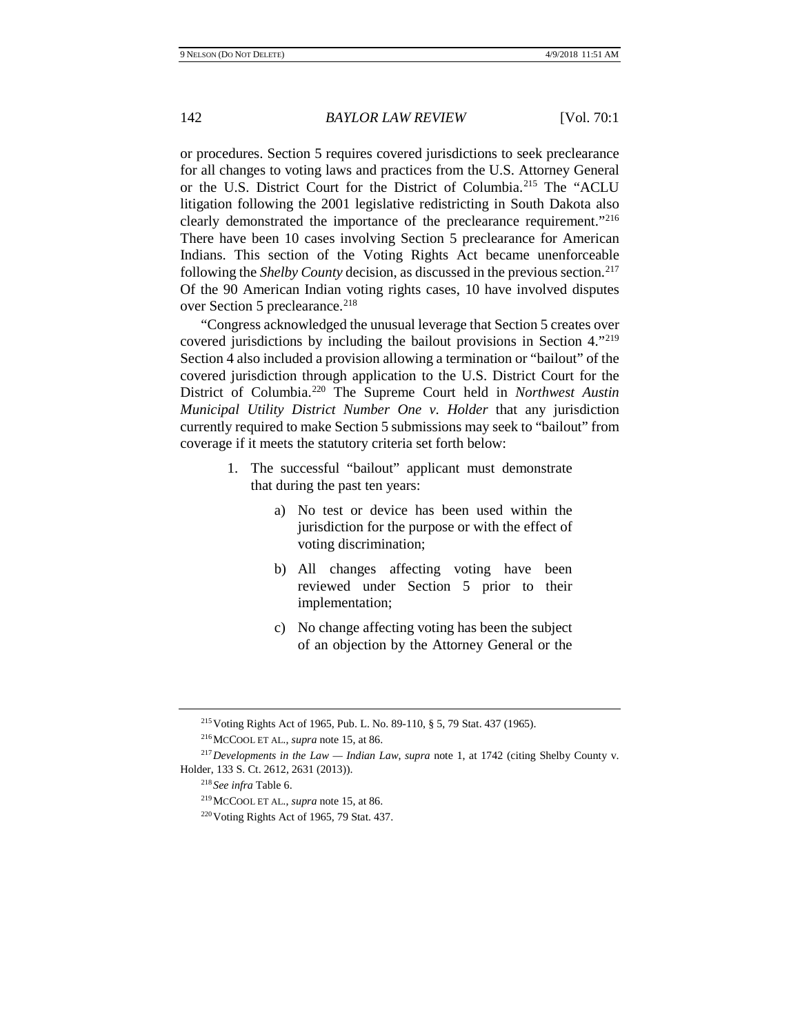or procedures. Section 5 requires covered jurisdictions to seek preclearance for all changes to voting laws and practices from the U.S. Attorney General or the U.S. District Court for the District of Columbia.[215] The "ACLU litigation following the 2001 legislative redistricting in South Dakota also clearly demonstrated the importance of the preclearance requirement."[216] There have been 10 cases involving Section 5 preclearance for American Indians. This section of the Voting Rights Act became unenforceable following the *Shelby County* decision, as discussed in the previous section.[217] Of the 90 American Indian voting rights cases, 10 have involved disputes over Section 5 preclearance.[218]

"Congress acknowledged the unusual leverage that Section 5 creates over covered jurisdictions by including the bailout provisions in Section 4."[219] Section 4 also included a provision allowing a termination or "bailout" of the covered jurisdiction through application to the U.S. District Court for the District of Columbia.[220] The Supreme Court held in *Northwest Austin Municipal Utility District Number One v. Holder* that any jurisdiction currently required to make Section 5 submissions may seek to "bailout" from coverage if it meets the statutory criteria set forth below:

1. The successful "bailout" applicant must demonstrate that during the past ten years:

   a) No test or device has been used within the jurisdiction for the purpose or with the effect of voting discrimination;

   b) All changes affecting voting have been reviewed under Section 5 prior to their implementation;

   c) No change affecting voting has been the subject of an objection by the Attorney General or the

---

[215] Voting Rights Act of 1965, Pub. L. No. 89-110, § 5, 79 Stat. 437 (1965).

[216] MCCOOL ET AL., *supra* note 15, at 86.

[217] *Developments in the Law — Indian Law*, *supra* note 1, at 1742 (citing Shelby County v. Holder, 133 S. Ct. 2612, 2631 (2013)).

[218] *See infra* Table 6.

[219] MCCOOL ET AL., *supra* note 15, at 86.

[220] Voting Rights Act of 1965, 79 Stat. 437.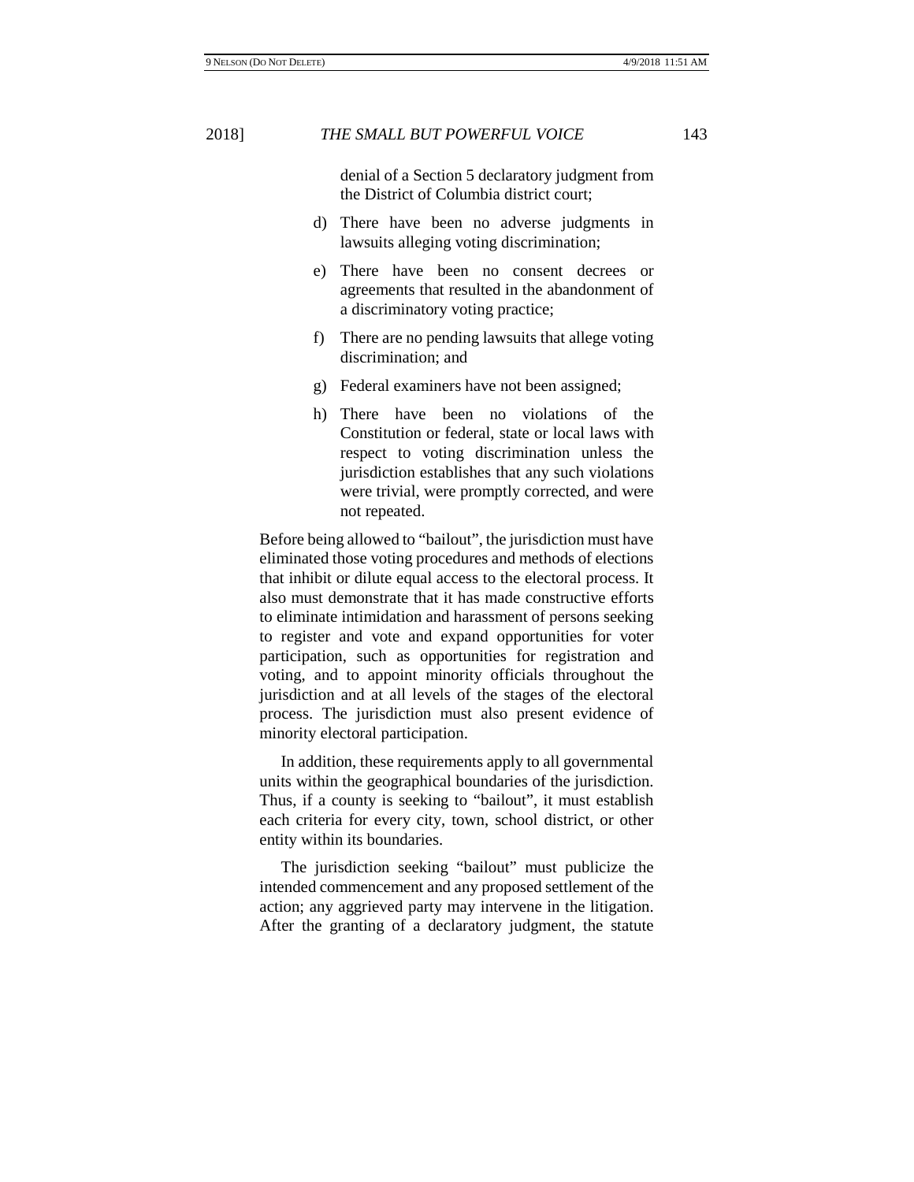denial of a Section 5 declaratory judgment from the District of Columbia district court;

d) There have been no adverse judgments in lawsuits alleging voting discrimination;

e) There have been no consent decrees or agreements that resulted in the abandonment of a discriminatory voting practice;

f) There are no pending lawsuits that allege voting discrimination; and

g) Federal examiners have not been assigned;

h) There have been no violations of the Constitution or federal, state or local laws with respect to voting discrimination unless the jurisdiction establishes that any such violations were trivial, were promptly corrected, and were not repeated.

Before being allowed to "bailout", the jurisdiction must have eliminated those voting procedures and methods of elections that inhibit or dilute equal access to the electoral process. It also must demonstrate that it has made constructive efforts to eliminate intimidation and harassment of persons seeking to register and vote and expand opportunities for voter participation, such as opportunities for registration and voting, and to appoint minority officials throughout the jurisdiction and at all levels of the stages of the electoral process. The jurisdiction must also present evidence of minority electoral participation.

In addition, these requirements apply to all governmental units within the geographical boundaries of the jurisdiction. Thus, if a county is seeking to "bailout", it must establish each criteria for every city, town, school district, or other entity within its boundaries.

The jurisdiction seeking "bailout" must publicize the intended commencement and any proposed settlement of the action; any aggrieved party may intervene in the litigation. After the granting of a declaratory judgment, the statute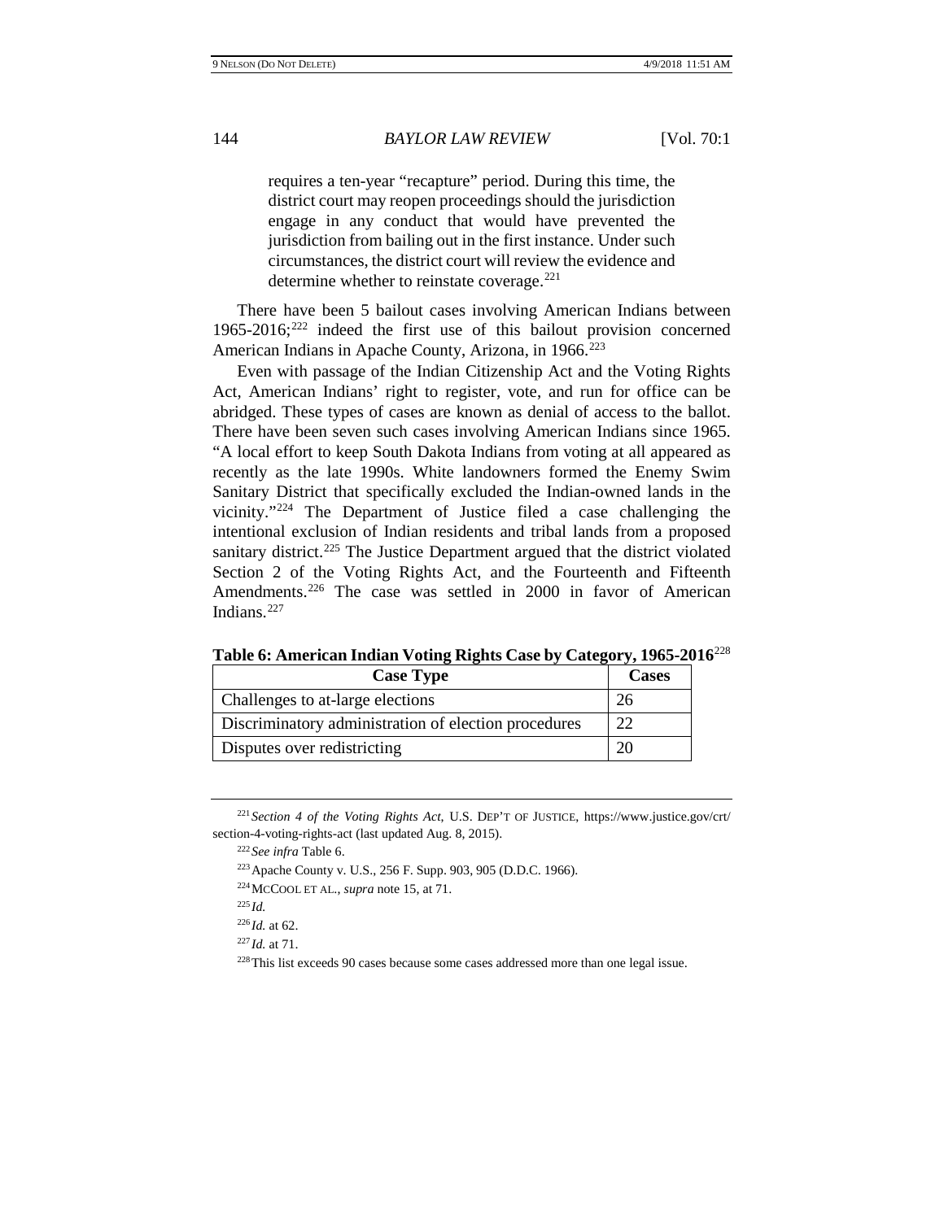> requires a ten-year "recapture" period. During this time, the district court may reopen proceedings should the jurisdiction engage in any conduct that would have prevented the jurisdiction from bailing out in the first instance. Under such circumstances, the district court will review the evidence and determine whether to reinstate coverage.[221]

There have been 5 bailout cases involving American Indians between 1965-2016;[222] indeed the first use of this bailout provision concerned American Indians in Apache County, Arizona, in 1966.[223]

Even with passage of the Indian Citizenship Act and the Voting Rights Act, American Indians' right to register, vote, and run for office can be abridged. These types of cases are known as denial of access to the ballot. There have been seven such cases involving American Indians since 1965. "A local effort to keep South Dakota Indians from voting at all appeared as recently as the late 1990s. White landowners formed the Enemy Swim Sanitary District that specifically excluded the Indian-owned lands in the vicinity."[224] The Department of Justice filed a case challenging the intentional exclusion of Indian residents and tribal lands from a proposed sanitary district.[225] The Justice Department argued that the district violated Section 2 of the Voting Rights Act, and the Fourteenth and Fifteenth Amendments.[226] The case was settled in 2000 in favor of American Indians.[227]

**Table 6: American Indian Voting Rights Case by Category, 1965-2016**[228]

| Case Type | Cases |
|---|---|
| Challenges to at-large elections | 26 |
| Discriminatory administration of election procedures | 22 |
| Disputes over redistricting | 20 |

---

[221] *Section 4 of the Voting Rights Act*, U.S. DEP'T OF JUSTICE, https://www.justice.gov/crt/section-4-voting-rights-act (last updated Aug. 8, 2015).

[222] *See infra* Table 6.

[223] Apache County v. U.S., 256 F. Supp. 903, 905 (D.D.C. 1966).

[224] MCCOOL ET AL., *supra* note 15, at 71.

[225] *Id.*

[226] *Id.* at 62.

[227] *Id.* at 71.

[228] This list exceeds 90 cases because some cases addressed more than one legal issue.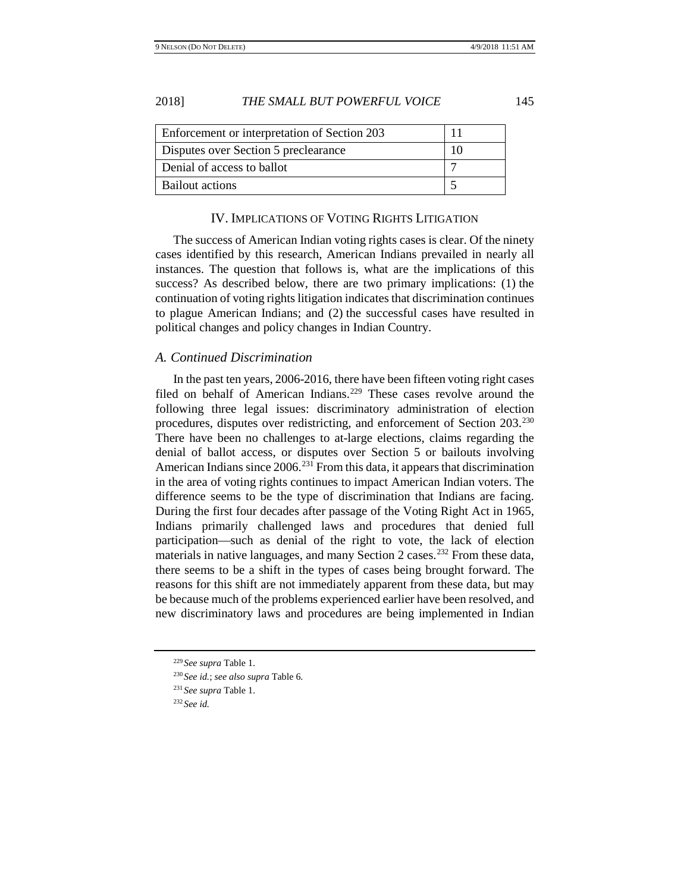| | |
|---|---|
| Enforcement or interpretation of Section 203 | 11 |
| Disputes over Section 5 preclearance | 10 |
| Denial of access to ballot | 7 |
| Bailout actions | 5 |

## IV. Implications of Voting Rights Litigation

The success of American Indian voting rights cases is clear. Of the ninety cases identified by this research, American Indians prevailed in nearly all instances. The question that follows is, what are the implications of this success? As described below, there are two primary implications: (1) the continuation of voting rights litigation indicates that discrimination continues to plague American Indians; and (2) the successful cases have resulted in political changes and policy changes in Indian Country.

### *A. Continued Discrimination*

In the past ten years, 2006-2016, there have been fifteen voting right cases filed on behalf of American Indians.[229] These cases revolve around the following three legal issues: discriminatory administration of election procedures, disputes over redistricting, and enforcement of Section 203.[230] There have been no challenges to at-large elections, claims regarding the denial of ballot access, or disputes over Section 5 or bailouts involving American Indians since 2006.[231] From this data, it appears that discrimination in the area of voting rights continues to impact American Indian voters. The difference seems to be the type of discrimination that Indians are facing. During the first four decades after passage of the Voting Right Act in 1965, Indians primarily challenged laws and procedures that denied full participation—such as denial of the right to vote, the lack of election materials in native languages, and many Section 2 cases.[232] From these data, there seems to be a shift in the types of cases being brought forward. The reasons for this shift are not immediately apparent from these data, but may be because much of the problems experienced earlier have been resolved, and new discriminatory laws and procedures are being implemented in Indian

---

[229] *See supra* Table 1.

[230] *See id.*; *see also supra* Table 6.

[231] *See supra* Table 1.

[232] *See id.*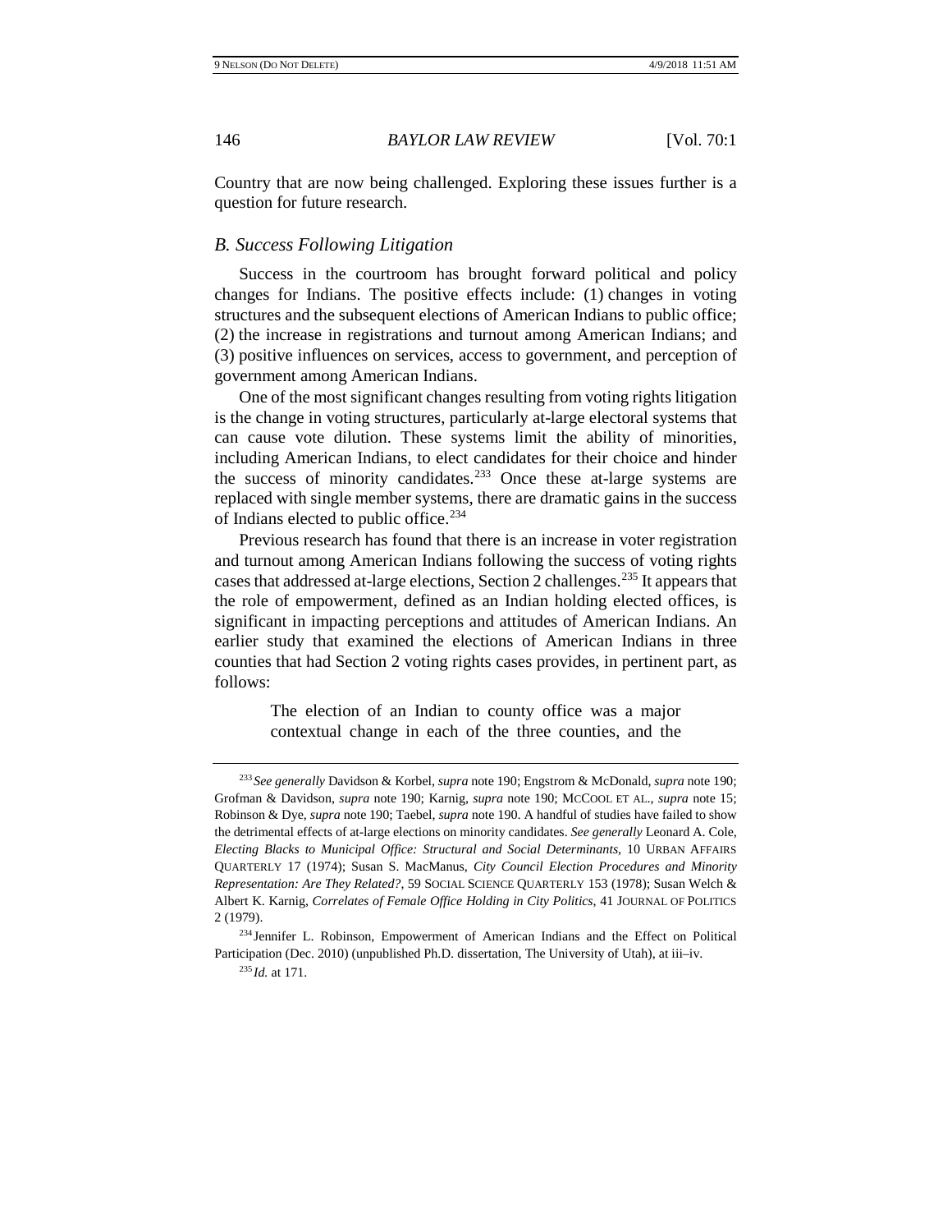Country that are now being challenged. Exploring these issues further is a question for future research.

### *B. Success Following Litigation*

Success in the courtroom has brought forward political and policy changes for Indians. The positive effects include: (1) changes in voting structures and the subsequent elections of American Indians to public office; (2) the increase in registrations and turnout among American Indians; and (3) positive influences on services, access to government, and perception of government among American Indians.

One of the most significant changes resulting from voting rights litigation is the change in voting structures, particularly at-large electoral systems that can cause vote dilution. These systems limit the ability of minorities, including American Indians, to elect candidates for their choice and hinder the success of minority candidates.[233] Once these at-large systems are replaced with single member systems, there are dramatic gains in the success of Indians elected to public office.[234]

Previous research has found that there is an increase in voter registration and turnout among American Indians following the success of voting rights cases that addressed at-large elections, Section 2 challenges.[235] It appears that the role of empowerment, defined as an Indian holding elected offices, is significant in impacting perceptions and attitudes of American Indians. An earlier study that examined the elections of American Indians in three counties that had Section 2 voting rights cases provides, in pertinent part, as follows:

> The election of an Indian to county office was a major contextual change in each of the three counties, and the

---

[233] *See generally* Davidson & Korbel, *supra* note 190; Engstrom & McDonald, *supra* note 190; Grofman & Davidson, *supra* note 190; Karnig, *supra* note 190; MCCOOL ET AL., *supra* note 15; Robinson & Dye, *supra* note 190; Taebel, *supra* note 190. A handful of studies have failed to show the detrimental effects of at-large elections on minority candidates. *See generally* Leonard A. Cole, *Electing Blacks to Municipal Office: Structural and Social Determinants*, 10 URBAN AFFAIRS QUARTERLY 17 (1974); Susan S. MacManus, *City Council Election Procedures and Minority Representation: Are They Related?*, 59 SOCIAL SCIENCE QUARTERLY 153 (1978); Susan Welch & Albert K. Karnig, *Correlates of Female Office Holding in City Politics*, 41 JOURNAL OF POLITICS 2 (1979).

[234] Jennifer L. Robinson, Empowerment of American Indians and the Effect on Political Participation (Dec. 2010) (unpublished Ph.D. dissertation, The University of Utah), at iii–iv.

[235] *Id.* at 171.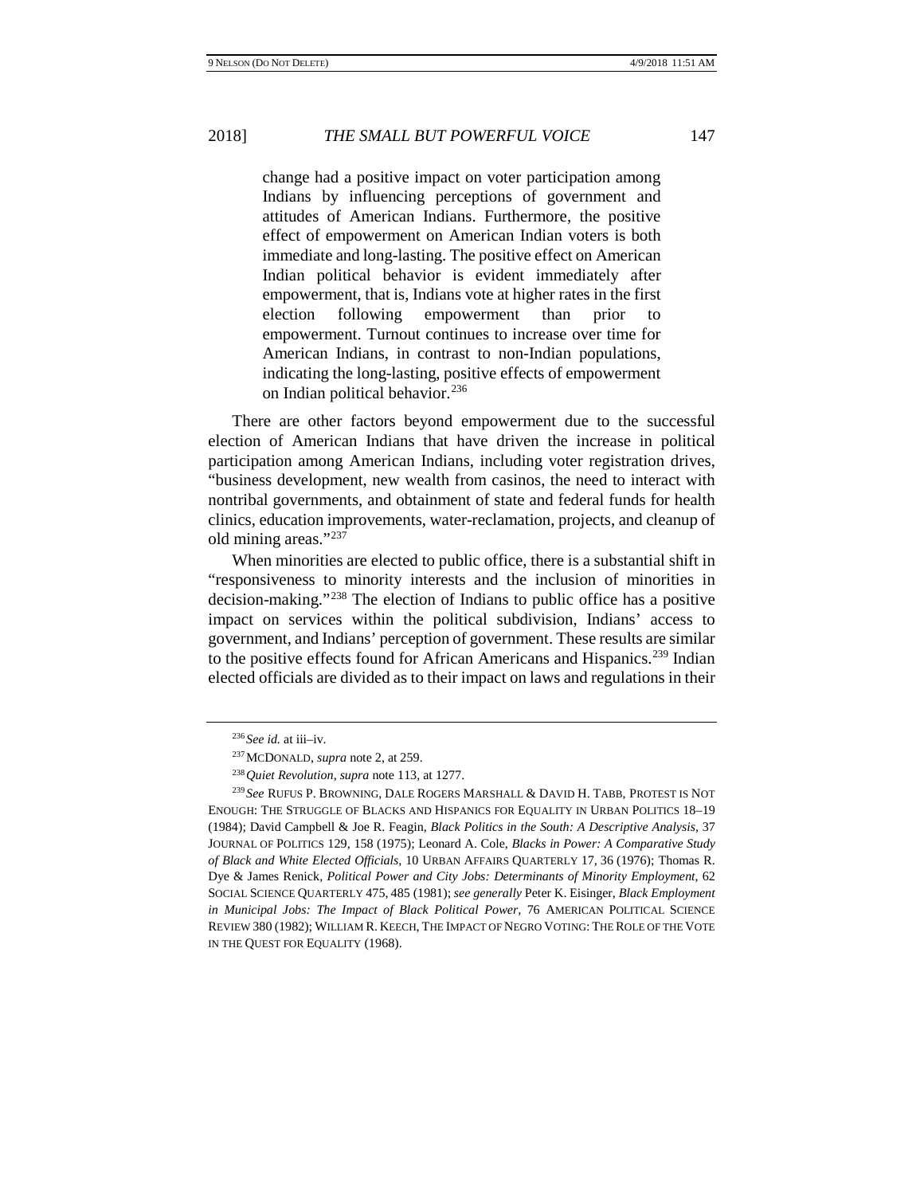> change had a positive impact on voter participation among Indians by influencing perceptions of government and attitudes of American Indians. Furthermore, the positive effect of empowerment on American Indian voters is both immediate and long-lasting. The positive effect on American Indian political behavior is evident immediately after empowerment, that is, Indians vote at higher rates in the first election following empowerment than prior to empowerment. Turnout continues to increase over time for American Indians, in contrast to non-Indian populations, indicating the long-lasting, positive effects of empowerment on Indian political behavior.[236]

There are other factors beyond empowerment due to the successful election of American Indians that have driven the increase in political participation among American Indians, including voter registration drives, "business development, new wealth from casinos, the need to interact with nontribal governments, and obtainment of state and federal funds for health clinics, education improvements, water-reclamation, projects, and cleanup of old mining areas."[237]

When minorities are elected to public office, there is a substantial shift in "responsiveness to minority interests and the inclusion of minorities in decision-making."[238] The election of Indians to public office has a positive impact on services within the political subdivision, Indians' access to government, and Indians' perception of government. These results are similar to the positive effects found for African Americans and Hispanics.[239] Indian elected officials are divided as to their impact on laws and regulations in their

---

[236] *See id.* at iii–iv.

[237] MCDONALD, *supra* note 2, at 259.

[238] *Quiet Revolution*, *supra* note 113, at 1277.

[239] *See* RUFUS P. BROWNING, DALE ROGERS MARSHALL & DAVID H. TABB, PROTEST IS NOT ENOUGH: THE STRUGGLE OF BLACKS AND HISPANICS FOR EQUALITY IN URBAN POLITICS 18–19 (1984); David Campbell & Joe R. Feagin, *Black Politics in the South: A Descriptive Analysis*, 37 JOURNAL OF POLITICS 129, 158 (1975); Leonard A. Cole, *Blacks in Power: A Comparative Study of Black and White Elected Officials*, 10 URBAN AFFAIRS QUARTERLY 17, 36 (1976); Thomas R. Dye & James Renick, *Political Power and City Jobs: Determinants of Minority Employment*, 62 SOCIAL SCIENCE QUARTERLY 475, 485 (1981); *see generally* Peter K. Eisinger, *Black Employment in Municipal Jobs: The Impact of Black Political Power*, 76 AMERICAN POLITICAL SCIENCE REVIEW 380 (1982); WILLIAM R. KEECH, THE IMPACT OF NEGRO VOTING: THE ROLE OF THE VOTE IN THE QUEST FOR EQUALITY (1968).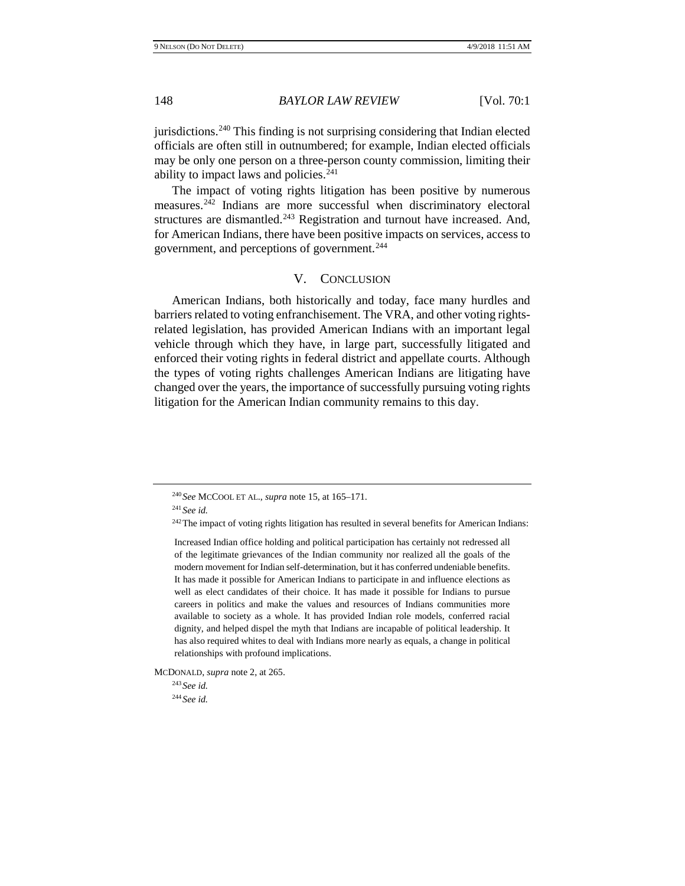jurisdictions.[240] This finding is not surprising considering that Indian elected officials are often still in outnumbered; for example, Indian elected officials may be only one person on a three-person county commission, limiting their ability to impact laws and policies.[241]

The impact of voting rights litigation has been positive by numerous measures.[242] Indians are more successful when discriminatory electoral structures are dismantled.[243] Registration and turnout have increased. And, for American Indians, there have been positive impacts on services, access to government, and perceptions of government.[244]

## V. CONCLUSION

American Indians, both historically and today, face many hurdles and barriers related to voting enfranchisement. The VRA, and other voting rights-related legislation, has provided American Indians with an important legal vehicle through which they have, in large part, successfully litigated and enforced their voting rights in federal district and appellate courts. Although the types of voting rights challenges American Indians are litigating have changed over the years, the importance of successfully pursuing voting rights litigation for the American Indian community remains to this day.

---

[240] *See* MCCOOL ET AL., *supra* note 15, at 165–171.

[241] *See id.*

[242] The impact of voting rights litigation has resulted in several benefits for American Indians:

> Increased Indian office holding and political participation has certainly not redressed all of the legitimate grievances of the Indian community nor realized all the goals of the modern movement for Indian self-determination, but it has conferred undeniable benefits. It has made it possible for American Indians to participate in and influence elections as well as elect candidates of their choice. It has made it possible for Indians to pursue careers in politics and make the values and resources of Indians communities more available to society as a whole. It has provided Indian role models, conferred racial dignity, and helped dispel the myth that Indians are incapable of political leadership. It has also required whites to deal with Indians more nearly as equals, a change in political relationships with profound implications.

MCDONALD, *supra* note 2, at 265.

[243] *See id.*

[244] *See id.*